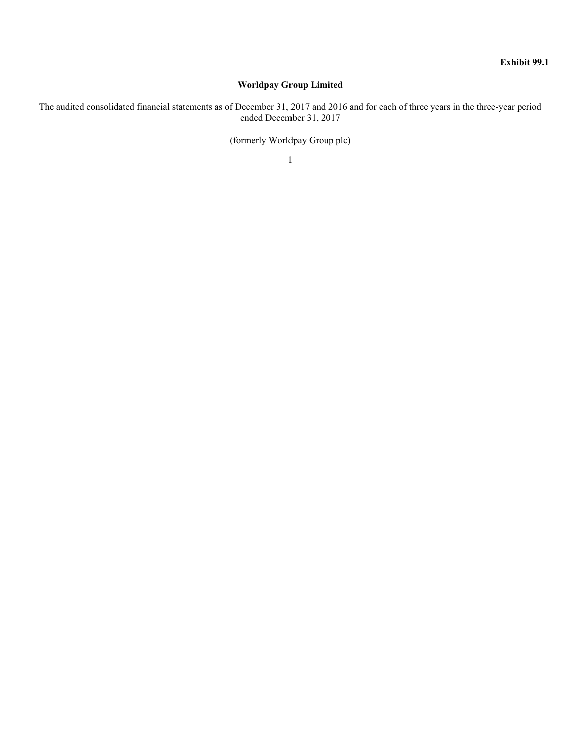**Exhibit 99.1**

# Worldpay Group Limited

The audited consolidated financial statements as of December 31, 2017 and 2016 and for each of three years in the three-year period ended December 31, 2017

(formerly Worldpay Group plc)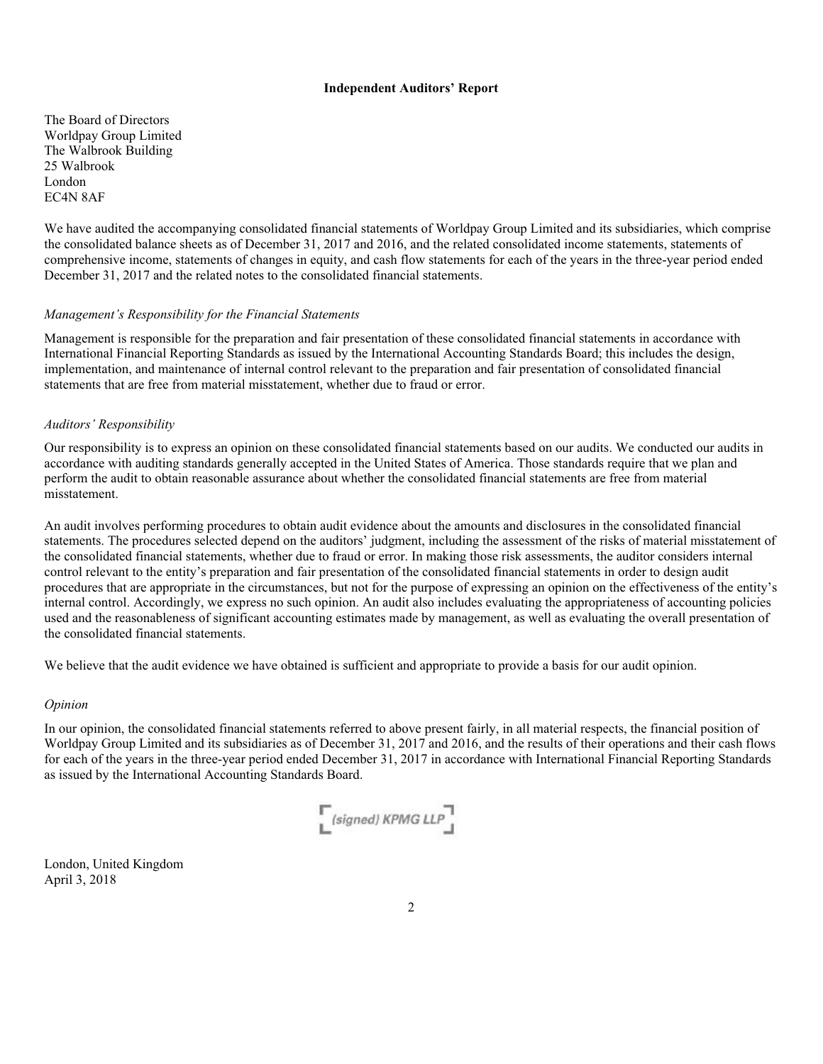**Independent Auditors' Report**

The Board of Directors
Worldpay Group Limited
The Walbrook Building
25 Walbrook
London
EC4N 8AF

We have audited the accompanying consolidated financial statements of Worldpay Group Limited and its subsidiaries, which comprise the consolidated balance sheets as of December 31, 2017 and 2016, and the related consolidated income statements, statements of comprehensive income, statements of changes in equity, and cash flow statements for each of the years in the three-year period ended December 31, 2017 and the related notes to the consolidated financial statements.

*Management's Responsibility for the Financial Statements*

Management is responsible for the preparation and fair presentation of these consolidated financial statements in accordance with International Financial Reporting Standards as issued by the International Accounting Standards Board; this includes the design, implementation, and maintenance of internal control relevant to the preparation and fair presentation of consolidated financial statements that are free from material misstatement, whether due to fraud or error.

*Auditors' Responsibility*

Our responsibility is to express an opinion on these consolidated financial statements based on our audits. We conducted our audits in accordance with auditing standards generally accepted in the United States of America. Those standards require that we plan and perform the audit to obtain reasonable assurance about whether the consolidated financial statements are free from material misstatement.

An audit involves performing procedures to obtain audit evidence about the amounts and disclosures in the consolidated financial statements. The procedures selected depend on the auditors' judgment, including the assessment of the risks of material misstatement of the consolidated financial statements, whether due to fraud or error. In making those risk assessments, the auditor considers internal control relevant to the entity's preparation and fair presentation of the consolidated financial statements in order to design audit procedures that are appropriate in the circumstances, but not for the purpose of expressing an opinion on the effectiveness of the entity's internal control. Accordingly, we express no such opinion. An audit also includes evaluating the appropriateness of accounting policies used and the reasonableness of significant accounting estimates made by management, as well as evaluating the overall presentation of the consolidated financial statements.

We believe that the audit evidence we have obtained is sufficient and appropriate to provide a basis for our audit opinion.

*Opinion*

In our opinion, the consolidated financial statements referred to above present fairly, in all material respects, the financial position of Worldpay Group Limited and its subsidiaries as of December 31, 2017 and 2016, and the results of their operations and their cash flows for each of the years in the three-year period ended December 31, 2017 in accordance with International Financial Reporting Standards as issued by the International Accounting Standards Board.

(signed) KPMG LLP

London, United Kingdom
April 3, 2018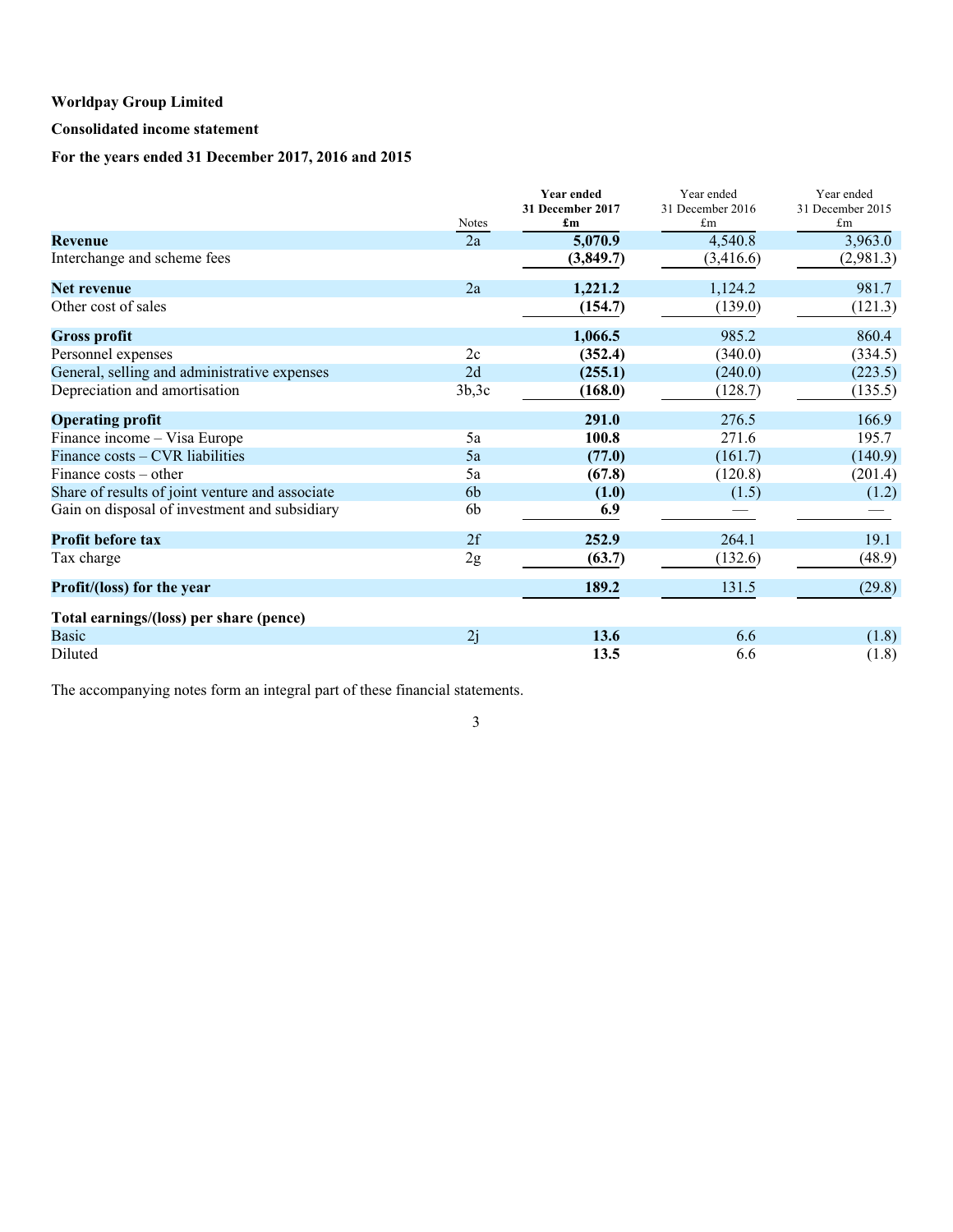**Worldpay Group Limited**

**Consolidated income statement**

**For the years ended 31 December 2017, 2016 and 2015**

| | Notes | **Year ended 31 December 2017 £m** | Year ended 31 December 2016 £m | Year ended 31 December 2015 £m |
|---|---|---|---|---|
| **Revenue** | 2a | **5,070.9** | 4,540.8 | 3,963.0 |
| Interchange and scheme fees | | **(3,849.7)** | (3,416.6) | (2,981.3) |
| **Net revenue** | 2a | **1,221.2** | 1,124.2 | 981.7 |
| Other cost of sales | | **(154.7)** | (139.0) | (121.3) |
| **Gross profit** | | **1,066.5** | 985.2 | 860.4 |
| Personnel expenses | 2c | **(352.4)** | (340.0) | (334.5) |
| General, selling and administrative expenses | 2d | **(255.1)** | (240.0) | (223.5) |
| Depreciation and amortisation | 3b,3c | **(168.0)** | (128.7) | (135.5) |
| **Operating profit** | | **291.0** | 276.5 | 166.9 |
| Finance income – Visa Europe | 5a | **100.8** | 271.6 | 195.7 |
| Finance costs – CVR liabilities | 5a | **(77.0)** | (161.7) | (140.9) |
| Finance costs – other | 5a | **(67.8)** | (120.8) | (201.4) |
| Share of results of joint venture and associate | 6b | **(1.0)** | (1.5) | (1.2) |
| Gain on disposal of investment and subsidiary | 6b | **6.9** | — | — |
| **Profit before tax** | 2f | **252.9** | 264.1 | 19.1 |
| Tax charge | 2g | **(63.7)** | (132.6) | (48.9) |
| **Profit/(loss) for the year** | | **189.2** | 131.5 | (29.8) |
| **Total earnings/(loss) per share (pence)** | | | | |
| Basic | 2j | **13.6** | 6.6 | (1.8) |
| Diluted | | **13.5** | 6.6 | (1.8) |

The accompanying notes form an integral part of these financial statements.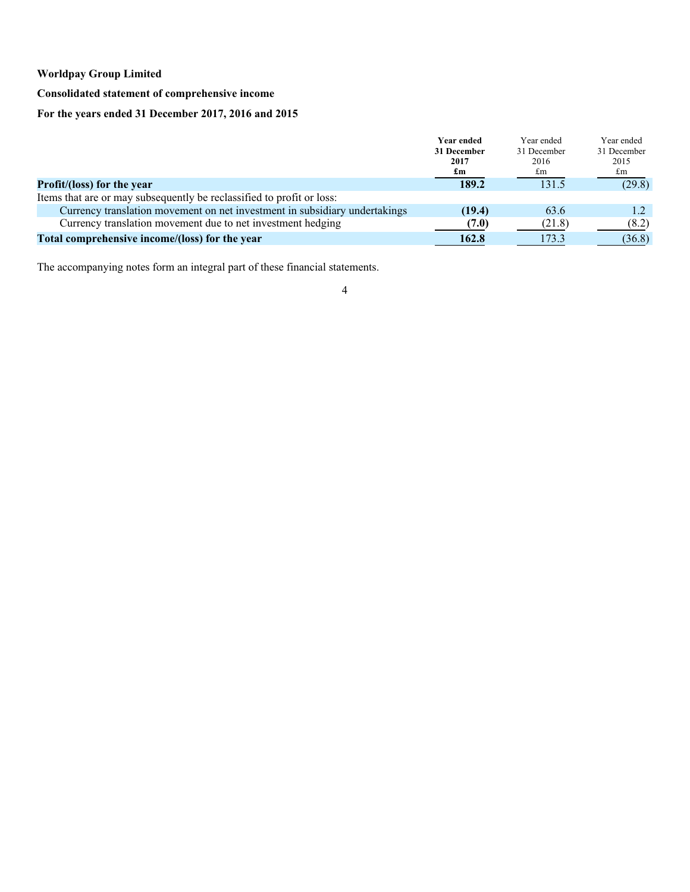**Worldpay Group Limited**

**Consolidated statement of comprehensive income**

**For the years ended 31 December 2017, 2016 and 2015**

| | **Year ended 31 December 2017 £m** | Year ended 31 December 2016 £m | Year ended 31 December 2015 £m |
|---|---|---|---|
| **Profit/(loss) for the year** | **189.2** | 131.5 | (29.8) |
| Items that are or may subsequently be reclassified to profit or loss: | | | |
| Currency translation movement on net investment in subsidiary undertakings | **(19.4)** | 63.6 | 1.2 |
| Currency translation movement due to net investment hedging | **(7.0)** | (21.8) | (8.2) |
| **Total comprehensive income/(loss) for the year** | **162.8** | 173.3 | (36.8) |

The accompanying notes form an integral part of these financial statements.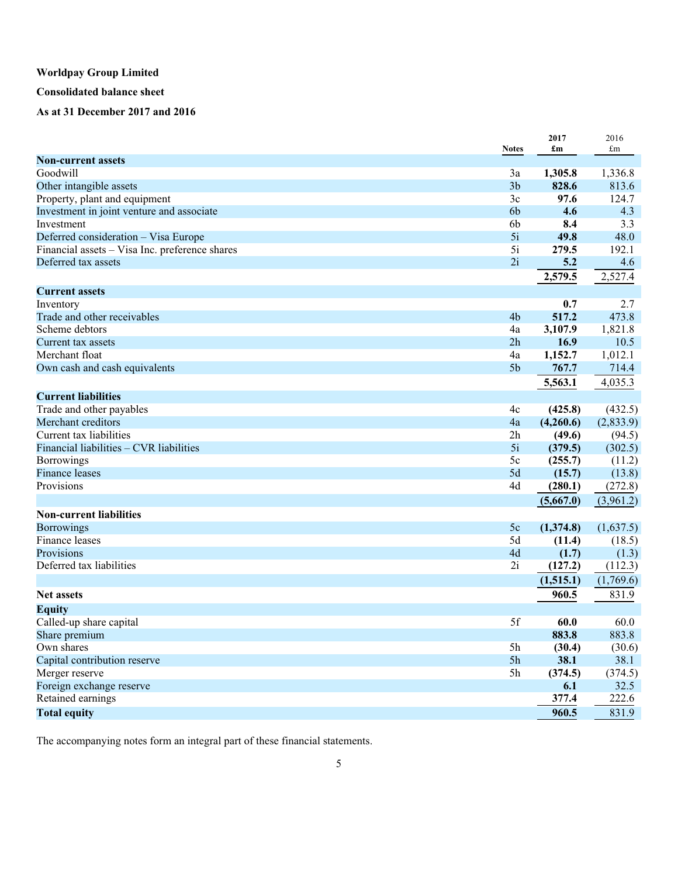**Worldpay Group Limited**

**Consolidated balance sheet**

**As at 31 December 2017 and 2016**

| | Notes | 2017 £m | 2016 £m |
|---|---|---|---|
| **Non-current assets** | | | |
| Goodwill | 3a | **1,305.8** | 1,336.8 |
| Other intangible assets | 3b | **828.6** | 813.6 |
| Property, plant and equipment | 3c | **97.6** | 124.7 |
| Investment in joint venture and associate | 6b | **4.6** | 4.3 |
| Investment | 6b | **8.4** | 3.3 |
| Deferred consideration – Visa Europe | 5i | **49.8** | 48.0 |
| Financial assets – Visa Inc. preference shares | 5i | **279.5** | 192.1 |
| Deferred tax assets | 2i | **5.2** | 4.6 |
| | | **2,579.5** | 2,527.4 |
| **Current assets** | | | |
| Inventory | | **0.7** | 2.7 |
| Trade and other receivables | 4b | **517.2** | 473.8 |
| Scheme debtors | 4a | **3,107.9** | 1,821.8 |
| Current tax assets | 2h | **16.9** | 10.5 |
| Merchant float | 4a | **1,152.7** | 1,012.1 |
| Own cash and cash equivalents | 5b | **767.7** | 714.4 |
| | | **5,563.1** | 4,035.3 |
| **Current liabilities** | | | |
| Trade and other payables | 4c | **(425.8)** | (432.5) |
| Merchant creditors | 4a | **(4,260.6)** | (2,833.9) |
| Current tax liabilities | 2h | **(49.6)** | (94.5) |
| Financial liabilities – CVR liabilities | 5i | **(379.5)** | (302.5) |
| Borrowings | 5c | **(255.7)** | (11.2) |
| Finance leases | 5d | **(15.7)** | (13.8) |
| Provisions | 4d | **(280.1)** | (272.8) |
| | | **(5,667.0)** | (3,961.2) |
| **Non-current liabilities** | | | |
| Borrowings | 5c | **(1,374.8)** | (1,637.5) |
| Finance leases | 5d | **(11.4)** | (18.5) |
| Provisions | 4d | **(1.7)** | (1.3) |
| Deferred tax liabilities | 2i | **(127.2)** | (112.3) |
| | | **(1,515.1)** | (1,769.6) |
| **Net assets** | | **960.5** | 831.9 |
| **Equity** | | | |
| Called-up share capital | 5f | **60.0** | 60.0 |
| Share premium | | **883.8** | 883.8 |
| Own shares | 5h | **(30.4)** | (30.6) |
| Capital contribution reserve | 5h | **38.1** | 38.1 |
| Merger reserve | 5h | **(374.5)** | (374.5) |
| Foreign exchange reserve | | **6.1** | 32.5 |
| Retained earnings | | **377.4** | 222.6 |
| **Total equity** | | **960.5** | 831.9 |

The accompanying notes form an integral part of these financial statements.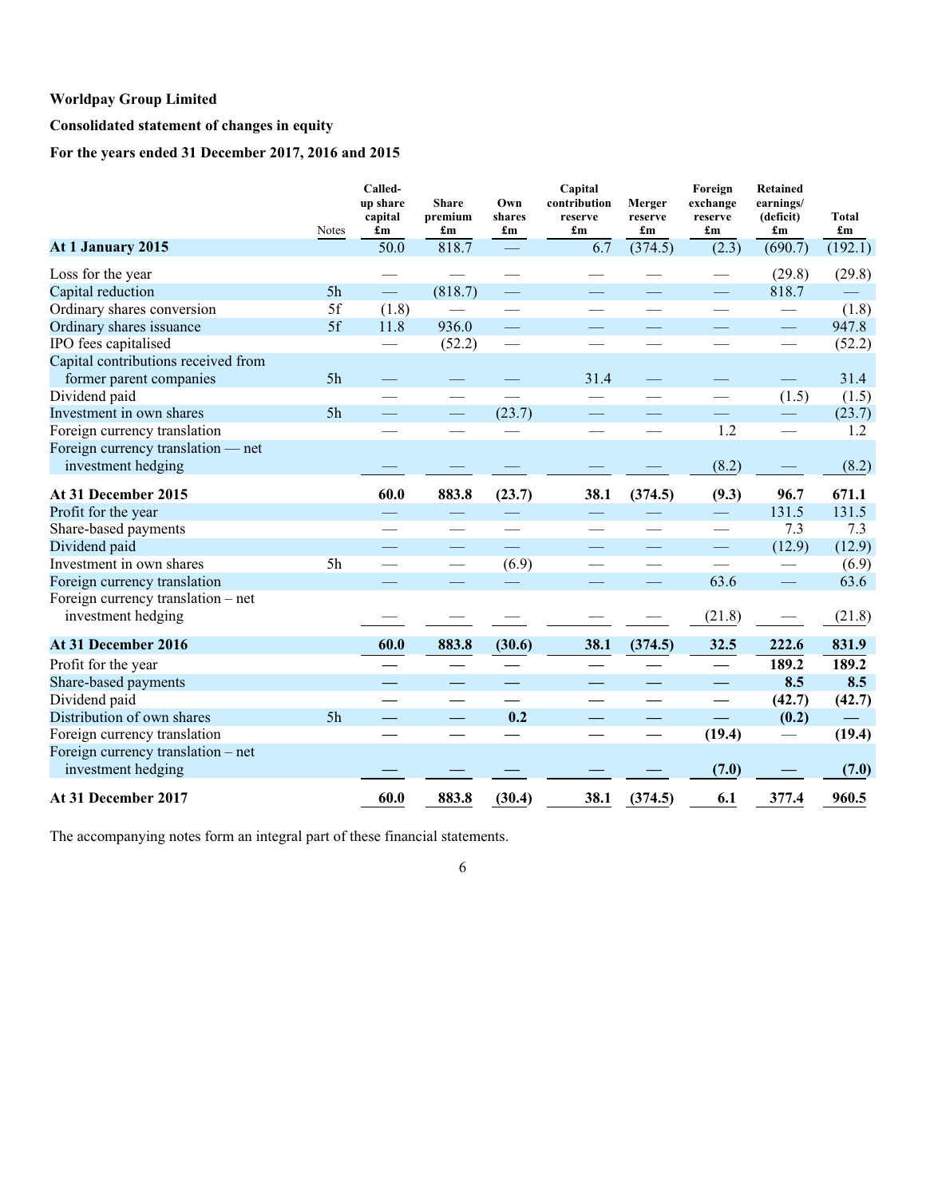**Worldpay Group Limited**

**Consolidated statement of changes in equity**

**For the years ended 31 December 2017, 2016 and 2015**

| | Notes | Called-up share capital £m | Share premium £m | Own shares £m | Capital contribution reserve £m | Merger reserve £m | Foreign exchange reserve £m | Retained earnings/ (deficit) £m | Total £m |
|---|---|---|---|---|---|---|---|---|---|
| **At 1 January 2015** | | 50.0 | 818.7 | — | 6.7 | (374.5) | (2.3) | (690.7) | (192.1) |
| Loss for the year | | — | — | — | — | — | — | (29.8) | (29.8) |
| Capital reduction | 5h | — | (818.7) | — | — | — | — | 818.7 | — |
| Ordinary shares conversion | 5f | (1.8) | — | — | — | — | — | — | (1.8) |
| Ordinary shares issuance | 5f | 11.8 | 936.0 | — | — | — | — | — | 947.8 |
| IPO fees capitalised | | — | (52.2) | — | — | — | — | — | (52.2) |
| Capital contributions received from former parent companies | 5h | — | — | — | 31.4 | — | — | — | 31.4 |
| Dividend paid | | — | — | — | — | — | — | (1.5) | (1.5) |
| Investment in own shares | 5h | — | — | (23.7) | — | — | — | — | (23.7) |
| Foreign currency translation | | — | — | — | — | — | 1.2 | — | 1.2 |
| Foreign currency translation — net investment hedging | | — | — | — | — | — | (8.2) | — | (8.2) |
| **At 31 December 2015** | | **60.0** | **883.8** | **(23.7)** | **38.1** | **(374.5)** | **(9.3)** | **96.7** | **671.1** |
| Profit for the year | | — | — | — | — | — | — | 131.5 | 131.5 |
| Share-based payments | | — | — | — | — | — | — | 7.3 | 7.3 |
| Dividend paid | | — | — | — | — | — | — | (12.9) | (12.9) |
| Investment in own shares | 5h | — | — | (6.9) | — | — | — | — | (6.9) |
| Foreign currency translation | | — | — | — | — | — | 63.6 | — | 63.6 |
| Foreign currency translation – net investment hedging | | — | — | — | — | — | (21.8) | — | (21.8) |
| **At 31 December 2016** | | **60.0** | **883.8** | **(30.6)** | **38.1** | **(374.5)** | **32.5** | **222.6** | **831.9** |
| Profit for the year | | — | — | — | — | — | — | **189.2** | **189.2** |
| Share-based payments | | — | — | — | — | — | — | **8.5** | **8.5** |
| Dividend paid | | — | — | — | — | — | — | **(42.7)** | **(42.7)** |
| Distribution of own shares | 5h | — | — | **0.2** | — | — | — | **(0.2)** | — |
| Foreign currency translation | | — | — | — | — | — | **(19.4)** | — | **(19.4)** |
| Foreign currency translation – net investment hedging | | — | — | — | — | — | **(7.0)** | — | **(7.0)** |
| **At 31 December 2017** | | **60.0** | **883.8** | **(30.4)** | **38.1** | **(374.5)** | **6.1** | **377.4** | **960.5** |

The accompanying notes form an integral part of these financial statements.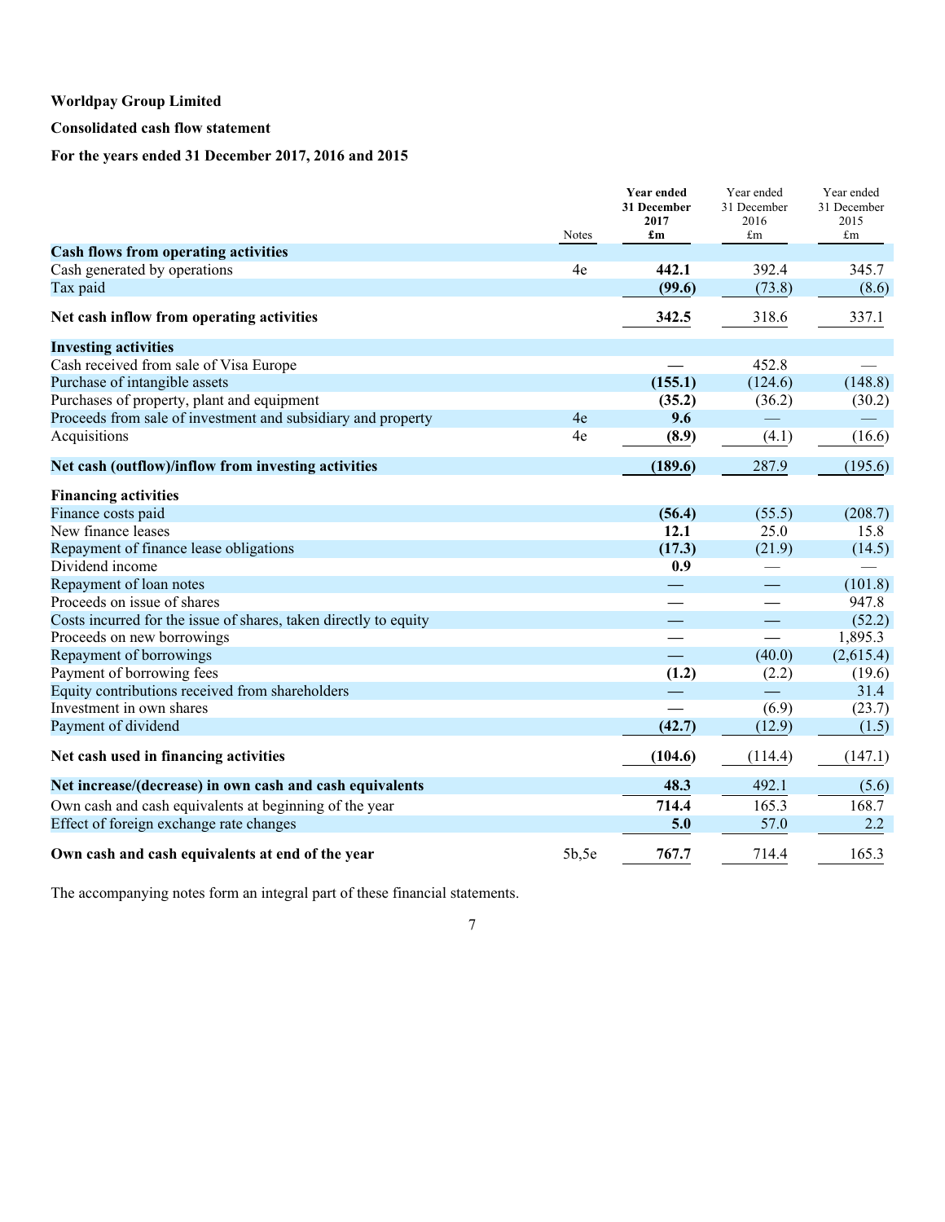**Worldpay Group Limited**

**Consolidated cash flow statement**

**For the years ended 31 December 2017, 2016 and 2015**

| | Notes | **Year ended 31 December 2017 £m** | Year ended 31 December 2016 £m | Year ended 31 December 2015 £m |
|---|---|---|---|---|
| **Cash flows from operating activities** | | | | |
| Cash generated by operations | 4e | **442.1** | 392.4 | 345.7 |
| Tax paid | | **(99.6)** | (73.8) | (8.6) |
| **Net cash inflow from operating activities** | | **342.5** | 318.6 | 337.1 |
| **Investing activities** | | | | |
| Cash received from sale of Visa Europe | | **—** | 452.8 | — |
| Purchase of intangible assets | | **(155.1)** | (124.6) | (148.8) |
| Purchases of property, plant and equipment | | **(35.2)** | (36.2) | (30.2) |
| Proceeds from sale of investment and subsidiary and property | 4e | **9.6** | — | — |
| Acquisitions | 4e | **(8.9)** | (4.1) | (16.6) |
| **Net cash (outflow)/inflow from investing activities** | | **(189.6)** | 287.9 | (195.6) |
| **Financing activities** | | | | |
| Finance costs paid | | **(56.4)** | (55.5) | (208.7) |
| New finance leases | | **12.1** | 25.0 | 15.8 |
| Repayment of finance lease obligations | | **(17.3)** | (21.9) | (14.5) |
| Dividend income | | **0.9** | — | — |
| Repayment of loan notes | | **—** | — | (101.8) |
| Proceeds on issue of shares | | **—** | — | 947.8 |
| Costs incurred for the issue of shares, taken directly to equity | | **—** | — | (52.2) |
| Proceeds on new borrowings | | **—** | — | 1,895.3 |
| Repayment of borrowings | | **—** | (40.0) | (2,615.4) |
| Payment of borrowing fees | | **(1.2)** | (2.2) | (19.6) |
| Equity contributions received from shareholders | | **—** | — | 31.4 |
| Investment in own shares | | **—** | (6.9) | (23.7) |
| Payment of dividend | | **(42.7)** | (12.9) | (1.5) |
| **Net cash used in financing activities** | | **(104.6)** | (114.4) | (147.1) |
| **Net increase/(decrease) in own cash and cash equivalents** | | **48.3** | 492.1 | (5.6) |
| Own cash and cash equivalents at beginning of the year | | **714.4** | 165.3 | 168.7 |
| Effect of foreign exchange rate changes | | **5.0** | 57.0 | 2.2 |
| **Own cash and cash equivalents at end of the year** | 5b,5e | **767.7** | 714.4 | 165.3 |

The accompanying notes form an integral part of these financial statements.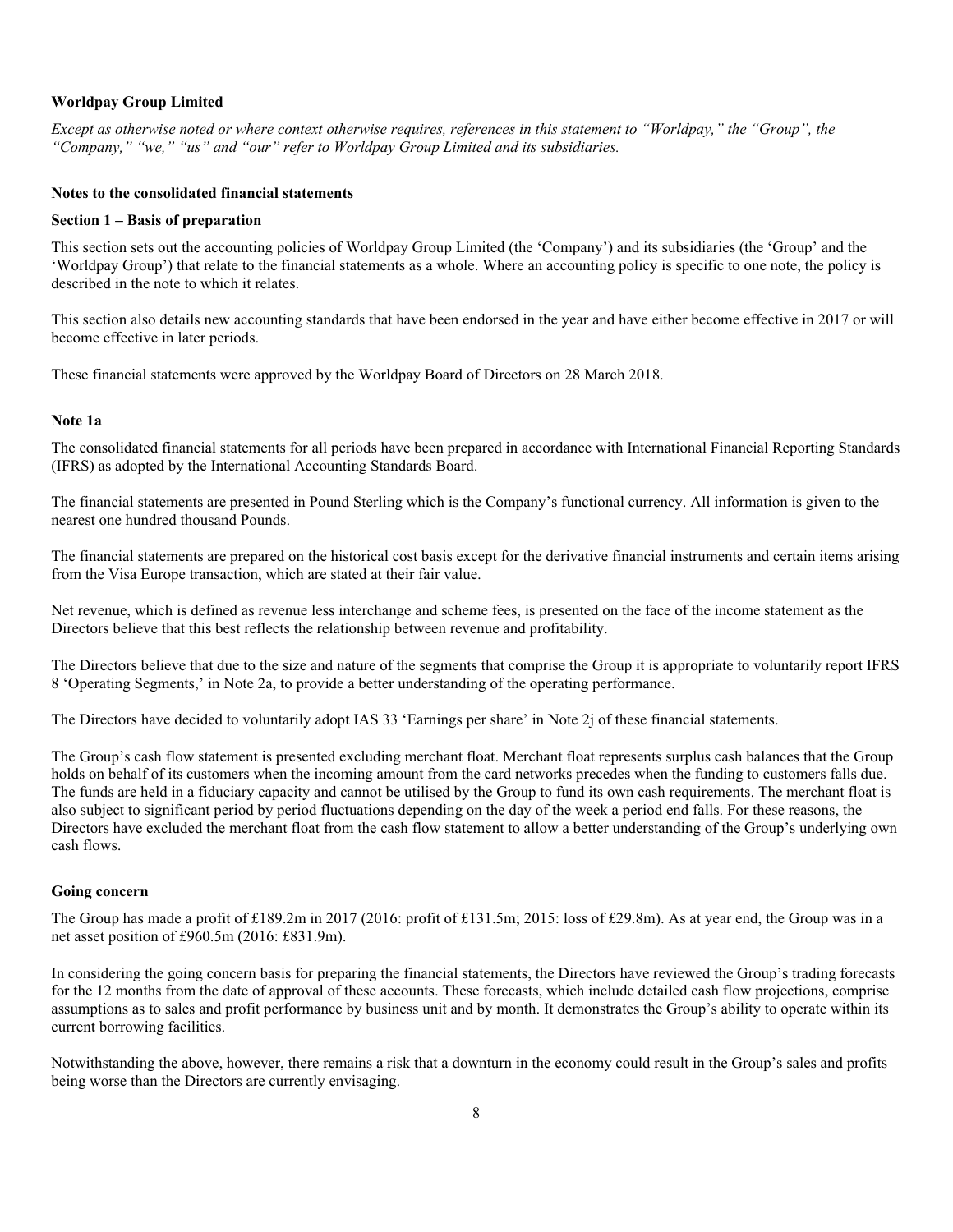**Worldpay Group Limited**

*Except as otherwise noted or where context otherwise requires, references in this statement to "Worldpay," the "Group", the "Company," "we," "us" and "our" refer to Worldpay Group Limited and its subsidiaries.*

**Notes to the consolidated financial statements**

**Section 1 – Basis of preparation**

This section sets out the accounting policies of Worldpay Group Limited (the 'Company') and its subsidiaries (the 'Group' and the 'Worldpay Group') that relate to the financial statements as a whole. Where an accounting policy is specific to one note, the policy is described in the note to which it relates.

This section also details new accounting standards that have been endorsed in the year and have either become effective in 2017 or will become effective in later periods.

These financial statements were approved by the Worldpay Board of Directors on 28 March 2018.

**Note 1a**

The consolidated financial statements for all periods have been prepared in accordance with International Financial Reporting Standards (IFRS) as adopted by the International Accounting Standards Board.

The financial statements are presented in Pound Sterling which is the Company's functional currency. All information is given to the nearest one hundred thousand Pounds.

The financial statements are prepared on the historical cost basis except for the derivative financial instruments and certain items arising from the Visa Europe transaction, which are stated at their fair value.

Net revenue, which is defined as revenue less interchange and scheme fees, is presented on the face of the income statement as the Directors believe that this best reflects the relationship between revenue and profitability.

The Directors believe that due to the size and nature of the segments that comprise the Group it is appropriate to voluntarily report IFRS 8 'Operating Segments,' in Note 2a, to provide a better understanding of the operating performance.

The Directors have decided to voluntarily adopt IAS 33 'Earnings per share' in Note 2j of these financial statements.

The Group's cash flow statement is presented excluding merchant float. Merchant float represents surplus cash balances that the Group holds on behalf of its customers when the incoming amount from the card networks precedes when the funding to customers falls due. The funds are held in a fiduciary capacity and cannot be utilised by the Group to fund its own cash requirements. The merchant float is also subject to significant period by period fluctuations depending on the day of the week a period end falls. For these reasons, the Directors have excluded the merchant float from the cash flow statement to allow a better understanding of the Group's underlying own cash flows.

**Going concern**

The Group has made a profit of £189.2m in 2017 (2016: profit of £131.5m; 2015: loss of £29.8m). As at year end, the Group was in a net asset position of £960.5m (2016: £831.9m).

In considering the going concern basis for preparing the financial statements, the Directors have reviewed the Group's trading forecasts for the 12 months from the date of approval of these accounts. These forecasts, which include detailed cash flow projections, comprise assumptions as to sales and profit performance by business unit and by month. It demonstrates the Group's ability to operate within its current borrowing facilities.

Notwithstanding the above, however, there remains a risk that a downturn in the economy could result in the Group's sales and profits being worse than the Directors are currently envisaging.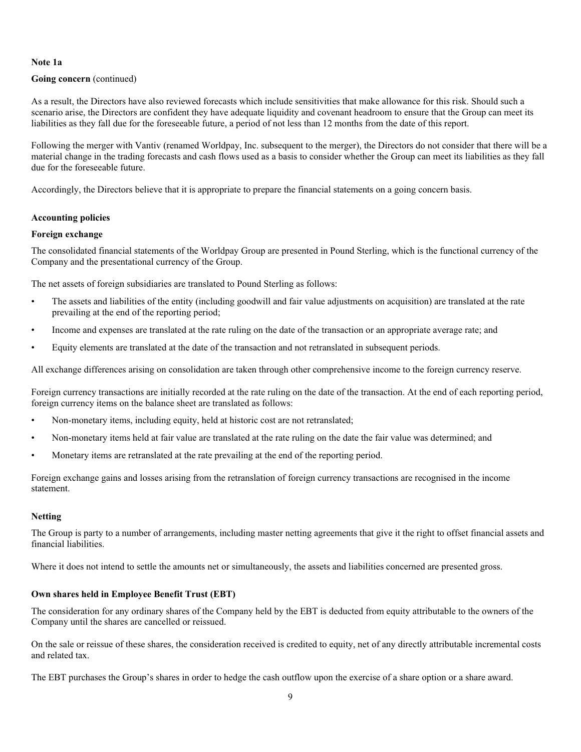**Note 1a**

**Going concern** (continued)

As a result, the Directors have also reviewed forecasts which include sensitivities that make allowance for this risk. Should such a scenario arise, the Directors are confident they have adequate liquidity and covenant headroom to ensure that the Group can meet its liabilities as they fall due for the foreseeable future, a period of not less than 12 months from the date of this report.

Following the merger with Vantiv (renamed Worldpay, Inc. subsequent to the merger), the Directors do not consider that there will be a material change in the trading forecasts and cash flows used as a basis to consider whether the Group can meet its liabilities as they fall due for the foreseeable future.

Accordingly, the Directors believe that it is appropriate to prepare the financial statements on a going concern basis.

**Accounting policies**

**Foreign exchange**

The consolidated financial statements of the Worldpay Group are presented in Pound Sterling, which is the functional currency of the Company and the presentational currency of the Group.

The net assets of foreign subsidiaries are translated to Pound Sterling as follows:

- The assets and liabilities of the entity (including goodwill and fair value adjustments on acquisition) are translated at the rate prevailing at the end of the reporting period;
- Income and expenses are translated at the rate ruling on the date of the transaction or an appropriate average rate; and
- Equity elements are translated at the date of the transaction and not retranslated in subsequent periods.

All exchange differences arising on consolidation are taken through other comprehensive income to the foreign currency reserve.

Foreign currency transactions are initially recorded at the rate ruling on the date of the transaction. At the end of each reporting period, foreign currency items on the balance sheet are translated as follows:

- Non-monetary items, including equity, held at historic cost are not retranslated;
- Non-monetary items held at fair value are translated at the rate ruling on the date the fair value was determined; and
- Monetary items are retranslated at the rate prevailing at the end of the reporting period.

Foreign exchange gains and losses arising from the retranslation of foreign currency transactions are recognised in the income statement.

**Netting**

The Group is party to a number of arrangements, including master netting agreements that give it the right to offset financial assets and financial liabilities.

Where it does not intend to settle the amounts net or simultaneously, the assets and liabilities concerned are presented gross.

**Own shares held in Employee Benefit Trust (EBT)**

The consideration for any ordinary shares of the Company held by the EBT is deducted from equity attributable to the owners of the Company until the shares are cancelled or reissued.

On the sale or reissue of these shares, the consideration received is credited to equity, net of any directly attributable incremental costs and related tax.

The EBT purchases the Group's shares in order to hedge the cash outflow upon the exercise of a share option or a share award.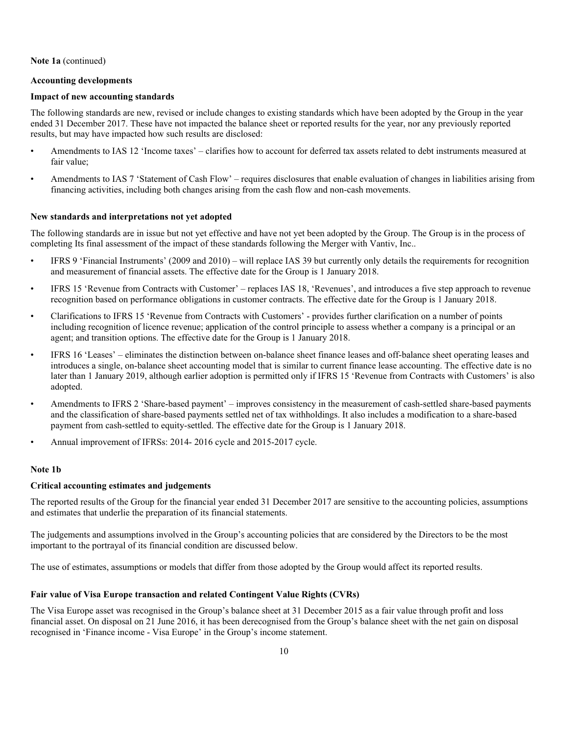**Note 1a** (continued)

**Accounting developments**

**Impact of new accounting standards**

The following standards are new, revised or include changes to existing standards which have been adopted by the Group in the year ended 31 December 2017. These have not impacted the balance sheet or reported results for the year, nor any previously reported results, but may have impacted how such results are disclosed:

- Amendments to IAS 12 'Income taxes' – clarifies how to account for deferred tax assets related to debt instruments measured at fair value;
- Amendments to IAS 7 'Statement of Cash Flow' – requires disclosures that enable evaluation of changes in liabilities arising from financing activities, including both changes arising from the cash flow and non-cash movements.

**New standards and interpretations not yet adopted**

The following standards are in issue but not yet effective and have not yet been adopted by the Group. The Group is in the process of completing Its final assessment of the impact of these standards following the Merger with Vantiv, Inc..

- IFRS 9 'Financial Instruments' (2009 and 2010) – will replace IAS 39 but currently only details the requirements for recognition and measurement of financial assets. The effective date for the Group is 1 January 2018.
- IFRS 15 'Revenue from Contracts with Customer' – replaces IAS 18, 'Revenues', and introduces a five step approach to revenue recognition based on performance obligations in customer contracts. The effective date for the Group is 1 January 2018.
- Clarifications to IFRS 15 'Revenue from Contracts with Customers' - provides further clarification on a number of points including recognition of licence revenue; application of the control principle to assess whether a company is a principal or an agent; and transition options. The effective date for the Group is 1 January 2018.
- IFRS 16 'Leases' – eliminates the distinction between on-balance sheet finance leases and off-balance sheet operating leases and introduces a single, on-balance sheet accounting model that is similar to current finance lease accounting. The effective date is no later than 1 January 2019, although earlier adoption is permitted only if IFRS 15 'Revenue from Contracts with Customers' is also adopted.
- Amendments to IFRS 2 'Share-based payment' – improves consistency in the measurement of cash-settled share-based payments and the classification of share-based payments settled net of tax withholdings. It also includes a modification to a share-based payment from cash-settled to equity-settled. The effective date for the Group is 1 January 2018.
- Annual improvement of IFRSs: 2014- 2016 cycle and 2015-2017 cycle.

**Note 1b**

**Critical accounting estimates and judgements**

The reported results of the Group for the financial year ended 31 December 2017 are sensitive to the accounting policies, assumptions and estimates that underlie the preparation of its financial statements.

The judgements and assumptions involved in the Group's accounting policies that are considered by the Directors to be the most important to the portrayal of its financial condition are discussed below.

The use of estimates, assumptions or models that differ from those adopted by the Group would affect its reported results.

**Fair value of Visa Europe transaction and related Contingent Value Rights (CVRs)**

The Visa Europe asset was recognised in the Group's balance sheet at 31 December 2015 as a fair value through profit and loss financial asset. On disposal on 21 June 2016, it has been derecognised from the Group's balance sheet with the net gain on disposal recognised in 'Finance income - Visa Europe' in the Group's income statement.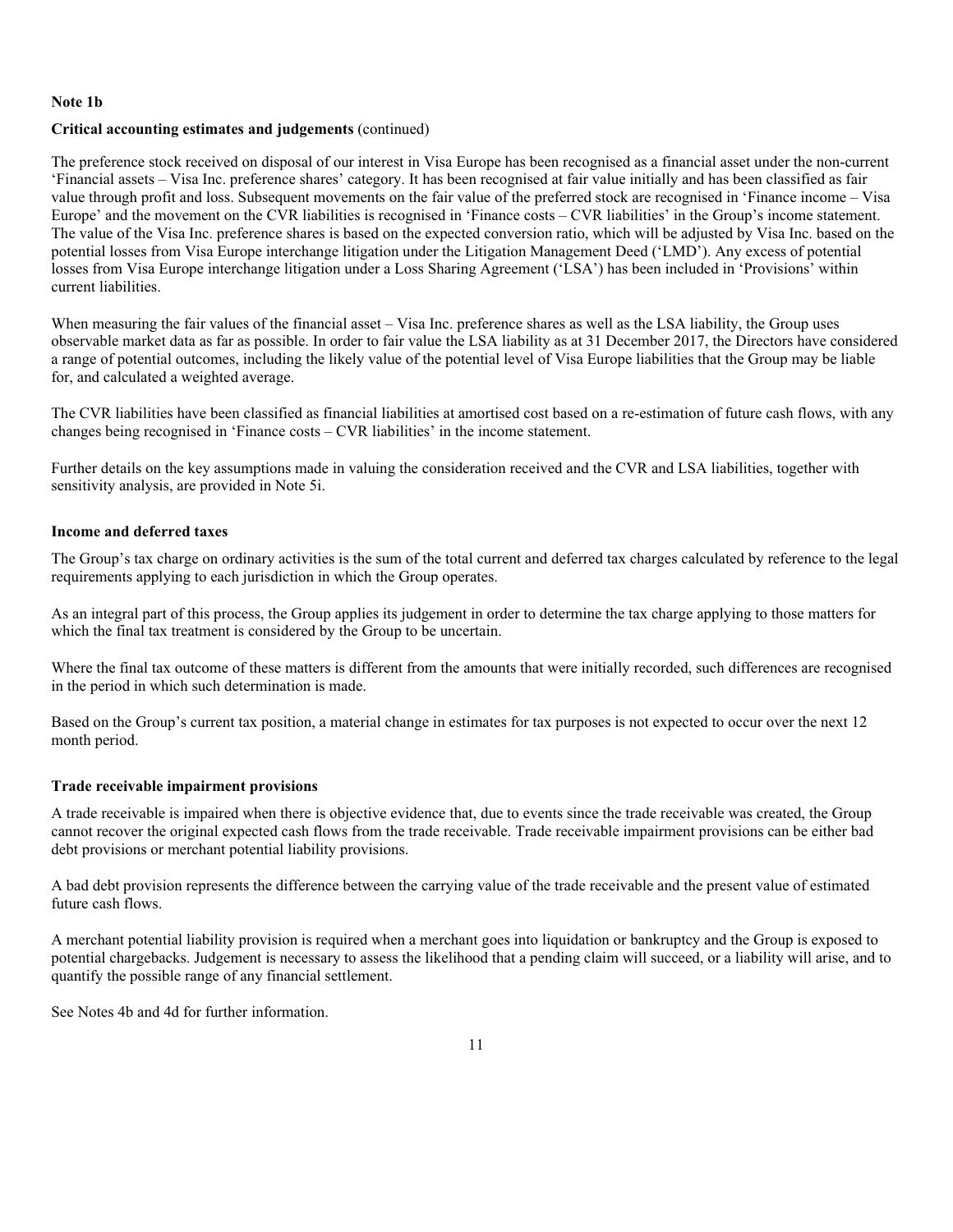**Note 1b**

**Critical accounting estimates and judgements** (continued)

The preference stock received on disposal of our interest in Visa Europe has been recognised as a financial asset under the non-current 'Financial assets – Visa Inc. preference shares' category. It has been recognised at fair value initially and has been classified as fair value through profit and loss. Subsequent movements on the fair value of the preferred stock are recognised in 'Finance income – Visa Europe' and the movement on the CVR liabilities is recognised in 'Finance costs – CVR liabilities' in the Group's income statement. The value of the Visa Inc. preference shares is based on the expected conversion ratio, which will be adjusted by Visa Inc. based on the potential losses from Visa Europe interchange litigation under the Litigation Management Deed ('LMD'). Any excess of potential losses from Visa Europe interchange litigation under a Loss Sharing Agreement ('LSA') has been included in 'Provisions' within current liabilities.

When measuring the fair values of the financial asset – Visa Inc. preference shares as well as the LSA liability, the Group uses observable market data as far as possible. In order to fair value the LSA liability as at 31 December 2017, the Directors have considered a range of potential outcomes, including the likely value of the potential level of Visa Europe liabilities that the Group may be liable for, and calculated a weighted average.

The CVR liabilities have been classified as financial liabilities at amortised cost based on a re-estimation of future cash flows, with any changes being recognised in 'Finance costs – CVR liabilities' in the income statement.

Further details on the key assumptions made in valuing the consideration received and the CVR and LSA liabilities, together with sensitivity analysis, are provided in Note 5i.

**Income and deferred taxes**

The Group's tax charge on ordinary activities is the sum of the total current and deferred tax charges calculated by reference to the legal requirements applying to each jurisdiction in which the Group operates.

As an integral part of this process, the Group applies its judgement in order to determine the tax charge applying to those matters for which the final tax treatment is considered by the Group to be uncertain.

Where the final tax outcome of these matters is different from the amounts that were initially recorded, such differences are recognised in the period in which such determination is made.

Based on the Group's current tax position, a material change in estimates for tax purposes is not expected to occur over the next 12 month period.

**Trade receivable impairment provisions**

A trade receivable is impaired when there is objective evidence that, due to events since the trade receivable was created, the Group cannot recover the original expected cash flows from the trade receivable. Trade receivable impairment provisions can be either bad debt provisions or merchant potential liability provisions.

A bad debt provision represents the difference between the carrying value of the trade receivable and the present value of estimated future cash flows.

A merchant potential liability provision is required when a merchant goes into liquidation or bankruptcy and the Group is exposed to potential chargebacks. Judgement is necessary to assess the likelihood that a pending claim will succeed, or a liability will arise, and to quantify the possible range of any financial settlement.

See Notes 4b and 4d for further information.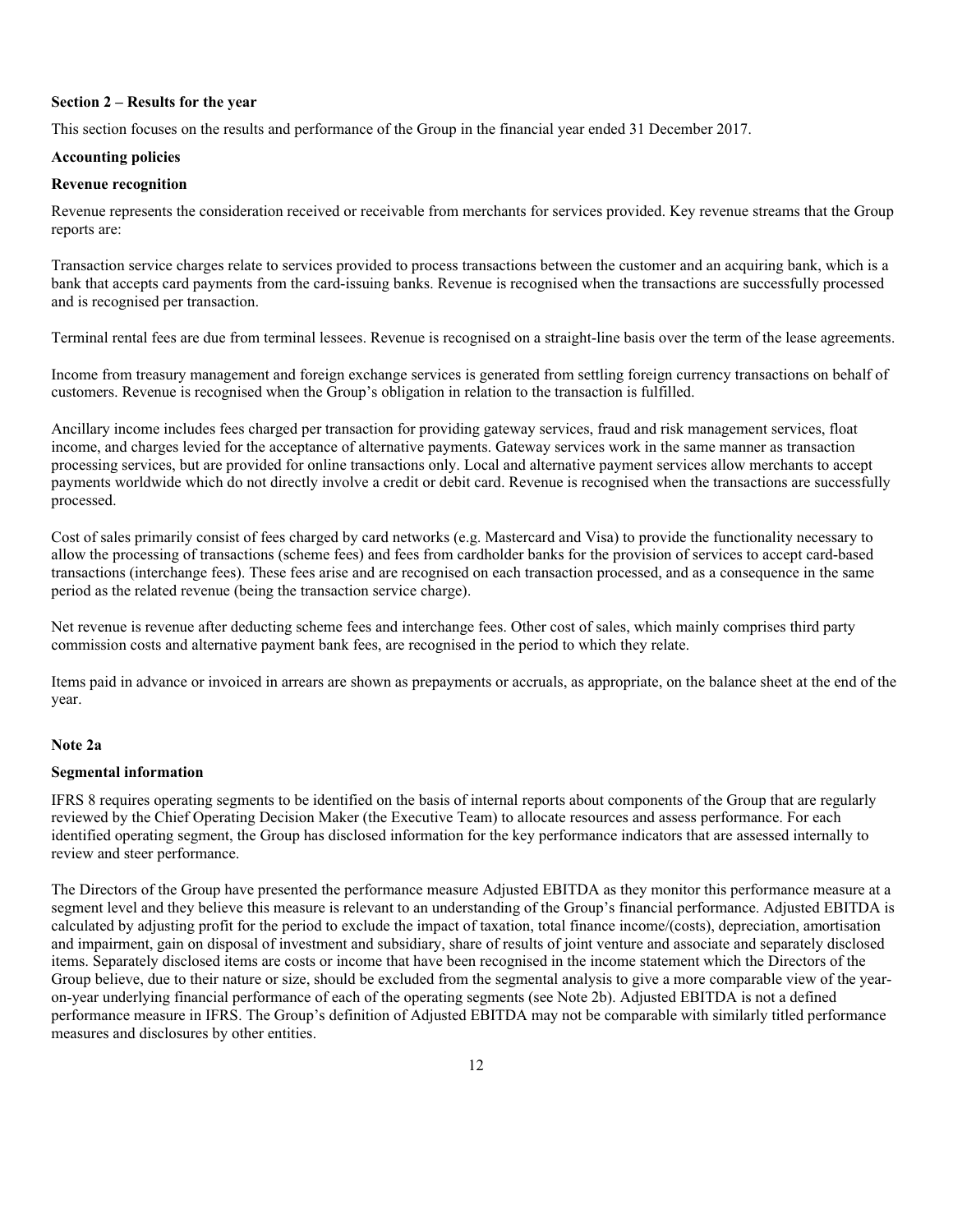## Section 2 – Results for the year

This section focuses on the results and performance of the Group in the financial year ended 31 December 2017.

### Accounting policies

### Revenue recognition

Revenue represents the consideration received or receivable from merchants for services provided. Key revenue streams that the Group reports are:

Transaction service charges relate to services provided to process transactions between the customer and an acquiring bank, which is a bank that accepts card payments from the card-issuing banks. Revenue is recognised when the transactions are successfully processed and is recognised per transaction.

Terminal rental fees are due from terminal lessees. Revenue is recognised on a straight-line basis over the term of the lease agreements.

Income from treasury management and foreign exchange services is generated from settling foreign currency transactions on behalf of customers. Revenue is recognised when the Group's obligation in relation to the transaction is fulfilled.

Ancillary income includes fees charged per transaction for providing gateway services, fraud and risk management services, float income, and charges levied for the acceptance of alternative payments. Gateway services work in the same manner as transaction processing services, but are provided for online transactions only. Local and alternative payment services allow merchants to accept payments worldwide which do not directly involve a credit or debit card. Revenue is recognised when the transactions are successfully processed.

Cost of sales primarily consist of fees charged by card networks (e.g. Mastercard and Visa) to provide the functionality necessary to allow the processing of transactions (scheme fees) and fees from cardholder banks for the provision of services to accept card-based transactions (interchange fees). These fees arise and are recognised on each transaction processed, and as a consequence in the same period as the related revenue (being the transaction service charge).

Net revenue is revenue after deducting scheme fees and interchange fees. Other cost of sales, which mainly comprises third party commission costs and alternative payment bank fees, are recognised in the period to which they relate.

Items paid in advance or invoiced in arrears are shown as prepayments or accruals, as appropriate, on the balance sheet at the end of the year.

### Note 2a

### Segmental information

IFRS 8 requires operating segments to be identified on the basis of internal reports about components of the Group that are regularly reviewed by the Chief Operating Decision Maker (the Executive Team) to allocate resources and assess performance. For each identified operating segment, the Group has disclosed information for the key performance indicators that are assessed internally to review and steer performance.

The Directors of the Group have presented the performance measure Adjusted EBITDA as they monitor this performance measure at a segment level and they believe this measure is relevant to an understanding of the Group's financial performance. Adjusted EBITDA is calculated by adjusting profit for the period to exclude the impact of taxation, total finance income/(costs), depreciation, amortisation and impairment, gain on disposal of investment and subsidiary, share of results of joint venture and associate and separately disclosed items. Separately disclosed items are costs or income that have been recognised in the income statement which the Directors of the Group believe, due to their nature or size, should be excluded from the segmental analysis to give a more comparable view of the year-on-year underlying financial performance of each of the operating segments (see Note 2b). Adjusted EBITDA is not a defined performance measure in IFRS. The Group's definition of Adjusted EBITDA may not be comparable with similarly titled performance measures and disclosures by other entities.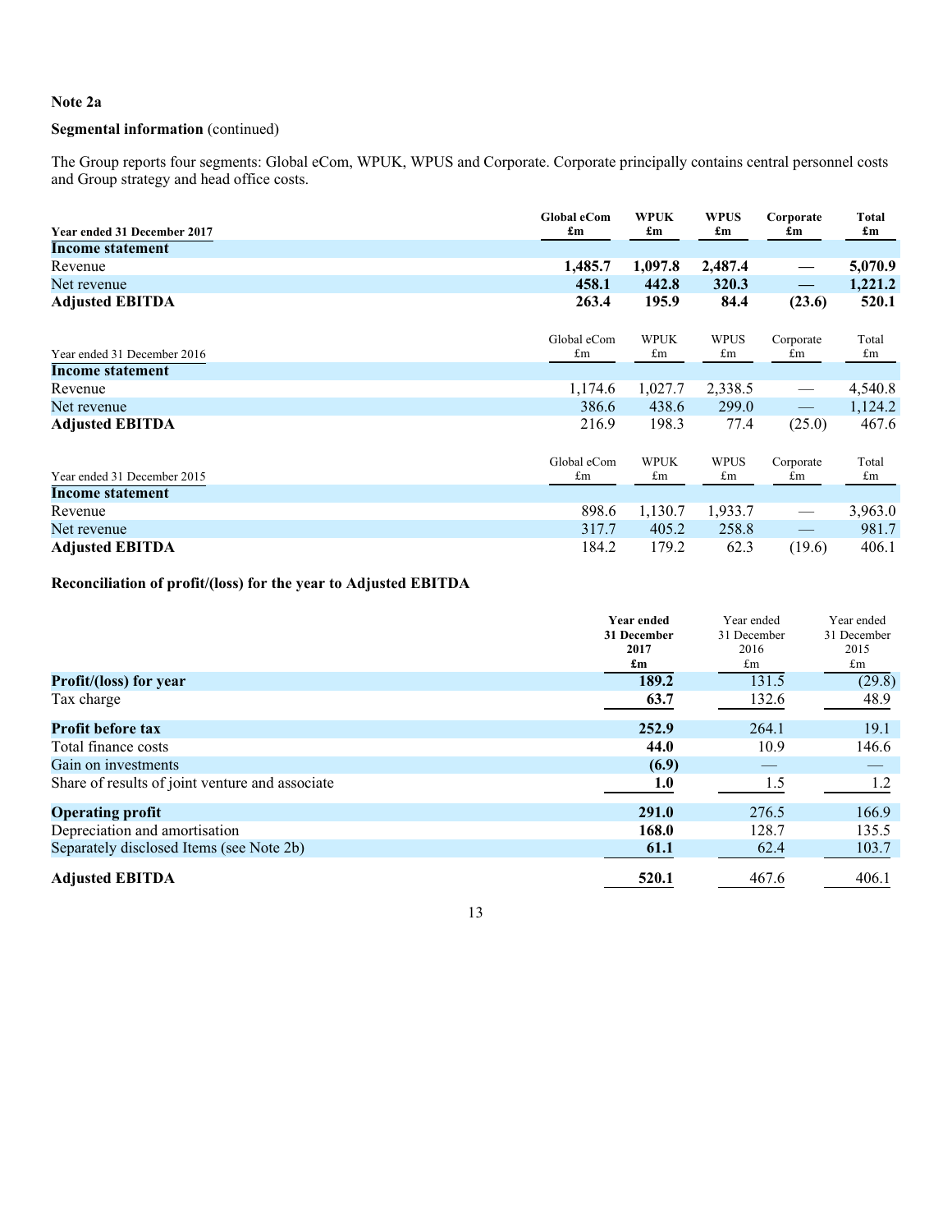**Note 2a**

**Segmental information** (continued)

The Group reports four segments: Global eCom, WPUK, WPUS and Corporate. Corporate principally contains central personnel costs and Group strategy and head office costs.

| **Year ended 31 December 2017** | **Global eCom £m** | **WPUK £m** | **WPUS £m** | **Corporate £m** | **Total £m** |
|---|---|---|---|---|---|
| **Income statement** | | | | | |
| Revenue | **1,485.7** | **1,097.8** | **2,487.4** | **—** | **5,070.9** |
| Net revenue | **458.1** | **442.8** | **320.3** | **—** | **1,221.2** |
| **Adjusted EBITDA** | **263.4** | **195.9** | **84.4** | **(23.6)** | **520.1** |

| Year ended 31 December 2016 | Global eCom £m | WPUK £m | WPUS £m | Corporate £m | Total £m |
|---|---|---|---|---|---|
| **Income statement** | | | | | |
| Revenue | 1,174.6 | 1,027.7 | 2,338.5 | — | 4,540.8 |
| Net revenue | 386.6 | 438.6 | 299.0 | — | 1,124.2 |
| **Adjusted EBITDA** | 216.9 | 198.3 | 77.4 | (25.0) | 467.6 |

| Year ended 31 December 2015 | Global eCom £m | WPUK £m | WPUS £m | Corporate £m | Total £m |
|---|---|---|---|---|---|
| **Income statement** | | | | | |
| Revenue | 898.6 | 1,130.7 | 1,933.7 | — | 3,963.0 |
| Net revenue | 317.7 | 405.2 | 258.8 | — | 981.7 |
| **Adjusted EBITDA** | 184.2 | 179.2 | 62.3 | (19.6) | 406.1 |

**Reconciliation of profit/(loss) for the year to Adjusted EBITDA**

| | **Year ended 31 December 2017 £m** | Year ended 31 December 2016 £m | Year ended 31 December 2015 £m |
|---|---|---|---|
| **Profit/(loss) for year** | **189.2** | 131.5 | (29.8) |
| Tax charge | **63.7** | 132.6 | 48.9 |
| **Profit before tax** | **252.9** | 264.1 | 19.1 |
| Total finance costs | **44.0** | 10.9 | 146.6 |
| Gain on investments | **(6.9)** | — | — |
| Share of results of joint venture and associate | **1.0** | 1.5 | 1.2 |
| **Operating profit** | **291.0** | 276.5 | 166.9 |
| Depreciation and amortisation | **168.0** | 128.7 | 135.5 |
| Separately disclosed Items (see Note 2b) | **61.1** | 62.4 | 103.7 |
| **Adjusted EBITDA** | **520.1** | 467.6 | 406.1 |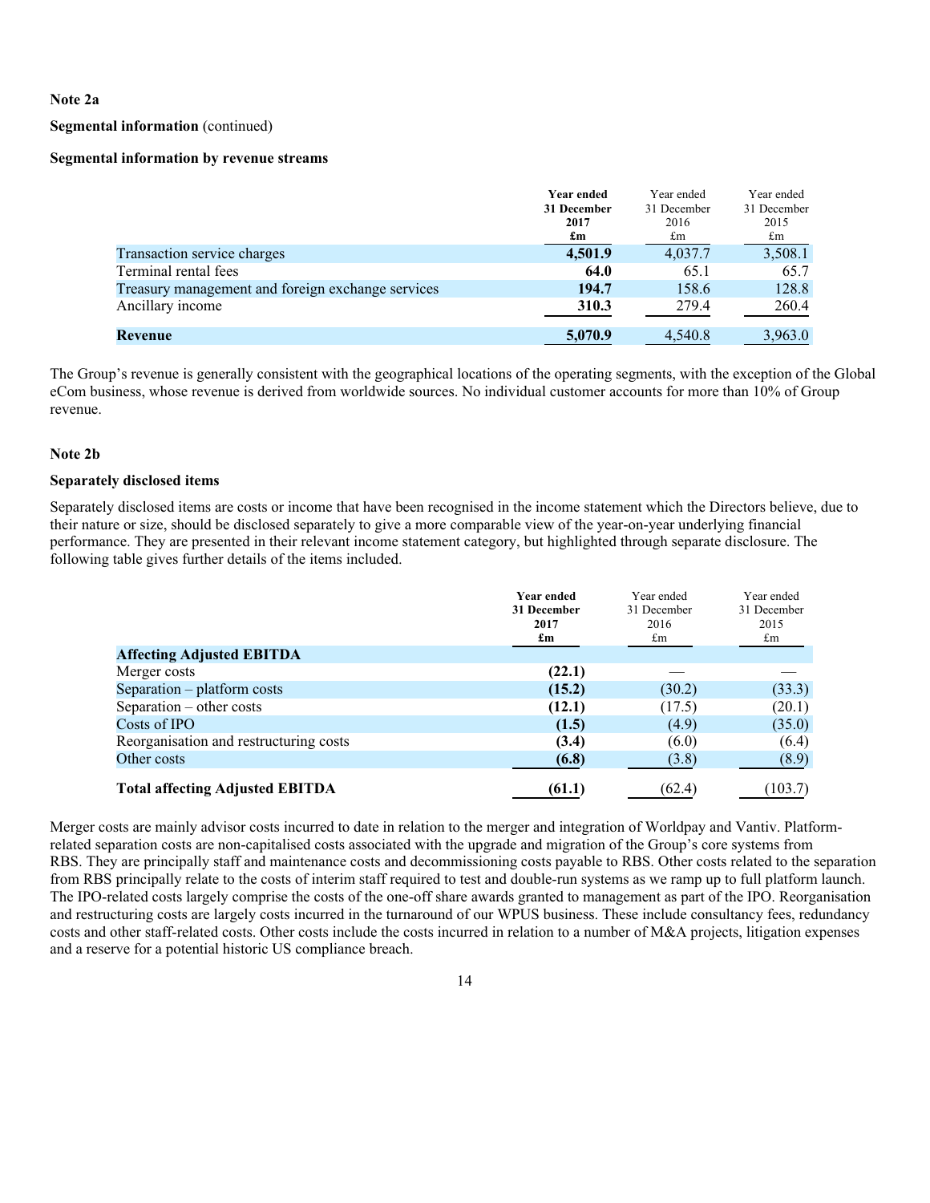**Note 2a**

**Segmental information** (continued)

**Segmental information by revenue streams**

| | **Year ended 31 December 2017 £m** | Year ended 31 December 2016 £m | Year ended 31 December 2015 £m |
|---|---|---|---|
| Transaction service charges | **4,501.9** | 4,037.7 | 3,508.1 |
| Terminal rental fees | **64.0** | 65.1 | 65.7 |
| Treasury management and foreign exchange services | **194.7** | 158.6 | 128.8 |
| Ancillary income | **310.3** | 279.4 | 260.4 |
| **Revenue** | **5,070.9** | 4,540.8 | 3,963.0 |

The Group's revenue is generally consistent with the geographical locations of the operating segments, with the exception of the Global eCom business, whose revenue is derived from worldwide sources. No individual customer accounts for more than 10% of Group revenue.

**Note 2b**

**Separately disclosed items**

Separately disclosed items are costs or income that have been recognised in the income statement which the Directors believe, due to their nature or size, should be disclosed separately to give a more comparable view of the year-on-year underlying financial performance. They are presented in their relevant income statement category, but highlighted through separate disclosure. The following table gives further details of the items included.

| | **Year ended 31 December 2017 £m** | Year ended 31 December 2016 £m | Year ended 31 December 2015 £m |
|---|---|---|---|
| **Affecting Adjusted EBITDA** | | | |
| Merger costs | **(22.1)** | — | — |
| Separation – platform costs | **(15.2)** | (30.2) | (33.3) |
| Separation – other costs | **(12.1)** | (17.5) | (20.1) |
| Costs of IPO | **(1.5)** | (4.9) | (35.0) |
| Reorganisation and restructuring costs | **(3.4)** | (6.0) | (6.4) |
| Other costs | **(6.8)** | (3.8) | (8.9) |
| **Total affecting Adjusted EBITDA** | **(61.1)** | (62.4) | (103.7) |

Merger costs are mainly advisor costs incurred to date in relation to the merger and integration of Worldpay and Vantiv. Platform-related separation costs are non-capitalised costs associated with the upgrade and migration of the Group's core systems from RBS. They are principally staff and maintenance costs and decommissioning costs payable to RBS. Other costs related to the separation from RBS principally relate to the costs of interim staff required to test and double-run systems as we ramp up to full platform launch. The IPO-related costs largely comprise the costs of the one-off share awards granted to management as part of the IPO. Reorganisation and restructuring costs are largely costs incurred in the turnaround of our WPUS business. These include consultancy fees, redundancy costs and other staff-related costs. Other costs include the costs incurred in relation to a number of M&A projects, litigation expenses and a reserve for a potential historic US compliance breach.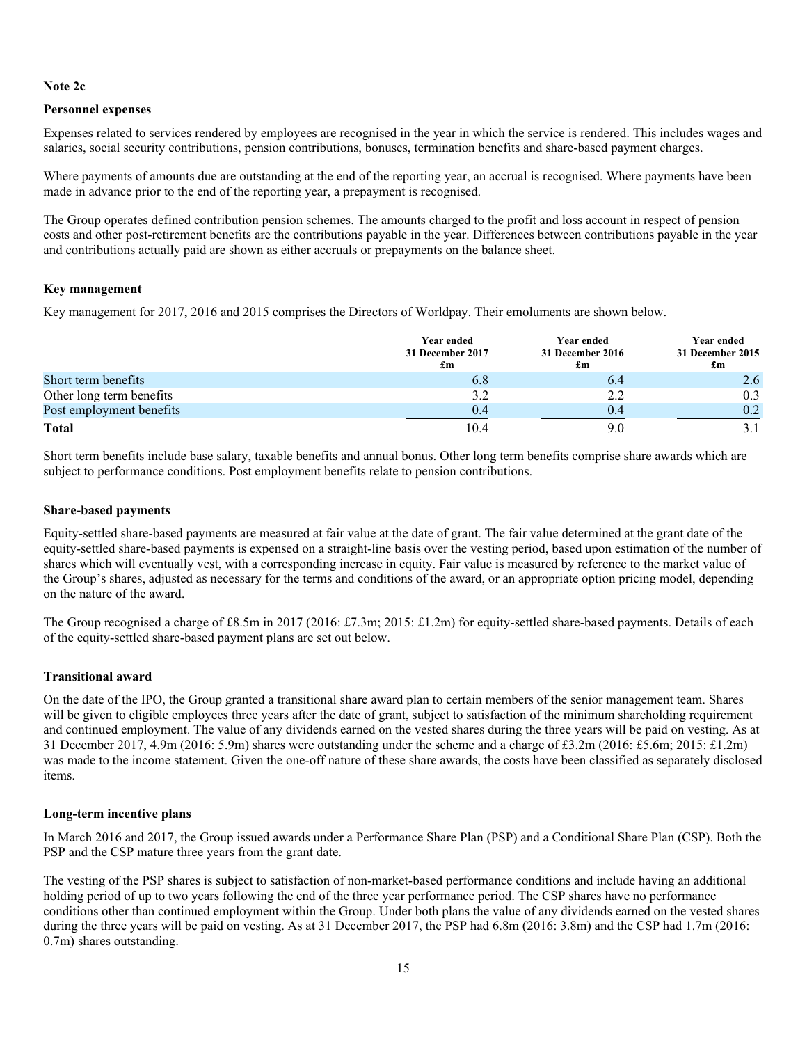**Note 2c**

**Personnel expenses**

Expenses related to services rendered by employees are recognised in the year in which the service is rendered. This includes wages and salaries, social security contributions, pension contributions, bonuses, termination benefits and share-based payment charges.

Where payments of amounts due are outstanding at the end of the reporting year, an accrual is recognised. Where payments have been made in advance prior to the end of the reporting year, a prepayment is recognised.

The Group operates defined contribution pension schemes. The amounts charged to the profit and loss account in respect of pension costs and other post-retirement benefits are the contributions payable in the year. Differences between contributions payable in the year and contributions actually paid are shown as either accruals or prepayments on the balance sheet.

**Key management**

Key management for 2017, 2016 and 2015 comprises the Directors of Worldpay. Their emoluments are shown below.

| | Year ended 31 December 2017 £m | Year ended 31 December 2016 £m | Year ended 31 December 2015 £m |
|---|---|---|---|
| Short term benefits | 6.8 | 6.4 | 2.6 |
| Other long term benefits | 3.2 | 2.2 | 0.3 |
| Post employment benefits | 0.4 | 0.4 | 0.2 |
| **Total** | 10.4 | 9.0 | 3.1 |

Short term benefits include base salary, taxable benefits and annual bonus. Other long term benefits comprise share awards which are subject to performance conditions. Post employment benefits relate to pension contributions.

**Share-based payments**

Equity-settled share-based payments are measured at fair value at the date of grant. The fair value determined at the grant date of the equity-settled share-based payments is expensed on a straight-line basis over the vesting period, based upon estimation of the number of shares which will eventually vest, with a corresponding increase in equity. Fair value is measured by reference to the market value of the Group's shares, adjusted as necessary for the terms and conditions of the award, or an appropriate option pricing model, depending on the nature of the award.

The Group recognised a charge of £8.5m in 2017 (2016: £7.3m; 2015: £1.2m) for equity-settled share-based payments. Details of each of the equity-settled share-based payment plans are set out below.

**Transitional award**

On the date of the IPO, the Group granted a transitional share award plan to certain members of the senior management team. Shares will be given to eligible employees three years after the date of grant, subject to satisfaction of the minimum shareholding requirement and continued employment. The value of any dividends earned on the vested shares during the three years will be paid on vesting. As at 31 December 2017, 4.9m (2016: 5.9m) shares were outstanding under the scheme and a charge of £3.2m (2016: £5.6m; 2015: £1.2m) was made to the income statement. Given the one-off nature of these share awards, the costs have been classified as separately disclosed items.

**Long-term incentive plans**

In March 2016 and 2017, the Group issued awards under a Performance Share Plan (PSP) and a Conditional Share Plan (CSP). Both the PSP and the CSP mature three years from the grant date.

The vesting of the PSP shares is subject to satisfaction of non-market-based performance conditions and include having an additional holding period of up to two years following the end of the three year performance period. The CSP shares have no performance conditions other than continued employment within the Group. Under both plans the value of any dividends earned on the vested shares during the three years will be paid on vesting. As at 31 December 2017, the PSP had 6.8m (2016: 3.8m) and the CSP had 1.7m (2016: 0.7m) shares outstanding.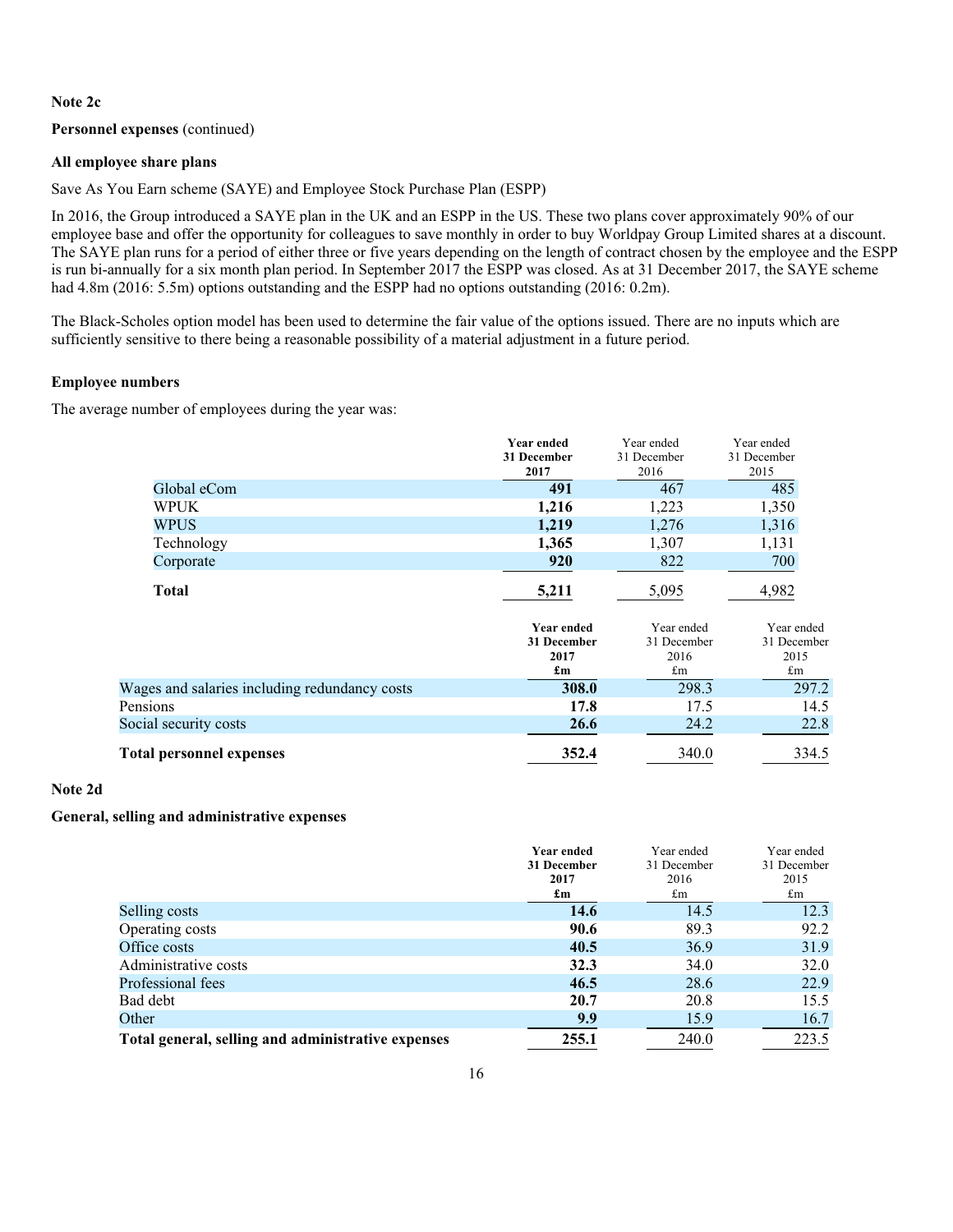**Note 2c**

**Personnel expenses** (continued)

**All employee share plans**

Save As You Earn scheme (SAYE) and Employee Stock Purchase Plan (ESPP)

In 2016, the Group introduced a SAYE plan in the UK and an ESPP in the US. These two plans cover approximately 90% of our employee base and offer the opportunity for colleagues to save monthly in order to buy Worldpay Group Limited shares at a discount. The SAYE plan runs for a period of either three or five years depending on the length of contract chosen by the employee and the ESPP is run bi-annually for a six month plan period. In September 2017 the ESPP was closed. As at 31 December 2017, the SAYE scheme had 4.8m (2016: 5.5m) options outstanding and the ESPP had no options outstanding (2016: 0.2m).

The Black-Scholes option model has been used to determine the fair value of the options issued. There are no inputs which are sufficiently sensitive to there being a reasonable possibility of a material adjustment in a future period.

**Employee numbers**

The average number of employees during the year was:

| | **Year ended 31 December 2017** | Year ended 31 December 2016 | Year ended 31 December 2015 |
|---|---|---|---|
| Global eCom | **491** | 467 | 485 |
| WPUK | **1,216** | 1,223 | 1,350 |
| WPUS | **1,219** | 1,276 | 1,316 |
| Technology | **1,365** | 1,307 | 1,131 |
| Corporate | **920** | 822 | 700 |
| **Total** | **5,211** | 5,095 | 4,982 |

| | **Year ended 31 December 2017 £m** | Year ended 31 December 2016 £m | Year ended 31 December 2015 £m |
|---|---|---|---|
| Wages and salaries including redundancy costs | **308.0** | 298.3 | 297.2 |
| Pensions | **17.8** | 17.5 | 14.5 |
| Social security costs | **26.6** | 24.2 | 22.8 |
| **Total personnel expenses** | **352.4** | 340.0 | 334.5 |

**Note 2d**

**General, selling and administrative expenses**

| | **Year ended 31 December 2017 £m** | Year ended 31 December 2016 £m | Year ended 31 December 2015 £m |
|---|---|---|---|
| Selling costs | **14.6** | 14.5 | 12.3 |
| Operating costs | **90.6** | 89.3 | 92.2 |
| Office costs | **40.5** | 36.9 | 31.9 |
| Administrative costs | **32.3** | 34.0 | 32.0 |
| Professional fees | **46.5** | 28.6 | 22.9 |
| Bad debt | **20.7** | 20.8 | 15.5 |
| Other | **9.9** | 15.9 | 16.7 |
| **Total general, selling and administrative expenses** | **255.1** | 240.0 | 223.5 |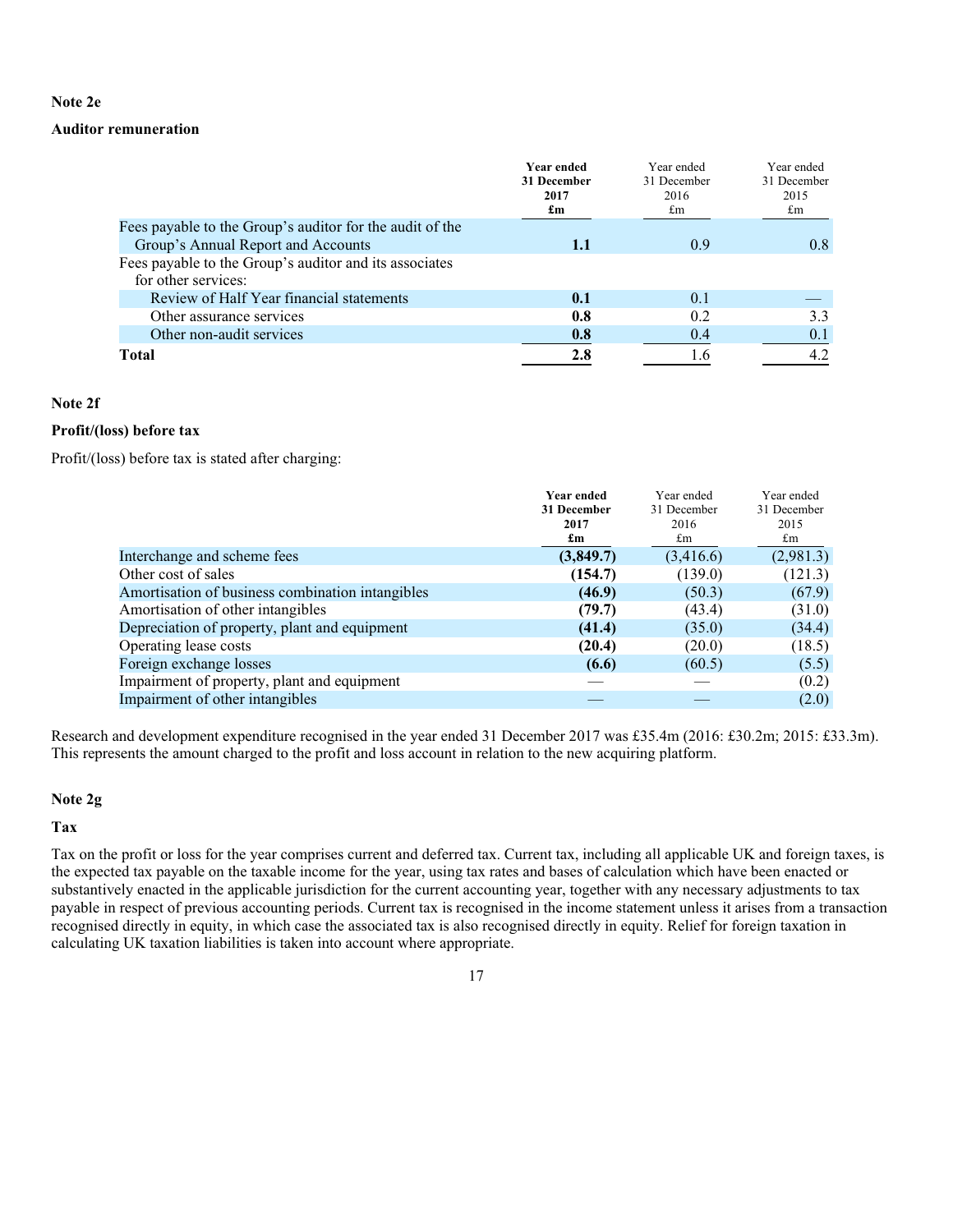**Note 2e**

**Auditor remuneration**

| | **Year ended 31 December 2017 £m** | Year ended 31 December 2016 £m | Year ended 31 December 2015 £m |
|---|---|---|---|
| Fees payable to the Group's auditor for the audit of the Group's Annual Report and Accounts | **1.1** | 0.9 | 0.8 |
| Fees payable to the Group's auditor and its associates for other services: | | | |
| Review of Half Year financial statements | **0.1** | 0.1 | — |
| Other assurance services | **0.8** | 0.2 | 3.3 |
| Other non-audit services | **0.8** | 0.4 | 0.1 |
| **Total** | **2.8** | 1.6 | 4.2 |

**Note 2f**

**Profit/(loss) before tax**

Profit/(loss) before tax is stated after charging:

| | **Year ended 31 December 2017 £m** | Year ended 31 December 2016 £m | Year ended 31 December 2015 £m |
|---|---|---|---|
| Interchange and scheme fees | **(3,849.7)** | (3,416.6) | (2,981.3) |
| Other cost of sales | **(154.7)** | (139.0) | (121.3) |
| Amortisation of business combination intangibles | **(46.9)** | (50.3) | (67.9) |
| Amortisation of other intangibles | **(79.7)** | (43.4) | (31.0) |
| Depreciation of property, plant and equipment | **(41.4)** | (35.0) | (34.4) |
| Operating lease costs | **(20.4)** | (20.0) | (18.5) |
| Foreign exchange losses | **(6.6)** | (60.5) | (5.5) |
| Impairment of property, plant and equipment | — | — | (0.2) |
| Impairment of other intangibles | — | — | (2.0) |

Research and development expenditure recognised in the year ended 31 December 2017 was £35.4m (2016: £30.2m; 2015: £33.3m). This represents the amount charged to the profit and loss account in relation to the new acquiring platform.

**Note 2g**

**Tax**

Tax on the profit or loss for the year comprises current and deferred tax. Current tax, including all applicable UK and foreign taxes, is the expected tax payable on the taxable income for the year, using tax rates and bases of calculation which have been enacted or substantively enacted in the applicable jurisdiction for the current accounting year, together with any necessary adjustments to tax payable in respect of previous accounting periods. Current tax is recognised in the income statement unless it arises from a transaction recognised directly in equity, in which case the associated tax is also recognised directly in equity. Relief for foreign taxation in calculating UK taxation liabilities is taken into account where appropriate.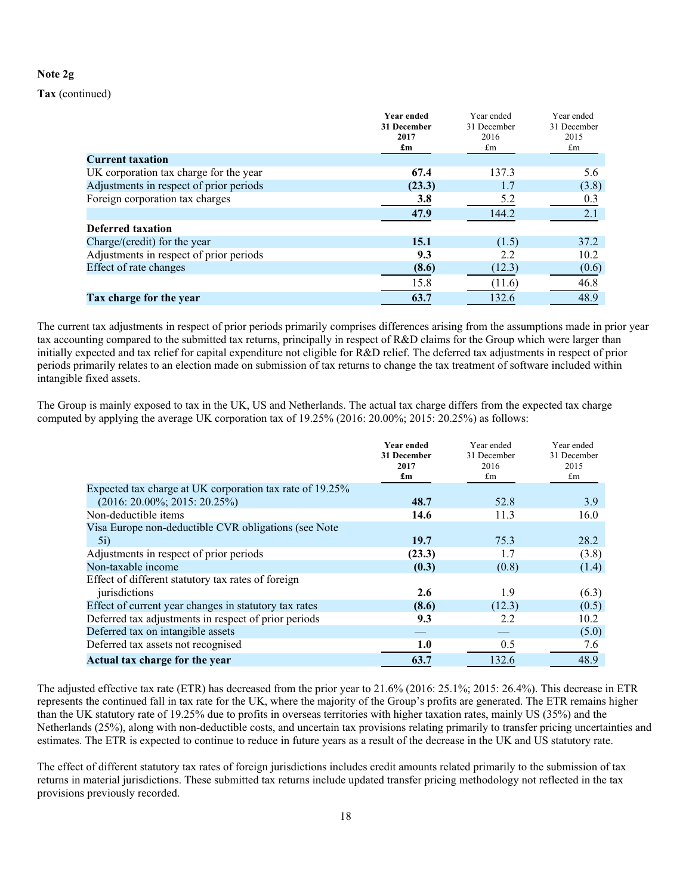**Note 2g**

**Tax** (continued)

| | **Year ended 31 December 2017 £m** | Year ended 31 December 2016 £m | Year ended 31 December 2015 £m |
|---|---|---|---|
| **Current taxation** | | | |
| UK corporation tax charge for the year | **67.4** | 137.3 | 5.6 |
| Adjustments in respect of prior periods | **(23.3)** | 1.7 | (3.8) |
| Foreign corporation tax charges | **3.8** | 5.2 | 0.3 |
| | **47.9** | 144.2 | 2.1 |
| **Deferred taxation** | | | |
| Charge/(credit) for the year | **15.1** | (1.5) | 37.2 |
| Adjustments in respect of prior periods | **9.3** | 2.2 | 10.2 |
| Effect of rate changes | **(8.6)** | (12.3) | (0.6) |
| | 15.8 | (11.6) | 46.8 |
| **Tax charge for the year** | **63.7** | 132.6 | 48.9 |

The current tax adjustments in respect of prior periods primarily comprises differences arising from the assumptions made in prior year tax accounting compared to the submitted tax returns, principally in respect of R&D claims for the Group which were larger than initially expected and tax relief for capital expenditure not eligible for R&D relief. The deferred tax adjustments in respect of prior periods primarily relates to an election made on submission of tax returns to change the tax treatment of software included within intangible fixed assets.

The Group is mainly exposed to tax in the UK, US and Netherlands. The actual tax charge differs from the expected tax charge computed by applying the average UK corporation tax of 19.25% (2016: 20.00%; 2015: 20.25%) as follows:

| | **Year ended 31 December 2017 £m** | Year ended 31 December 2016 £m | Year ended 31 December 2015 £m |
|---|---|---|---|
| Expected tax charge at UK corporation tax rate of 19.25% (2016: 20.00%; 2015: 20.25%) | **48.7** | 52.8 | 3.9 |
| Non-deductible items | **14.6** | 11.3 | 16.0 |
| Visa Europe non-deductible CVR obligations (see Note 5i) | **19.7** | 75.3 | 28.2 |
| Adjustments in respect of prior periods | **(23.3)** | 1.7 | (3.8) |
| Non-taxable income | **(0.3)** | (0.8) | (1.4) |
| Effect of different statutory tax rates of foreign jurisdictions | **2.6** | 1.9 | (6.3) |
| Effect of current year changes in statutory tax rates | **(8.6)** | (12.3) | (0.5) |
| Deferred tax adjustments in respect of prior periods | **9.3** | 2.2 | 10.2 |
| Deferred tax on intangible assets | **—** | — | (5.0) |
| Deferred tax assets not recognised | **1.0** | 0.5 | 7.6 |
| **Actual tax charge for the year** | **63.7** | 132.6 | 48.9 |

The adjusted effective tax rate (ETR) has decreased from the prior year to 21.6% (2016: 25.1%; 2015: 26.4%). This decrease in ETR represents the continued fall in tax rate for the UK, where the majority of the Group's profits are generated. The ETR remains higher than the UK statutory rate of 19.25% due to profits in overseas territories with higher taxation rates, mainly US (35%) and the Netherlands (25%), along with non-deductible costs, and uncertain tax provisions relating primarily to transfer pricing uncertainties and estimates. The ETR is expected to continue to reduce in future years as a result of the decrease in the UK and US statutory rate.

The effect of different statutory tax rates of foreign jurisdictions includes credit amounts related primarily to the submission of tax returns in material jurisdictions. These submitted tax returns include updated transfer pricing methodology not reflected in the tax provisions previously recorded.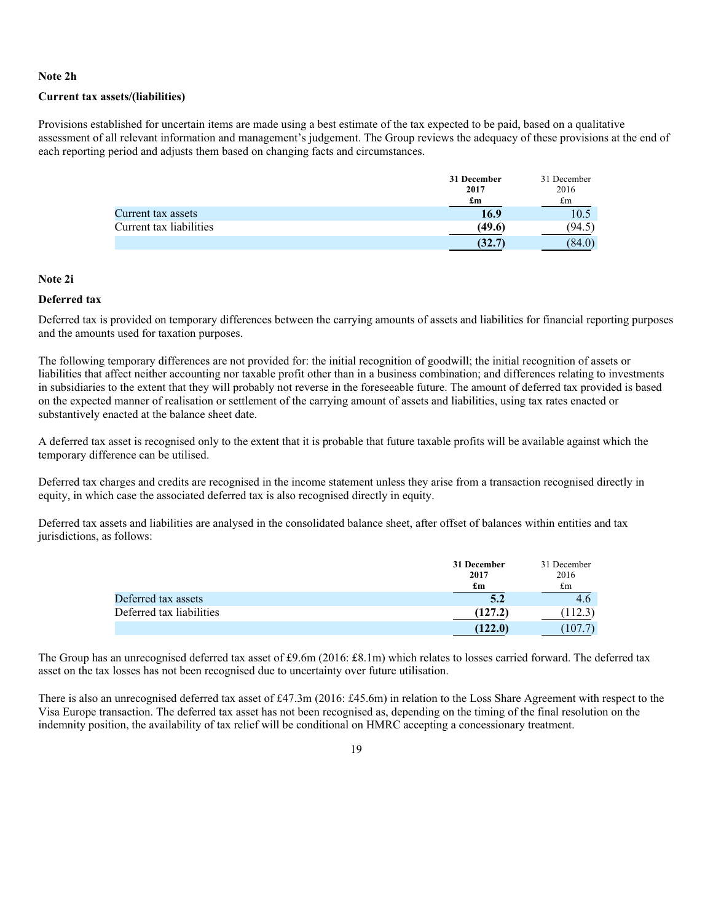**Note 2h**

**Current tax assets/(liabilities)**

Provisions established for uncertain items are made using a best estimate of the tax expected to be paid, based on a qualitative assessment of all relevant information and management's judgement. The Group reviews the adequacy of these provisions at the end of each reporting period and adjusts them based on changing facts and circumstances.

| | **31 December 2017 £m** | 31 December 2016 £m |
|---|---|---|
| Current tax assets | **16.9** | 10.5 |
| Current tax liabilities | **(49.6)** | (94.5) |
| | **(32.7)** | (84.0) |

**Note 2i**

**Deferred tax**

Deferred tax is provided on temporary differences between the carrying amounts of assets and liabilities for financial reporting purposes and the amounts used for taxation purposes.

The following temporary differences are not provided for: the initial recognition of goodwill; the initial recognition of assets or liabilities that affect neither accounting nor taxable profit other than in a business combination; and differences relating to investments in subsidiaries to the extent that they will probably not reverse in the foreseeable future. The amount of deferred tax provided is based on the expected manner of realisation or settlement of the carrying amount of assets and liabilities, using tax rates enacted or substantively enacted at the balance sheet date.

A deferred tax asset is recognised only to the extent that it is probable that future taxable profits will be available against which the temporary difference can be utilised.

Deferred tax charges and credits are recognised in the income statement unless they arise from a transaction recognised directly in equity, in which case the associated deferred tax is also recognised directly in equity.

Deferred tax assets and liabilities are analysed in the consolidated balance sheet, after offset of balances within entities and tax jurisdictions, as follows:

| | **31 December 2017 £m** | 31 December 2016 £m |
|---|---|---|
| Deferred tax assets | **5.2** | 4.6 |
| Deferred tax liabilities | **(127.2)** | (112.3) |
| | **(122.0)** | (107.7) |

The Group has an unrecognised deferred tax asset of £9.6m (2016: £8.1m) which relates to losses carried forward. The deferred tax asset on the tax losses has not been recognised due to uncertainty over future utilisation.

There is also an unrecognised deferred tax asset of £47.3m (2016: £45.6m) in relation to the Loss Share Agreement with respect to the Visa Europe transaction. The deferred tax asset has not been recognised as, depending on the timing of the final resolution on the indemnity position, the availability of tax relief will be conditional on HMRC accepting a concessionary treatment.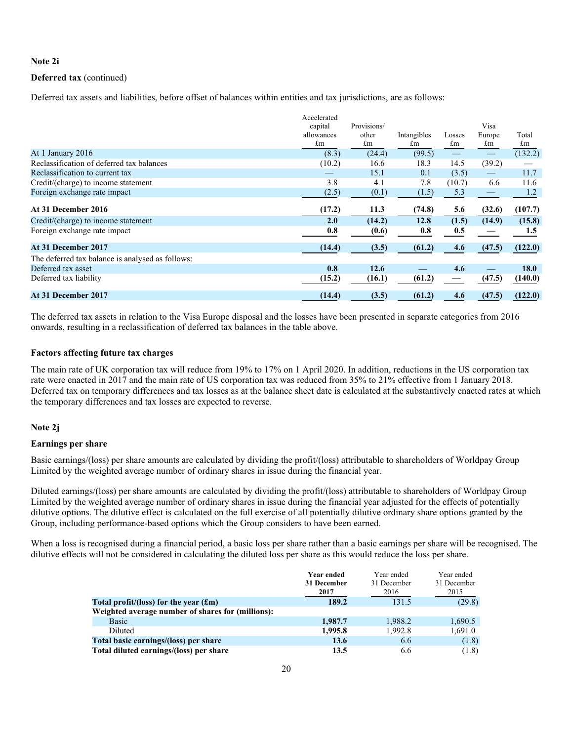**Note 2i**

**Deferred tax** (continued)

Deferred tax assets and liabilities, before offset of balances within entities and tax jurisdictions, are as follows:

| | Accelerated capital allowances £m | Provisions/ other £m | Intangibles £m | Losses £m | Visa Europe £m | Total £m |
|---|---|---|---|---|---|---|
| At 1 January 2016 | (8.3) | (24.4) | (99.5) | — | — | (132.2) |
| Reclassification of deferred tax balances | (10.2) | 16.6 | 18.3 | 14.5 | (39.2) | — |
| Reclassification to current tax | — | 15.1 | 0.1 | (3.5) | — | 11.7 |
| Credit/(charge) to income statement | 3.8 | 4.1 | 7.8 | (10.7) | 6.6 | 11.6 |
| Foreign exchange rate impact | (2.5) | (0.1) | (1.5) | 5.3 | — | 1.2 |
| **At 31 December 2016** | **(17.2)** | **11.3** | **(74.8)** | **5.6** | **(32.6)** | **(107.7)** |
| Credit/(charge) to income statement | **2.0** | **(14.2)** | **12.8** | **(1.5)** | **(14.9)** | **(15.8)** |
| Foreign exchange rate impact | **0.8** | **(0.6)** | **0.8** | **0.5** | **—** | **1.5** |
| **At 31 December 2017** | **(14.4)** | **(3.5)** | **(61.2)** | **4.6** | **(47.5)** | **(122.0)** |
| The deferred tax balance is analysed as follows: | | | | | | |
| Deferred tax asset | **0.8** | **12.6** | **—** | **4.6** | **—** | **18.0** |
| Deferred tax liability | **(15.2)** | **(16.1)** | **(61.2)** | **—** | **(47.5)** | **(140.0)** |
| **At 31 December 2017** | **(14.4)** | **(3.5)** | **(61.2)** | **4.6** | **(47.5)** | **(122.0)** |

The deferred tax assets in relation to the Visa Europe disposal and the losses have been presented in separate categories from 2016 onwards, resulting in a reclassification of deferred tax balances in the table above.

**Factors affecting future tax charges**

The main rate of UK corporation tax will reduce from 19% to 17% on 1 April 2020. In addition, reductions in the US corporation tax rate were enacted in 2017 and the main rate of US corporation tax was reduced from 35% to 21% effective from 1 January 2018. Deferred tax on temporary differences and tax losses as at the balance sheet date is calculated at the substantively enacted rates at which the temporary differences and tax losses are expected to reverse.

**Note 2j**

**Earnings per share**

Basic earnings/(loss) per share amounts are calculated by dividing the profit/(loss) attributable to shareholders of Worldpay Group Limited by the weighted average number of ordinary shares in issue during the financial year.

Diluted earnings/(loss) per share amounts are calculated by dividing the profit/(loss) attributable to shareholders of Worldpay Group Limited by the weighted average number of ordinary shares in issue during the financial year adjusted for the effects of potentially dilutive options. The dilutive effect is calculated on the full exercise of all potentially dilutive ordinary share options granted by the Group, including performance-based options which the Group considers to have been earned.

When a loss is recognised during a financial period, a basic loss per share rather than a basic earnings per share will be recognised. The dilutive effects will not be considered in calculating the diluted loss per share as this would reduce the loss per share.

| | **Year ended 31 December 2017** | Year ended 31 December 2016 | Year ended 31 December 2015 |
|---|---|---|---|
| **Total profit/(loss) for the year (£m)** | **189.2** | 131.5 | (29.8) |
| **Weighted average number of shares for (millions):** | | | |
| Basic | **1,987.7** | 1,988.2 | 1,690.5 |
| Diluted | **1,995.8** | 1,992.8 | 1,691.0 |
| **Total basic earnings/(loss) per share** | **13.6** | 6.6 | (1.8) |
| **Total diluted earnings/(loss) per share** | **13.5** | 6.6 | (1.8) |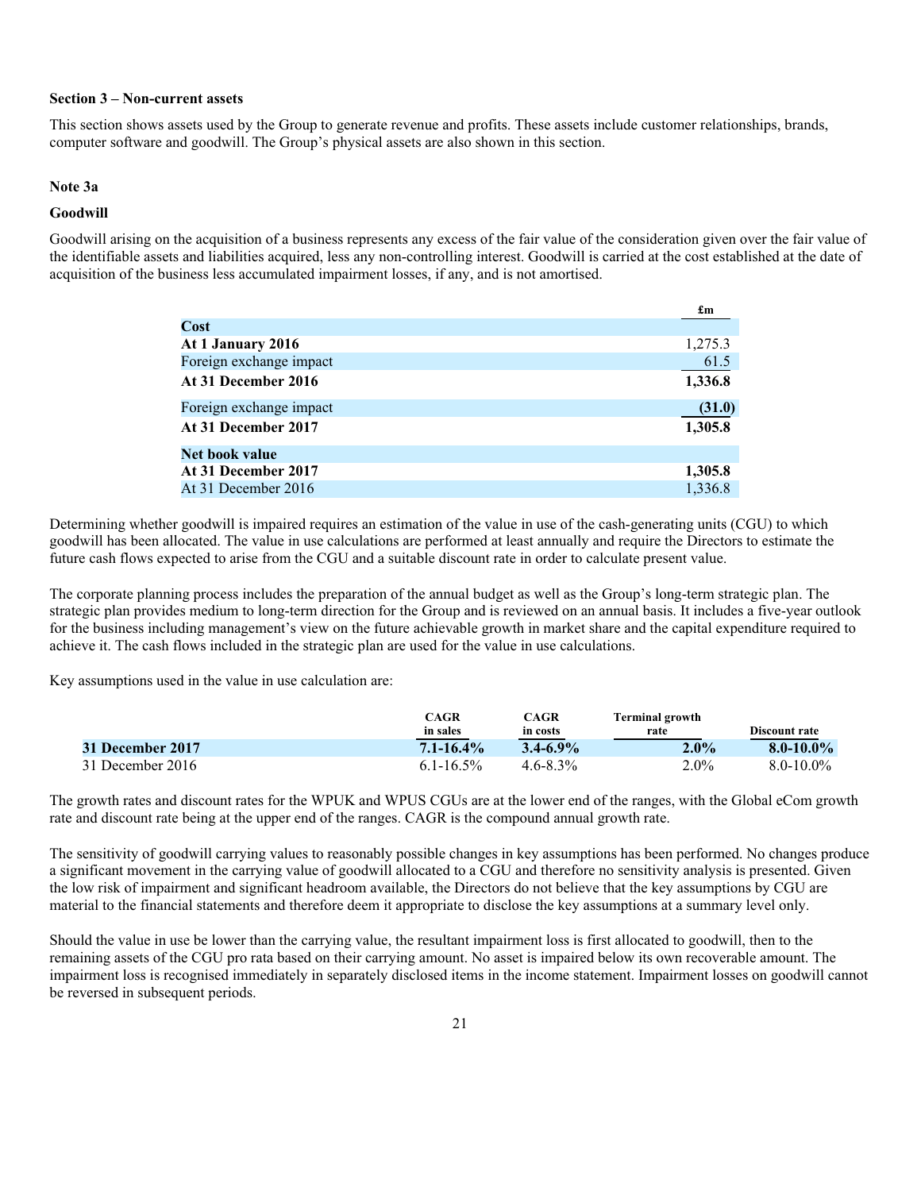**Section 3 – Non-current assets**

This section shows assets used by the Group to generate revenue and profits. These assets include customer relationships, brands, computer software and goodwill. The Group's physical assets are also shown in this section.

**Note 3a**

**Goodwill**

Goodwill arising on the acquisition of a business represents any excess of the fair value of the consideration given over the fair value of the identifiable assets and liabilities acquired, less any non-controlling interest. Goodwill is carried at the cost established at the date of acquisition of the business less accumulated impairment losses, if any, and is not amortised.

| | £m |
|---|---|
| **Cost** | |
| **At 1 January 2016** | 1,275.3 |
| Foreign exchange impact | 61.5 |
| **At 31 December 2016** | **1,336.8** |
| Foreign exchange impact | **(31.0)** |
| **At 31 December 2017** | **1,305.8** |
| **Net book value** | |
| **At 31 December 2017** | **1,305.8** |
| At 31 December 2016 | 1,336.8 |

Determining whether goodwill is impaired requires an estimation of the value in use of the cash-generating units (CGU) to which goodwill has been allocated. The value in use calculations are performed at least annually and require the Directors to estimate the future cash flows expected to arise from the CGU and a suitable discount rate in order to calculate present value.

The corporate planning process includes the preparation of the annual budget as well as the Group's long-term strategic plan. The strategic plan provides medium to long-term direction for the Group and is reviewed on an annual basis. It includes a five-year outlook for the business including management's view on the future achievable growth in market share and the capital expenditure required to achieve it. The cash flows included in the strategic plan are used for the value in use calculations.

Key assumptions used in the value in use calculation are:

| | CAGR in sales | CAGR in costs | Terminal growth rate | Discount rate |
|---|---|---|---|---|
| **31 December 2017** | **7.1-16.4%** | **3.4-6.9%** | **2.0%** | **8.0-10.0%** |
| 31 December 2016 | 6.1-16.5% | 4.6-8.3% | 2.0% | 8.0-10.0% |

The growth rates and discount rates for the WPUK and WPUS CGUs are at the lower end of the ranges, with the Global eCom growth rate and discount rate being at the upper end of the ranges. CAGR is the compound annual growth rate.

The sensitivity of goodwill carrying values to reasonably possible changes in key assumptions has been performed. No changes produce a significant movement in the carrying value of goodwill allocated to a CGU and therefore no sensitivity analysis is presented. Given the low risk of impairment and significant headroom available, the Directors do not believe that the key assumptions by CGU are material to the financial statements and therefore deem it appropriate to disclose the key assumptions at a summary level only.

Should the value in use be lower than the carrying value, the resultant impairment loss is first allocated to goodwill, then to the remaining assets of the CGU pro rata based on their carrying amount. No asset is impaired below its own recoverable amount. The impairment loss is recognised immediately in separately disclosed items in the income statement. Impairment losses on goodwill cannot be reversed in subsequent periods.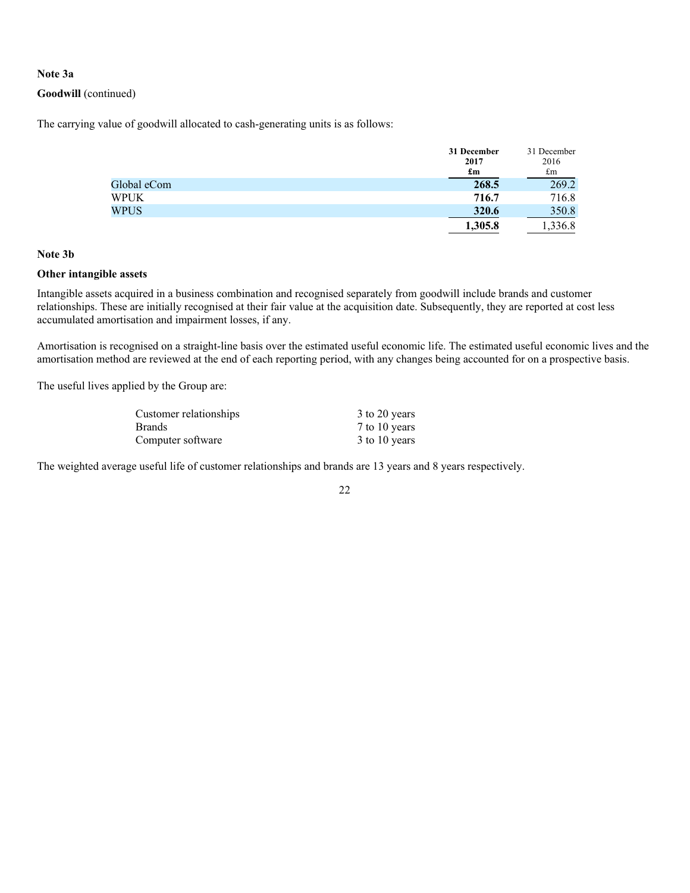**Note 3a**

**Goodwill** (continued)

The carrying value of goodwill allocated to cash-generating units is as follows:

| | **31 December 2017 £m** | 31 December 2016 £m |
|---|---|---|
| Global eCom | **268.5** | 269.2 |
| WPUK | **716.7** | 716.8 |
| WPUS | **320.6** | 350.8 |
| | **1,305.8** | 1,336.8 |

**Note 3b**

**Other intangible assets**

Intangible assets acquired in a business combination and recognised separately from goodwill include brands and customer relationships. These are initially recognised at their fair value at the acquisition date. Subsequently, they are reported at cost less accumulated amortisation and impairment losses, if any.

Amortisation is recognised on a straight-line basis over the estimated useful economic life. The estimated useful economic lives and the amortisation method are reviewed at the end of each reporting period, with any changes being accounted for on a prospective basis.

The useful lives applied by the Group are:

| | |
|---|---|
| Customer relationships | 3 to 20 years |
| Brands | 7 to 10 years |
| Computer software | 3 to 10 years |

The weighted average useful life of customer relationships and brands are 13 years and 8 years respectively.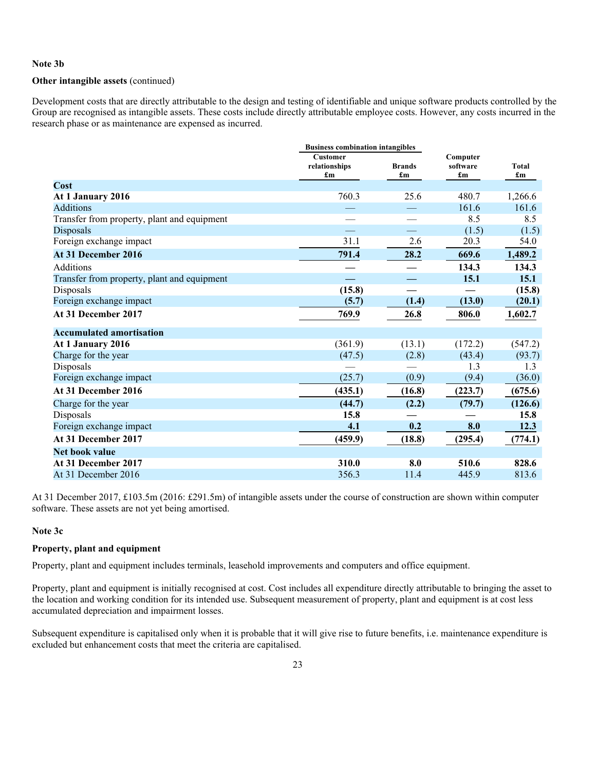**Note 3b**

**Other intangible assets** (continued)

Development costs that are directly attributable to the design and testing of identifiable and unique software products controlled by the Group are recognised as intangible assets. These costs include directly attributable employee costs. However, any costs incurred in the research phase or as maintenance are expensed as incurred.

| | Business combination intangibles | | | |
|---|---|---|---|---|
| | Customer relationships £m | Brands £m | Computer software £m | Total £m |
| **Cost** | | | | |
| **At 1 January 2016** | 760.3 | 25.6 | 480.7 | 1,266.6 |
| Additions | — | — | 161.6 | 161.6 |
| Transfer from property, plant and equipment | — | — | 8.5 | 8.5 |
| Disposals | — | — | (1.5) | (1.5) |
| Foreign exchange impact | 31.1 | 2.6 | 20.3 | 54.0 |
| **At 31 December 2016** | **791.4** | **28.2** | **669.6** | **1,489.2** |
| Additions | **—** | **—** | **134.3** | **134.3** |
| Transfer from property, plant and equipment | **—** | **—** | **15.1** | **15.1** |
| Disposals | **(15.8)** | **—** | **—** | **(15.8)** |
| Foreign exchange impact | **(5.7)** | **(1.4)** | **(13.0)** | **(20.1)** |
| **At 31 December 2017** | **769.9** | **26.8** | **806.0** | **1,602.7** |
| **Accumulated amortisation** | | | | |
| **At 1 January 2016** | (361.9) | (13.1) | (172.2) | (547.2) |
| Charge for the year | (47.5) | (2.8) | (43.4) | (93.7) |
| Disposals | — | — | 1.3 | 1.3 |
| Foreign exchange impact | (25.7) | (0.9) | (9.4) | (36.0) |
| **At 31 December 2016** | **(435.1)** | **(16.8)** | **(223.7)** | **(675.6)** |
| Charge for the year | **(44.7)** | **(2.2)** | **(79.7)** | **(126.6)** |
| Disposals | **15.8** | **—** | **—** | **15.8** |
| Foreign exchange impact | **4.1** | **0.2** | **8.0** | **12.3** |
| **At 31 December 2017** | **(459.9)** | **(18.8)** | **(295.4)** | **(774.1)** |
| **Net book value** | | | | |
| **At 31 December 2017** | **310.0** | **8.0** | **510.6** | **828.6** |
| At 31 December 2016 | 356.3 | 11.4 | 445.9 | 813.6 |

At 31 December 2017, £103.5m (2016: £291.5m) of intangible assets under the course of construction are shown within computer software. These assets are not yet being amortised.

**Note 3c**

**Property, plant and equipment**

Property, plant and equipment includes terminals, leasehold improvements and computers and office equipment.

Property, plant and equipment is initially recognised at cost. Cost includes all expenditure directly attributable to bringing the asset to the location and working condition for its intended use. Subsequent measurement of property, plant and equipment is at cost less accumulated depreciation and impairment losses.

Subsequent expenditure is capitalised only when it is probable that it will give rise to future benefits, i.e. maintenance expenditure is excluded but enhancement costs that meet the criteria are capitalised.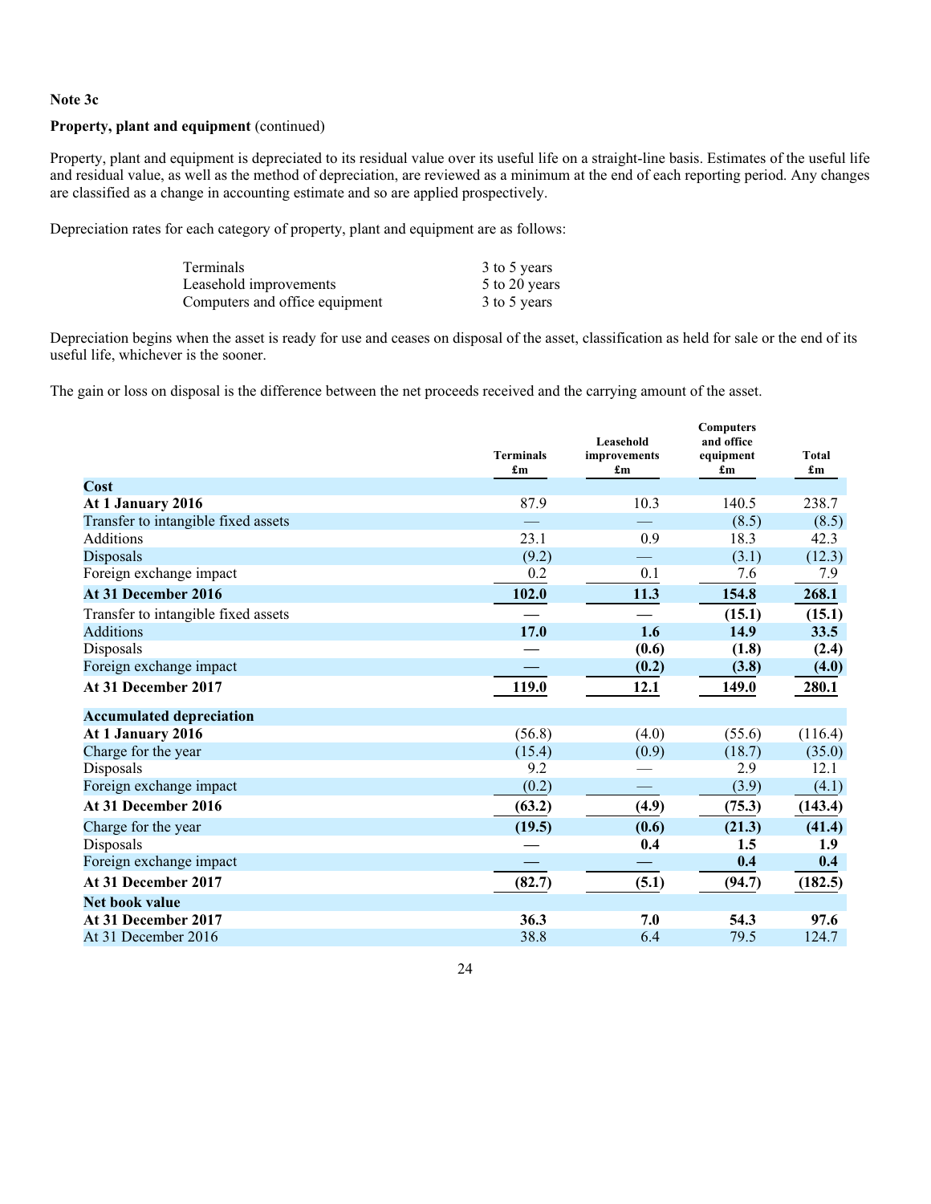**Note 3c**

**Property, plant and equipment** (continued)

Property, plant and equipment is depreciated to its residual value over its useful life on a straight-line basis. Estimates of the useful life and residual value, as well as the method of depreciation, are reviewed as a minimum at the end of each reporting period. Any changes are classified as a change in accounting estimate and so are applied prospectively.

Depreciation rates for each category of property, plant and equipment are as follows:

| | |
|---|---|
| Terminals | 3 to 5 years |
| Leasehold improvements | 5 to 20 years |
| Computers and office equipment | 3 to 5 years |

Depreciation begins when the asset is ready for use and ceases on disposal of the asset, classification as held for sale or the end of its useful life, whichever is the sooner.

The gain or loss on disposal is the difference between the net proceeds received and the carrying amount of the asset.

| | Terminals £m | Leasehold improvements £m | Computers and office equipment £m | Total £m |
|---|---|---|---|---|
| **Cost** | | | | |
| **At 1 January 2016** | 87.9 | 10.3 | 140.5 | 238.7 |
| Transfer to intangible fixed assets | — | — | (8.5) | (8.5) |
| Additions | 23.1 | 0.9 | 18.3 | 42.3 |
| Disposals | (9.2) | — | (3.1) | (12.3) |
| Foreign exchange impact | 0.2 | 0.1 | 7.6 | 7.9 |
| **At 31 December 2016** | **102.0** | **11.3** | **154.8** | **268.1** |
| Transfer to intangible fixed assets | — | — | **(15.1)** | **(15.1)** |
| Additions | **17.0** | **1.6** | **14.9** | **33.5** |
| Disposals | — | **(0.6)** | **(1.8)** | **(2.4)** |
| Foreign exchange impact | — | **(0.2)** | **(3.8)** | **(4.0)** |
| **At 31 December 2017** | **119.0** | **12.1** | **149.0** | **280.1** |
| **Accumulated depreciation** | | | | |
| **At 1 January 2016** | (56.8) | (4.0) | (55.6) | (116.4) |
| Charge for the year | (15.4) | (0.9) | (18.7) | (35.0) |
| Disposals | 9.2 | — | 2.9 | 12.1 |
| Foreign exchange impact | (0.2) | — | (3.9) | (4.1) |
| **At 31 December 2016** | **(63.2)** | **(4.9)** | **(75.3)** | **(143.4)** |
| Charge for the year | **(19.5)** | **(0.6)** | **(21.3)** | **(41.4)** |
| Disposals | — | **0.4** | **1.5** | **1.9** |
| Foreign exchange impact | — | — | **0.4** | **0.4** |
| **At 31 December 2017** | **(82.7)** | **(5.1)** | **(94.7)** | **(182.5)** |
| **Net book value** | | | | |
| **At 31 December 2017** | **36.3** | **7.0** | **54.3** | **97.6** |
| At 31 December 2016 | 38.8 | 6.4 | 79.5 | 124.7 |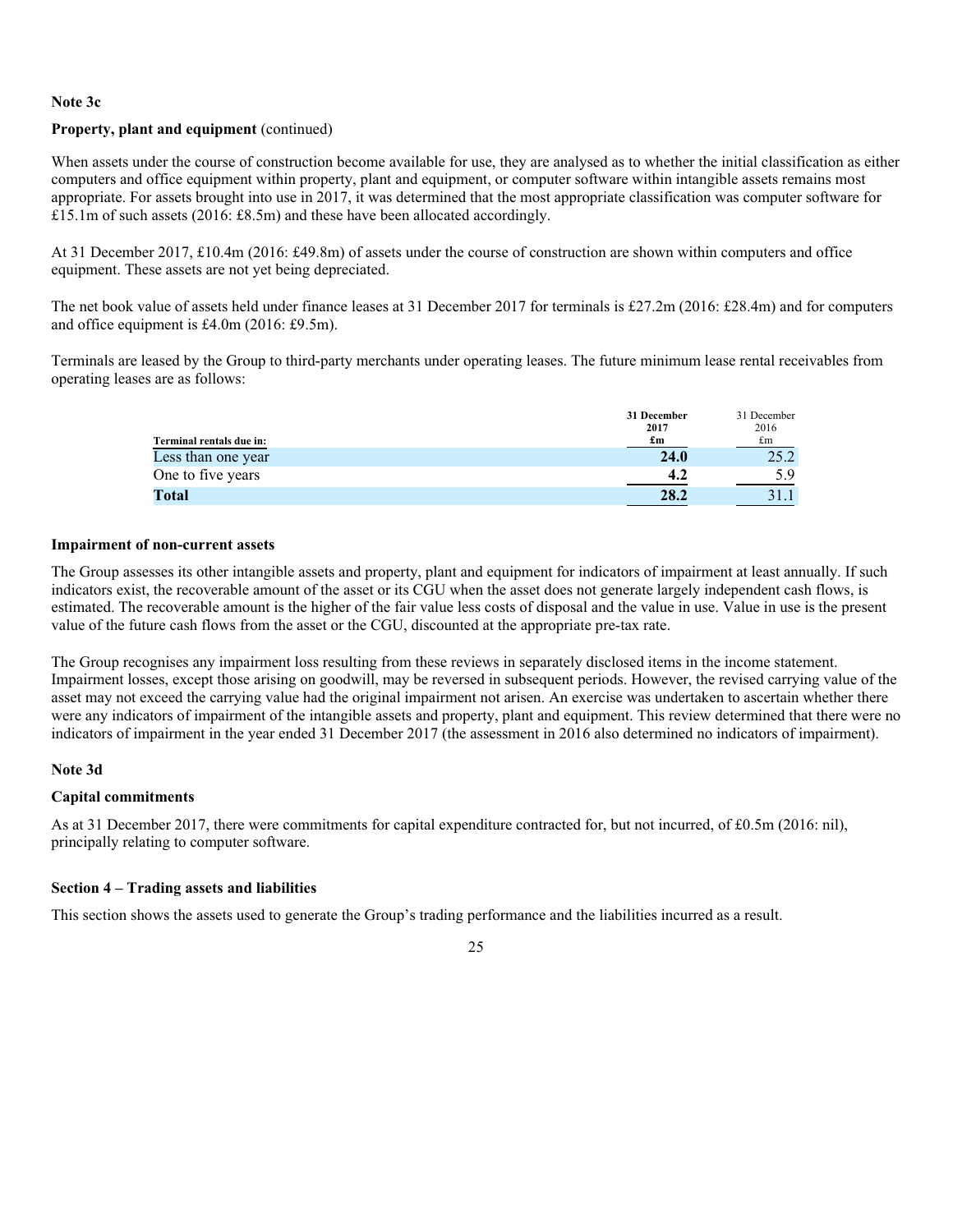**Note 3c**

**Property, plant and equipment** (continued)

When assets under the course of construction become available for use, they are analysed as to whether the initial classification as either computers and office equipment within property, plant and equipment, or computer software within intangible assets remains most appropriate. For assets brought into use in 2017, it was determined that the most appropriate classification was computer software for £15.1m of such assets (2016: £8.5m) and these have been allocated accordingly.

At 31 December 2017, £10.4m (2016: £49.8m) of assets under the course of construction are shown within computers and office equipment. These assets are not yet being depreciated.

The net book value of assets held under finance leases at 31 December 2017 for terminals is £27.2m (2016: £28.4m) and for computers and office equipment is £4.0m (2016: £9.5m).

Terminals are leased by the Group to third-party merchants under operating leases. The future minimum lease rental receivables from operating leases are as follows:

| Terminal rentals due in: | **31 December 2017 £m** | 31 December 2016 £m |
|---|---|---|
| Less than one year | **24.0** | 25.2 |
| One to five years | **4.2** | 5.9 |
| **Total** | **28.2** | 31.1 |

**Impairment of non-current assets**

The Group assesses its other intangible assets and property, plant and equipment for indicators of impairment at least annually. If such indicators exist, the recoverable amount of the asset or its CGU when the asset does not generate largely independent cash flows, is estimated. The recoverable amount is the higher of the fair value less costs of disposal and the value in use. Value in use is the present value of the future cash flows from the asset or the CGU, discounted at the appropriate pre-tax rate.

The Group recognises any impairment loss resulting from these reviews in separately disclosed items in the income statement. Impairment losses, except those arising on goodwill, may be reversed in subsequent periods. However, the revised carrying value of the asset may not exceed the carrying value had the original impairment not arisen. An exercise was undertaken to ascertain whether there were any indicators of impairment of the intangible assets and property, plant and equipment. This review determined that there were no indicators of impairment in the year ended 31 December 2017 (the assessment in 2016 also determined no indicators of impairment).

**Note 3d**

**Capital commitments**

As at 31 December 2017, there were commitments for capital expenditure contracted for, but not incurred, of £0.5m (2016: nil), principally relating to computer software.

**Section 4 – Trading assets and liabilities**

This section shows the assets used to generate the Group's trading performance and the liabilities incurred as a result.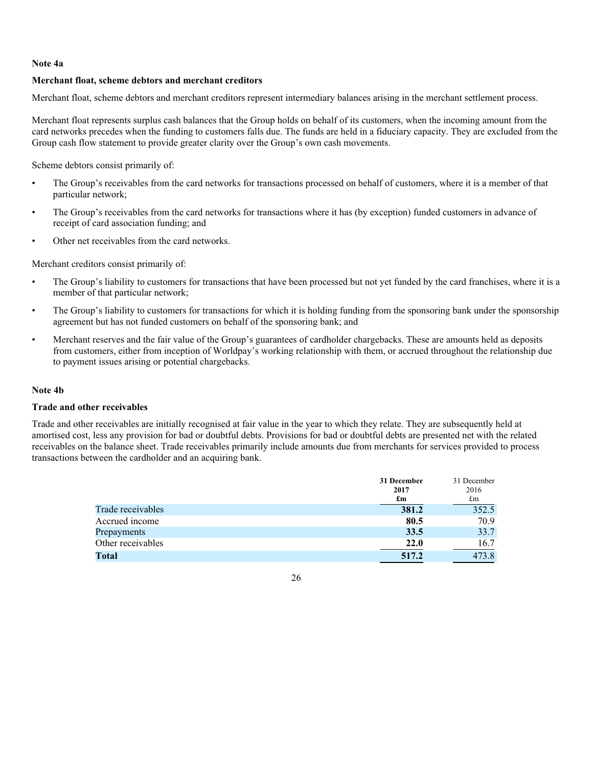**Note 4a**

**Merchant float, scheme debtors and merchant creditors**

Merchant float, scheme debtors and merchant creditors represent intermediary balances arising in the merchant settlement process.

Merchant float represents surplus cash balances that the Group holds on behalf of its customers, when the incoming amount from the card networks precedes when the funding to customers falls due. The funds are held in a fiduciary capacity. They are excluded from the Group cash flow statement to provide greater clarity over the Group's own cash movements.

Scheme debtors consist primarily of:

- The Group's receivables from the card networks for transactions processed on behalf of customers, where it is a member of that particular network;
- The Group's receivables from the card networks for transactions where it has (by exception) funded customers in advance of receipt of card association funding; and
- Other net receivables from the card networks.

Merchant creditors consist primarily of:

- The Group's liability to customers for transactions that have been processed but not yet funded by the card franchises, where it is a member of that particular network;
- The Group's liability to customers for transactions for which it is holding funding from the sponsoring bank under the sponsorship agreement but has not funded customers on behalf of the sponsoring bank; and
- Merchant reserves and the fair value of the Group's guarantees of cardholder chargebacks. These are amounts held as deposits from customers, either from inception of Worldpay's working relationship with them, or accrued throughout the relationship due to payment issues arising or potential chargebacks.

**Note 4b**

**Trade and other receivables**

Trade and other receivables are initially recognised at fair value in the year to which they relate. They are subsequently held at amortised cost, less any provision for bad or doubtful debts. Provisions for bad or doubtful debts are presented net with the related receivables on the balance sheet. Trade receivables primarily include amounts due from merchants for services provided to process transactions between the cardholder and an acquiring bank.

| | **31 December 2017 £m** | 31 December 2016 £m |
|---|---|---|
| Trade receivables | **381.2** | 352.5 |
| Accrued income | **80.5** | 70.9 |
| Prepayments | **33.5** | 33.7 |
| Other receivables | **22.0** | 16.7 |
| **Total** | **517.2** | 473.8 |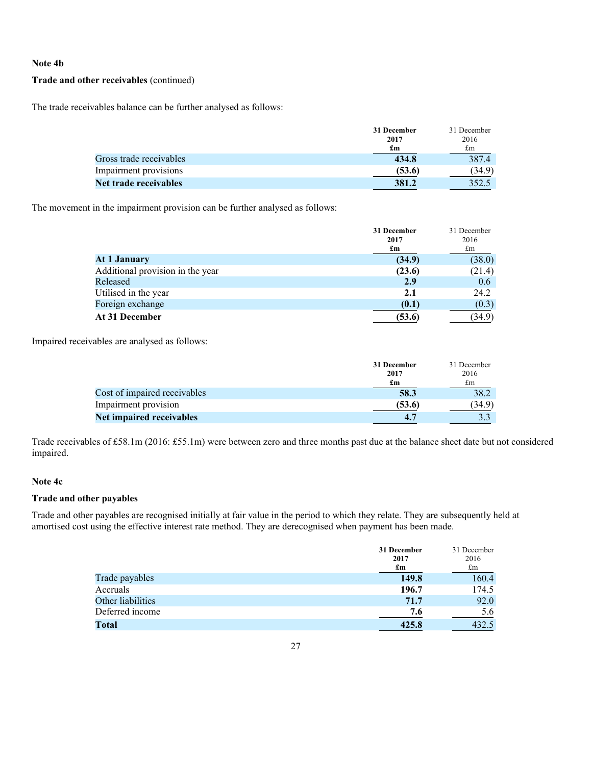**Note 4b**

**Trade and other receivables** (continued)

The trade receivables balance can be further analysed as follows:

| | **31 December 2017 £m** | 31 December 2016 £m |
|---|---|---|
| Gross trade receivables | **434.8** | 387.4 |
| Impairment provisions | **(53.6)** | (34.9) |
| **Net trade receivables** | **381.2** | 352.5 |

The movement in the impairment provision can be further analysed as follows:

| | **31 December 2017 £m** | 31 December 2016 £m |
|---|---|---|
| **At 1 January** | **(34.9)** | (38.0) |
| Additional provision in the year | **(23.6)** | (21.4) |
| Released | **2.9** | 0.6 |
| Utilised in the year | **2.1** | 24.2 |
| Foreign exchange | **(0.1)** | (0.3) |
| **At 31 December** | **(53.6)** | (34.9) |

Impaired receivables are analysed as follows:

| | **31 December 2017 £m** | 31 December 2016 £m |
|---|---|---|
| Cost of impaired receivables | **58.3** | 38.2 |
| Impairment provision | **(53.6)** | (34.9) |
| **Net impaired receivables** | **4.7** | 3.3 |

Trade receivables of £58.1m (2016: £55.1m) were between zero and three months past due at the balance sheet date but not considered impaired.

**Note 4c**

**Trade and other payables**

Trade and other payables are recognised initially at fair value in the period to which they relate. They are subsequently held at amortised cost using the effective interest rate method. They are derecognised when payment has been made.

| | **31 December 2017 £m** | 31 December 2016 £m |
|---|---|---|
| Trade payables | **149.8** | 160.4 |
| Accruals | **196.7** | 174.5 |
| Other liabilities | **71.7** | 92.0 |
| Deferred income | **7.6** | 5.6 |
| **Total** | **425.8** | 432.5 |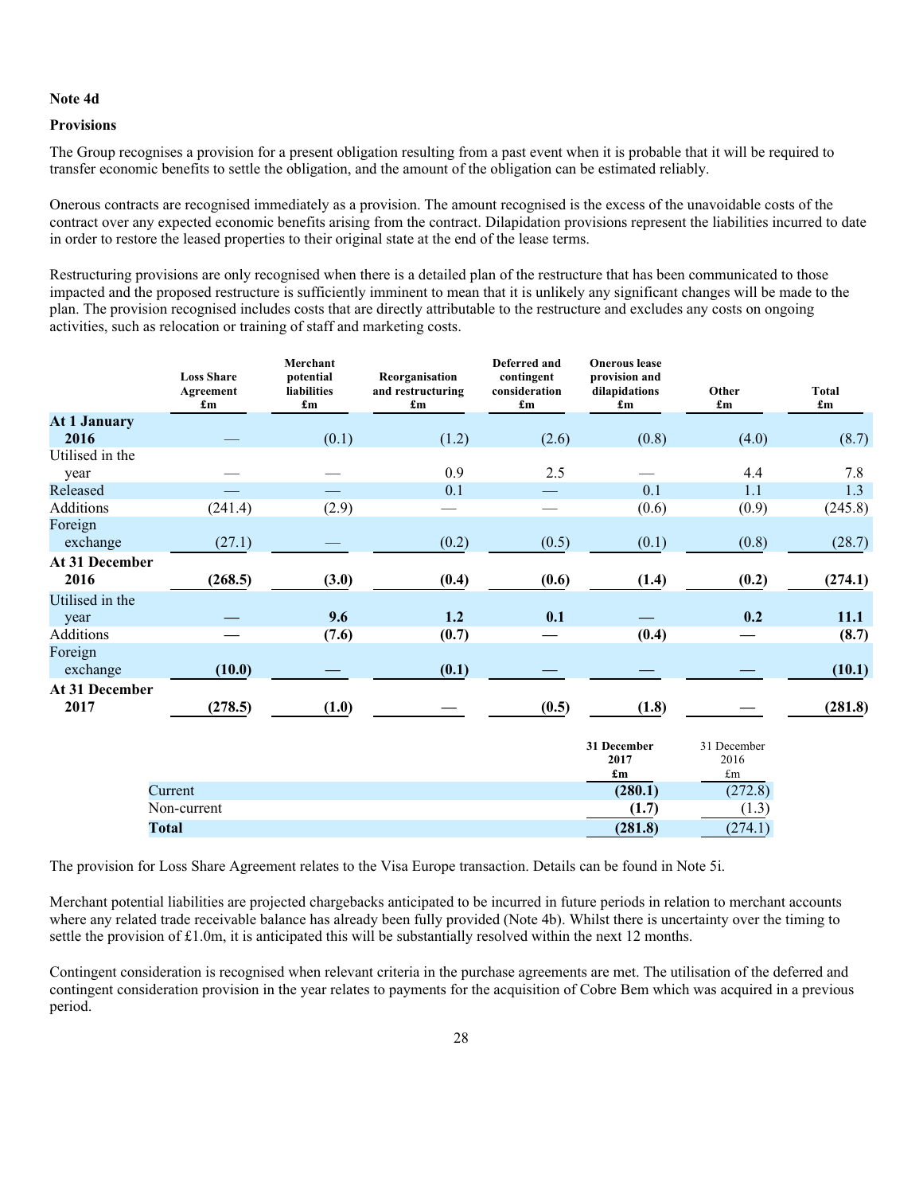**Note 4d**

**Provisions**

The Group recognises a provision for a present obligation resulting from a past event when it is probable that it will be required to transfer economic benefits to settle the obligation, and the amount of the obligation can be estimated reliably.

Onerous contracts are recognised immediately as a provision. The amount recognised is the excess of the unavoidable costs of the contract over any expected economic benefits arising from the contract. Dilapidation provisions represent the liabilities incurred to date in order to restore the leased properties to their original state at the end of the lease terms.

Restructuring provisions are only recognised when there is a detailed plan of the restructure that has been communicated to those impacted and the proposed restructure is sufficiently imminent to mean that it is unlikely any significant changes will be made to the plan. The provision recognised includes costs that are directly attributable to the restructure and excludes any costs on ongoing activities, such as relocation or training of staff and marketing costs.

| | Loss Share Agreement £m | Merchant potential liabilities £m | Reorganisation and restructuring £m | Deferred and contingent consideration £m | Onerous lease provision and dilapidations £m | Other £m | Total £m |
|---|---|---|---|---|---|---|---|
| **At 1 January 2016** | — | (0.1) | (1.2) | (2.6) | (0.8) | (4.0) | (8.7) |
| Utilised in the year | — | — | 0.9 | 2.5 | — | 4.4 | 7.8 |
| Released | — | — | 0.1 | — | 0.1 | 1.1 | 1.3 |
| Additions | (241.4) | (2.9) | — | — | (0.6) | (0.9) | (245.8) |
| Foreign exchange | (27.1) | — | (0.2) | (0.5) | (0.1) | (0.8) | (28.7) |
| **At 31 December 2016** | **(268.5)** | **(3.0)** | **(0.4)** | **(0.6)** | **(1.4)** | **(0.2)** | **(274.1)** |
| Utilised in the year | **—** | **9.6** | **1.2** | **0.1** | **—** | **0.2** | **11.1** |
| Additions | **—** | **(7.6)** | **(0.7)** | **—** | **(0.4)** | **—** | **(8.7)** |
| Foreign exchange | **(10.0)** | **—** | **(0.1)** | **—** | **—** | **—** | **(10.1)** |
| **At 31 December 2017** | **(278.5)** | **(1.0)** | **—** | **(0.5)** | **(1.8)** | **—** | **(281.8)** |

| | **31 December 2017 £m** | 31 December 2016 £m |
|---|---|---|
| Current | **(280.1)** | (272.8) |
| Non-current | **(1.7)** | (1.3) |
| **Total** | **(281.8)** | (274.1) |

The provision for Loss Share Agreement relates to the Visa Europe transaction. Details can be found in Note 5i.

Merchant potential liabilities are projected chargebacks anticipated to be incurred in future periods in relation to merchant accounts where any related trade receivable balance has already been fully provided (Note 4b). Whilst there is uncertainty over the timing to settle the provision of £1.0m, it is anticipated this will be substantially resolved within the next 12 months.

Contingent consideration is recognised when relevant criteria in the purchase agreements are met. The utilisation of the deferred and contingent consideration provision in the year relates to payments for the acquisition of Cobre Bem which was acquired in a previous period.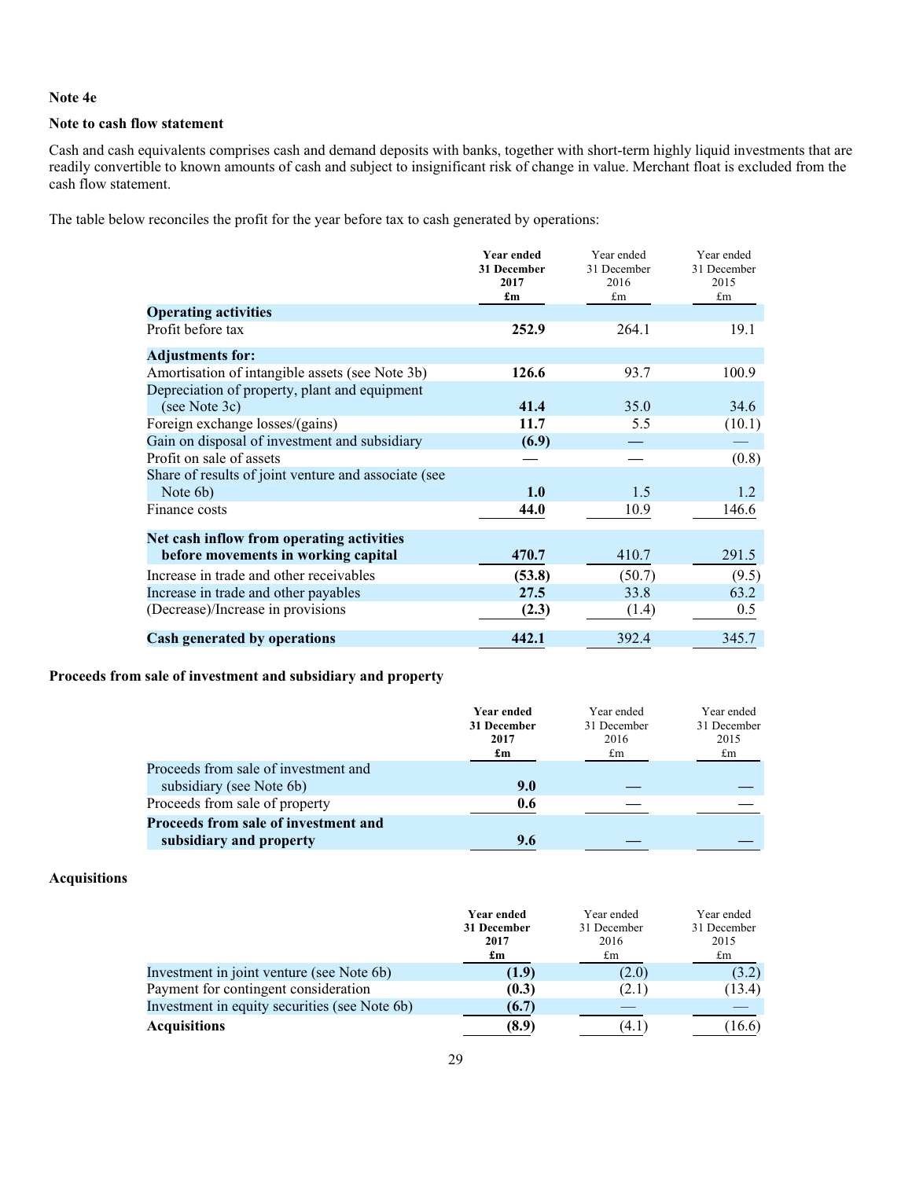**Note 4e**

**Note to cash flow statement**

Cash and cash equivalents comprises cash and demand deposits with banks, together with short-term highly liquid investments that are readily convertible to known amounts of cash and subject to insignificant risk of change in value. Merchant float is excluded from the cash flow statement.

The table below reconciles the profit for the year before tax to cash generated by operations:

| | **Year ended 31 December 2017 £m** | Year ended 31 December 2016 £m | Year ended 31 December 2015 £m |
|---|---|---|---|
| **Operating activities** | | | |
| Profit before tax | **252.9** | 264.1 | 19.1 |
| **Adjustments for:** | | | |
| Amortisation of intangible assets (see Note 3b) | **126.6** | 93.7 | 100.9 |
| Depreciation of property, plant and equipment (see Note 3c) | **41.4** | 35.0 | 34.6 |
| Foreign exchange losses/(gains) | **11.7** | 5.5 | (10.1) |
| Gain on disposal of investment and subsidiary | **(6.9)** | — | — |
| Profit on sale of assets | — | — | (0.8) |
| Share of results of joint venture and associate (see Note 6b) | **1.0** | 1.5 | 1.2 |
| Finance costs | **44.0** | 10.9 | 146.6 |
| **Net cash inflow from operating activities before movements in working capital** | **470.7** | 410.7 | 291.5 |
| Increase in trade and other receivables | **(53.8)** | (50.7) | (9.5) |
| Increase in trade and other payables | **27.5** | 33.8 | 63.2 |
| (Decrease)/Increase in provisions | **(2.3)** | (1.4) | 0.5 |
| **Cash generated by operations** | **442.1** | 392.4 | 345.7 |

**Proceeds from sale of investment and subsidiary and property**

| | **Year ended 31 December 2017 £m** | Year ended 31 December 2016 £m | Year ended 31 December 2015 £m |
|---|---|---|---|
| Proceeds from sale of investment and subsidiary (see Note 6b) | **9.0** | — | — |
| Proceeds from sale of property | **0.6** | — | — |
| **Proceeds from sale of investment and subsidiary and property** | **9.6** | — | — |

**Acquisitions**

| | **Year ended 31 December 2017 £m** | Year ended 31 December 2016 £m | Year ended 31 December 2015 £m |
|---|---|---|---|
| Investment in joint venture (see Note 6b) | **(1.9)** | (2.0) | (3.2) |
| Payment for contingent consideration | **(0.3)** | (2.1) | (13.4) |
| Investment in equity securities (see Note 6b) | **(6.7)** | — | — |
| **Acquisitions** | **(8.9)** | (4.1) | (16.6) |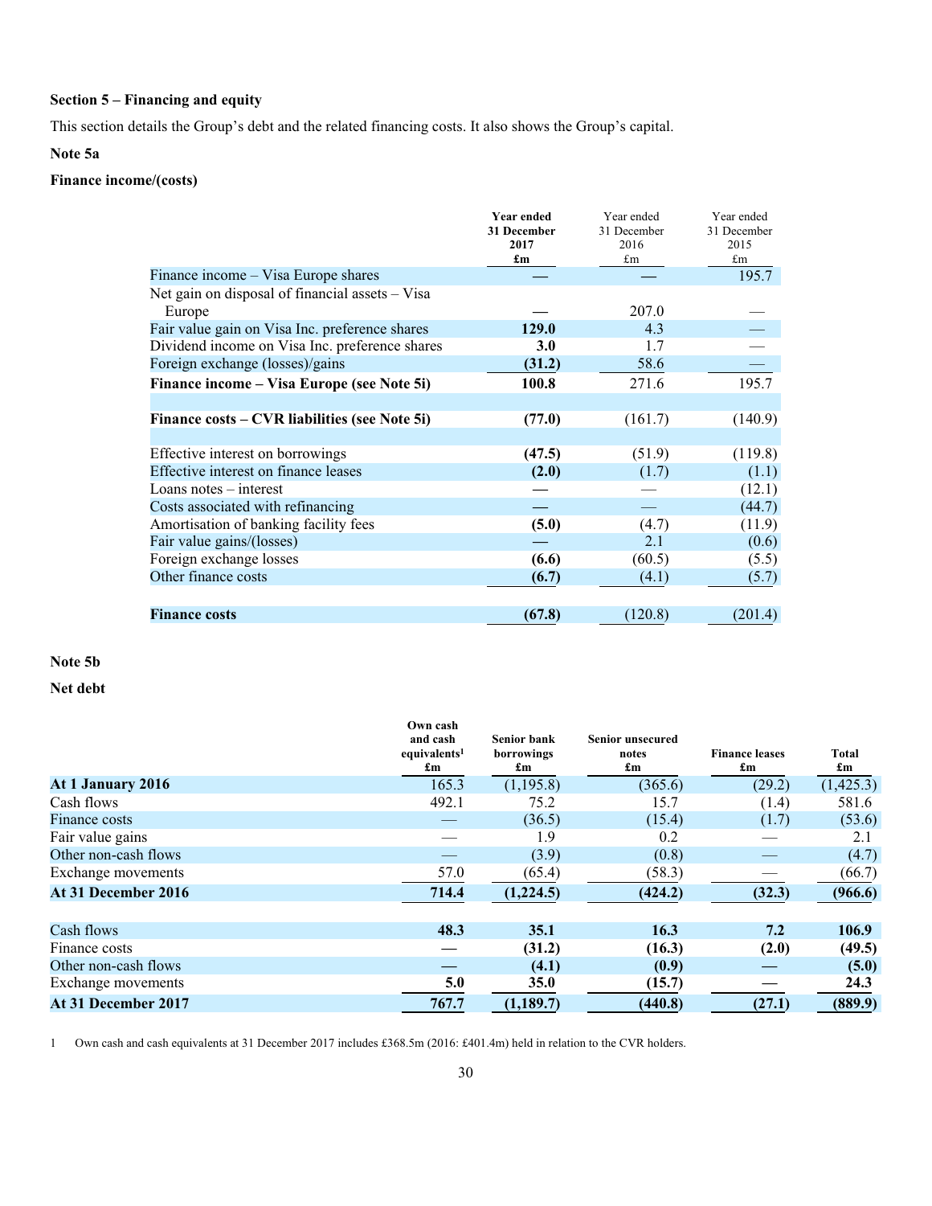### Section 5 – Financing and equity

This section details the Group's debt and the related financing costs. It also shows the Group's capital.

### Note 5a

#### Finance income/(costs)

| | **Year ended 31 December 2017 £m** | Year ended 31 December 2016 £m | Year ended 31 December 2015 £m |
|---|---|---|---|
| Finance income – Visa Europe shares | **—** | — | 195.7 |
| Net gain on disposal of financial assets – Visa Europe | **—** | 207.0 | — |
| Fair value gain on Visa Inc. preference shares | **129.0** | 4.3 | — |
| Dividend income on Visa Inc. preference shares | **3.0** | 1.7 | — |
| Foreign exchange (losses)/gains | **(31.2)** | 58.6 | — |
| **Finance income – Visa Europe (see Note 5i)** | **100.8** | 271.6 | 195.7 |
| | | | |
| **Finance costs – CVR liabilities (see Note 5i)** | **(77.0)** | (161.7) | (140.9) |
| | | | |
| Effective interest on borrowings | **(47.5)** | (51.9) | (119.8) |
| Effective interest on finance leases | **(2.0)** | (1.7) | (1.1) |
| Loans notes – interest | **—** | — | (12.1) |
| Costs associated with refinancing | **—** | — | (44.7) |
| Amortisation of banking facility fees | **(5.0)** | (4.7) | (11.9) |
| Fair value gains/(losses) | **—** | 2.1 | (0.6) |
| Foreign exchange losses | **(6.6)** | (60.5) | (5.5) |
| Other finance costs | **(6.7)** | (4.1) | (5.7) |
| | | | |
| **Finance costs** | **(67.8)** | (120.8) | (201.4) |

### Note 5b

#### Net debt

| | Own cash and cash equivalents[1] £m | Senior bank borrowings £m | Senior unsecured notes £m | Finance leases £m | Total £m |
|---|---|---|---|---|---|
| **At 1 January 2016** | 165.3 | (1,195.8) | (365.6) | (29.2) | (1,425.3) |
| Cash flows | 492.1 | 75.2 | 15.7 | (1.4) | 581.6 |
| Finance costs | — | (36.5) | (15.4) | (1.7) | (53.6) |
| Fair value gains | — | 1.9 | 0.2 | — | 2.1 |
| Other non-cash flows | — | (3.9) | (0.8) | — | (4.7) |
| Exchange movements | 57.0 | (65.4) | (58.3) | — | (66.7) |
| **At 31 December 2016** | **714.4** | **(1,224.5)** | **(424.2)** | **(32.3)** | **(966.6)** |
| | | | | | |
| Cash flows | **48.3** | **35.1** | **16.3** | **7.2** | **106.9** |
| Finance costs | **—** | **(31.2)** | **(16.3)** | **(2.0)** | **(49.5)** |
| Other non-cash flows | **—** | **(4.1)** | **(0.9)** | **—** | **(5.0)** |
| Exchange movements | **5.0** | **35.0** | **(15.7)** | **—** | **24.3** |
| **At 31 December 2017** | **767.7** | **(1,189.7)** | **(440.8)** | **(27.1)** | **(889.9)** |

1 Own cash and cash equivalents at 31 December 2017 includes £368.5m (2016: £401.4m) held in relation to the CVR holders.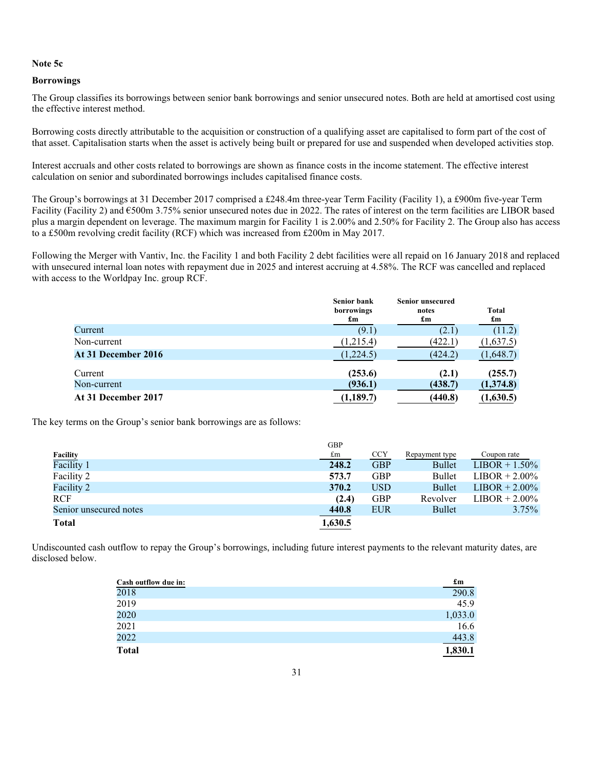**Note 5c**

**Borrowings**

The Group classifies its borrowings between senior bank borrowings and senior unsecured notes. Both are held at amortised cost using the effective interest method.

Borrowing costs directly attributable to the acquisition or construction of a qualifying asset are capitalised to form part of the cost of that asset. Capitalisation starts when the asset is actively being built or prepared for use and suspended when developed activities stop.

Interest accruals and other costs related to borrowings are shown as finance costs in the income statement. The effective interest calculation on senior and subordinated borrowings includes capitalised finance costs.

The Group's borrowings at 31 December 2017 comprised a £248.4m three-year Term Facility (Facility 1), a £900m five-year Term Facility (Facility 2) and €500m 3.75% senior unsecured notes due in 2022. The rates of interest on the term facilities are LIBOR based plus a margin dependent on leverage. The maximum margin for Facility 1 is 2.00% and 2.50% for Facility 2. The Group also has access to a £500m revolving credit facility (RCF) which was increased from £200m in May 2017.

Following the Merger with Vantiv, Inc. the Facility 1 and both Facility 2 debt facilities were all repaid on 16 January 2018 and replaced with unsecured internal loan notes with repayment due in 2025 and interest accruing at 4.58%. The RCF was cancelled and replaced with access to the Worldpay Inc. group RCF.

| | Senior bank borrowings £m | Senior unsecured notes £m | Total £m |
|---|---|---|---|
| Current | (9.1) | (2.1) | (11.2) |
| Non-current | (1,215.4) | (422.1) | (1,637.5) |
| **At 31 December 2016** | (1,224.5) | (424.2) | (1,648.7) |
| Current | **(253.6)** | **(2.1)** | **(255.7)** |
| Non-current | **(936.1)** | **(438.7)** | **(1,374.8)** |
| **At 31 December 2017** | **(1,189.7)** | **(440.8)** | **(1,630.5)** |

The key terms on the Group's senior bank borrowings are as follows:

| Facility | GBP £m | CCY | Repayment type | Coupon rate |
|---|---|---|---|---|
| Facility 1 | **248.2** | GBP | Bullet | LIBOR + 1.50% |
| Facility 2 | **573.7** | GBP | Bullet | LIBOR + 2.00% |
| Facility 2 | **370.2** | USD | Bullet | LIBOR + 2.00% |
| RCF | **(2.4)** | GBP | Revolver | LIBOR + 2.00% |
| Senior unsecured notes | **440.8** | EUR | Bullet | 3.75% |
| **Total** | **1,630.5** | | | |

Undiscounted cash outflow to repay the Group's borrowings, including future interest payments to the relevant maturity dates, are disclosed below.

| Cash outflow due in: | £m |
|---|---|
| 2018 | 290.8 |
| 2019 | 45.9 |
| 2020 | 1,033.0 |
| 2021 | 16.6 |
| 2022 | 443.8 |
| **Total** | **1,830.1** |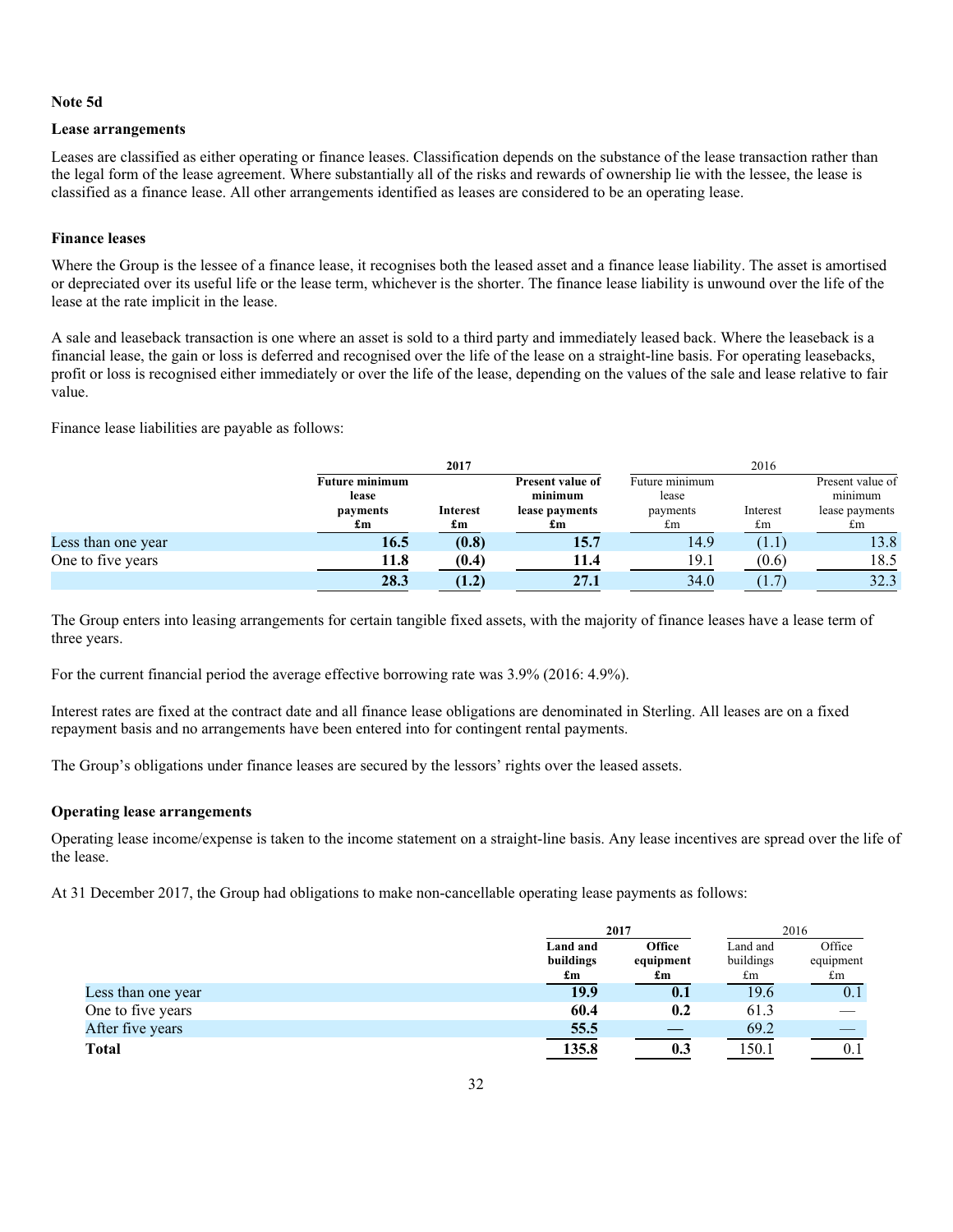**Note 5d**

**Lease arrangements**

Leases are classified as either operating or finance leases. Classification depends on the substance of the lease transaction rather than the legal form of the lease agreement. Where substantially all of the risks and rewards of ownership lie with the lessee, the lease is classified as a finance lease. All other arrangements identified as leases are considered to be an operating lease.

**Finance leases**

Where the Group is the lessee of a finance lease, it recognises both the leased asset and a finance lease liability. The asset is amortised or depreciated over its useful life or the lease term, whichever is the shorter. The finance lease liability is unwound over the life of the lease at the rate implicit in the lease.

A sale and leaseback transaction is one where an asset is sold to a third party and immediately leased back. Where the leaseback is a financial lease, the gain or loss is deferred and recognised over the life of the lease on a straight-line basis. For operating leasebacks, profit or loss is recognised either immediately or over the life of the lease, depending on the values of the sale and lease relative to fair value.

Finance lease liabilities are payable as follows:

| | **2017** | | | 2016 | | |
|---|---|---|---|---|---|---|
| | **Future minimum lease payments £m** | **Interest £m** | **Present value of minimum lease payments £m** | Future minimum lease payments £m | Interest £m | Present value of minimum lease payments £m |
| Less than one year | **16.5** | **(0.8)** | **15.7** | 14.9 | (1.1) | 13.8 |
| One to five years | **11.8** | **(0.4)** | **11.4** | 19.1 | (0.6) | 18.5 |
| | **28.3** | **(1.2)** | **27.1** | 34.0 | (1.7) | 32.3 |

The Group enters into leasing arrangements for certain tangible fixed assets, with the majority of finance leases have a lease term of three years.

For the current financial period the average effective borrowing rate was 3.9% (2016: 4.9%).

Interest rates are fixed at the contract date and all finance lease obligations are denominated in Sterling. All leases are on a fixed repayment basis and no arrangements have been entered into for contingent rental payments.

The Group's obligations under finance leases are secured by the lessors' rights over the leased assets.

**Operating lease arrangements**

Operating lease income/expense is taken to the income statement on a straight-line basis. Any lease incentives are spread over the life of the lease.

At 31 December 2017, the Group had obligations to make non-cancellable operating lease payments as follows:

| | **2017** | | 2016 | |
|---|---|---|---|---|
| | **Land and buildings £m** | **Office equipment £m** | Land and buildings £m | Office equipment £m |
| Less than one year | **19.9** | **0.1** | 19.6 | 0.1 |
| One to five years | **60.4** | **0.2** | 61.3 | — |
| After five years | **55.5** | **—** | 69.2 | — |
| **Total** | **135.8** | **0.3** | 150.1 | 0.1 |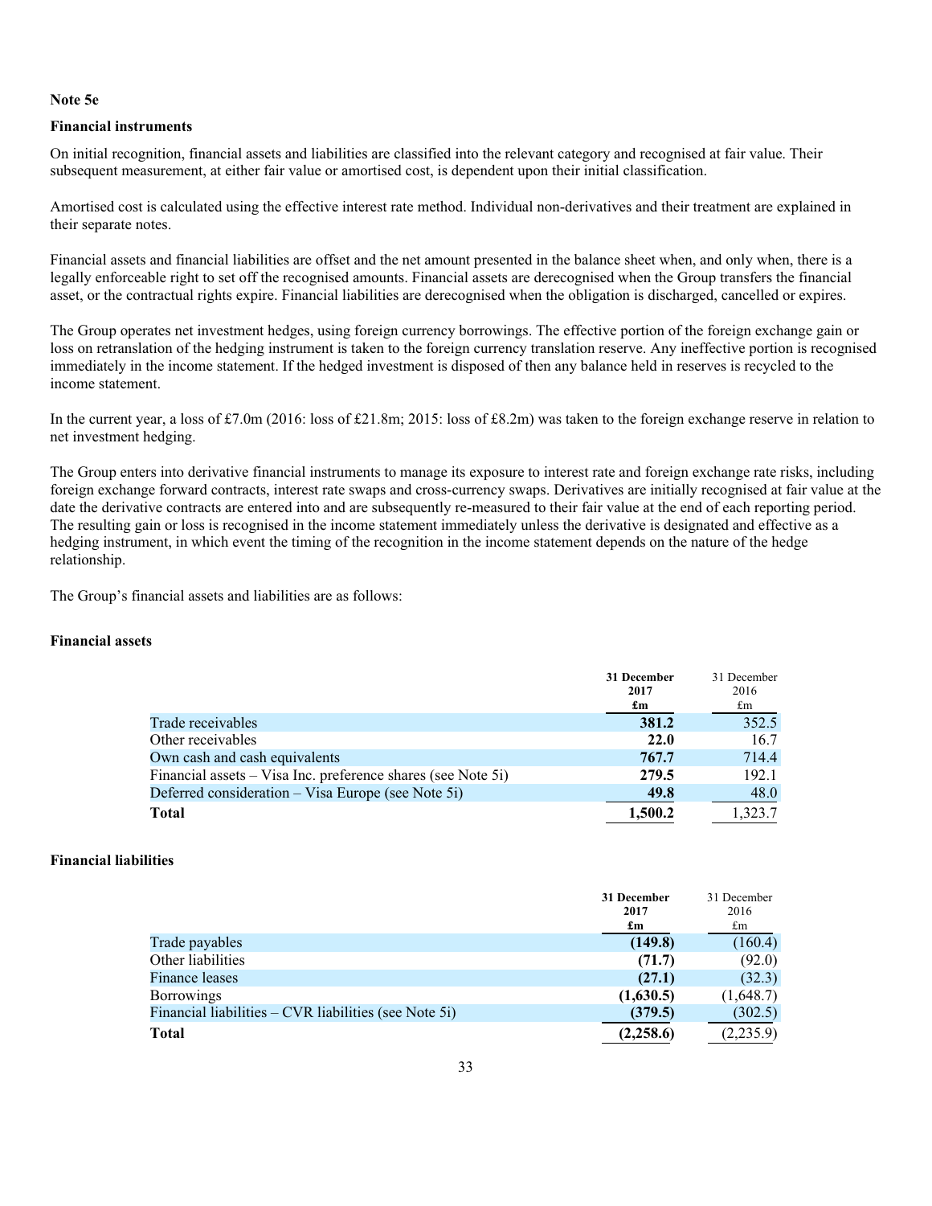**Note 5e**

**Financial instruments**

On initial recognition, financial assets and liabilities are classified into the relevant category and recognised at fair value. Their subsequent measurement, at either fair value or amortised cost, is dependent upon their initial classification.

Amortised cost is calculated using the effective interest rate method. Individual non-derivatives and their treatment are explained in their separate notes.

Financial assets and financial liabilities are offset and the net amount presented in the balance sheet when, and only when, there is a legally enforceable right to set off the recognised amounts. Financial assets are derecognised when the Group transfers the financial asset, or the contractual rights expire. Financial liabilities are derecognised when the obligation is discharged, cancelled or expires.

The Group operates net investment hedges, using foreign currency borrowings. The effective portion of the foreign exchange gain or loss on retranslation of the hedging instrument is taken to the foreign currency translation reserve. Any ineffective portion is recognised immediately in the income statement. If the hedged investment is disposed of then any balance held in reserves is recycled to the income statement.

In the current year, a loss of £7.0m (2016: loss of £21.8m; 2015: loss of £8.2m) was taken to the foreign exchange reserve in relation to net investment hedging.

The Group enters into derivative financial instruments to manage its exposure to interest rate and foreign exchange rate risks, including foreign exchange forward contracts, interest rate swaps and cross-currency swaps. Derivatives are initially recognised at fair value at the date the derivative contracts are entered into and are subsequently re-measured to their fair value at the end of each reporting period. The resulting gain or loss is recognised in the income statement immediately unless the derivative is designated and effective as a hedging instrument, in which event the timing of the recognition in the income statement depends on the nature of the hedge relationship.

The Group's financial assets and liabilities are as follows:

**Financial assets**

| | **31 December 2017 £m** | 31 December 2016 £m |
|---|---|---|
| Trade receivables | **381.2** | 352.5 |
| Other receivables | **22.0** | 16.7 |
| Own cash and cash equivalents | **767.7** | 714.4 |
| Financial assets – Visa Inc. preference shares (see Note 5i) | **279.5** | 192.1 |
| Deferred consideration – Visa Europe (see Note 5i) | **49.8** | 48.0 |
| **Total** | **1,500.2** | 1,323.7 |

**Financial liabilities**

| | **31 December 2017 £m** | 31 December 2016 £m |
|---|---|---|
| Trade payables | **(149.8)** | (160.4) |
| Other liabilities | **(71.7)** | (92.0) |
| Finance leases | **(27.1)** | (32.3) |
| Borrowings | **(1,630.5)** | (1,648.7) |
| Financial liabilities – CVR liabilities (see Note 5i) | **(379.5)** | (302.5) |
| **Total** | **(2,258.6)** | (2,235.9) |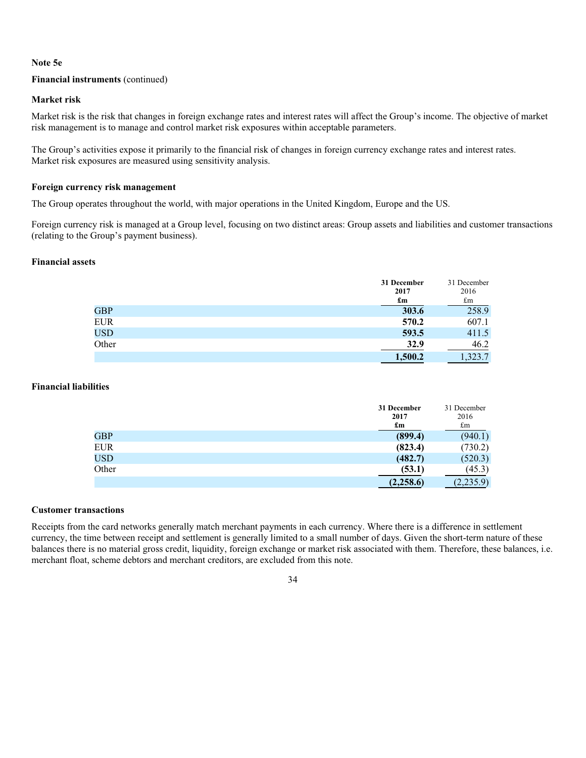**Note 5e**

**Financial instruments** (continued)

**Market risk**

Market risk is the risk that changes in foreign exchange rates and interest rates will affect the Group's income. The objective of market risk management is to manage and control market risk exposures within acceptable parameters.

The Group's activities expose it primarily to the financial risk of changes in foreign currency exchange rates and interest rates. Market risk exposures are measured using sensitivity analysis.

**Foreign currency risk management**

The Group operates throughout the world, with major operations in the United Kingdom, Europe and the US.

Foreign currency risk is managed at a Group level, focusing on two distinct areas: Group assets and liabilities and customer transactions (relating to the Group's payment business).

**Financial assets**

| | **31 December 2017 £m** | 31 December 2016 £m |
|---|---|---|
| GBP | **303.6** | 258.9 |
| EUR | **570.2** | 607.1 |
| USD | **593.5** | 411.5 |
| Other | **32.9** | 46.2 |
| | **1,500.2** | 1,323.7 |

**Financial liabilities**

| | **31 December 2017 £m** | 31 December 2016 £m |
|---|---|---|
| GBP | **(899.4)** | (940.1) |
| EUR | **(823.4)** | (730.2) |
| USD | **(482.7)** | (520.3) |
| Other | **(53.1)** | (45.3) |
| | **(2,258.6)** | (2,235.9) |

**Customer transactions**

Receipts from the card networks generally match merchant payments in each currency. Where there is a difference in settlement currency, the time between receipt and settlement is generally limited to a small number of days. Given the short-term nature of these balances there is no material gross credit, liquidity, foreign exchange or market risk associated with them. Therefore, these balances, i.e. merchant float, scheme debtors and merchant creditors, are excluded from this note.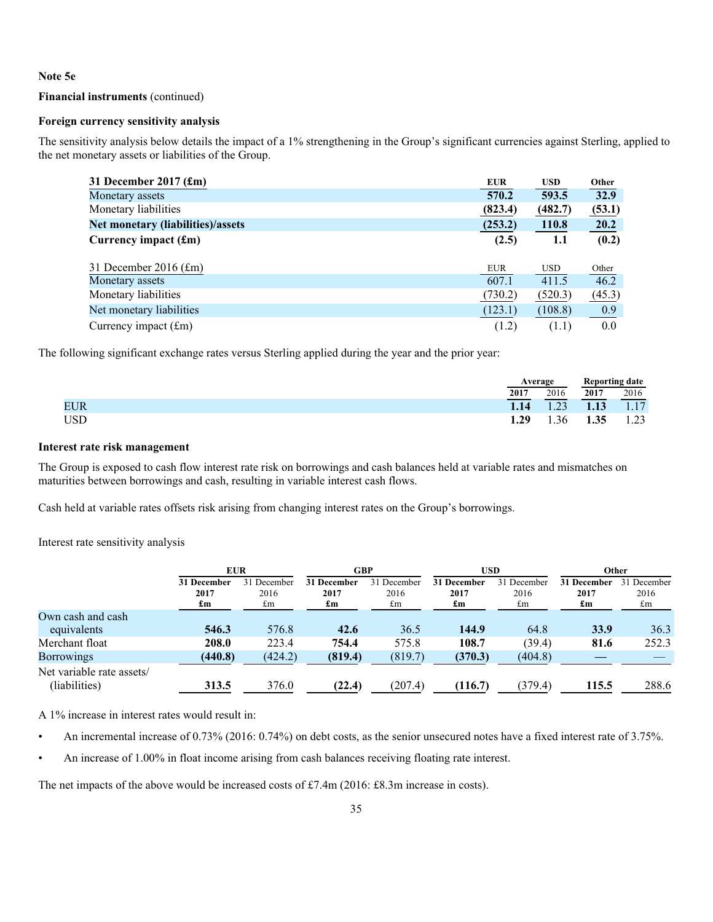**Note 5e**

**Financial instruments** (continued)

**Foreign currency sensitivity analysis**

The sensitivity analysis below details the impact of a 1% strengthening in the Group's significant currencies against Sterling, applied to the net monetary assets or liabilities of the Group.

| **31 December 2017 (£m)** | **EUR** | **USD** | **Other** |
|---|---|---|---|
| Monetary assets | **570.2** | **593.5** | **32.9** |
| Monetary liabilities | **(823.4)** | **(482.7)** | **(53.1)** |
| **Net monetary (liabilities)/assets** | **(253.2)** | **110.8** | **20.2** |
| **Currency impact (£m)** | **(2.5)** | **1.1** | **(0.2)** |

| 31 December 2016 (£m) | EUR | USD | Other |
|---|---|---|---|
| Monetary assets | 607.1 | 411.5 | 46.2 |
| Monetary liabilities | (730.2) | (520.3) | (45.3) |
| Net monetary liabilities | (123.1) | (108.8) | 0.9 |
| Currency impact (£m) | (1.2) | (1.1) | 0.0 |

The following significant exchange rates versus Sterling applied during the year and the prior year:

| | Average | | Reporting date | |
|---|---|---|---|---|
| | **2017** | 2016 | **2017** | 2016 |
| EUR | **1.14** | 1.23 | **1.13** | 1.17 |
| USD | **1.29** | 1.36 | **1.35** | 1.23 |

**Interest rate risk management**

The Group is exposed to cash flow interest rate risk on borrowings and cash balances held at variable rates and mismatches on maturities between borrowings and cash, resulting in variable interest cash flows.

Cash held at variable rates offsets risk arising from changing interest rates on the Group's borrowings.

Interest rate sensitivity analysis

| | **EUR** | | **GBP** | | **USD** | | **Other** | |
|---|---|---|---|---|---|---|---|---|
| | **31 December 2017 £m** | 31 December 2016 £m | **31 December 2017 £m** | 31 December 2016 £m | **31 December 2017 £m** | 31 December 2016 £m | **31 December 2017 £m** | 31 December 2016 £m |
| Own cash and cash equivalents | **546.3** | 576.8 | **42.6** | 36.5 | **144.9** | 64.8 | **33.9** | 36.3 |
| Merchant float | **208.0** | 223.4 | **754.4** | 575.8 | **108.7** | (39.4) | **81.6** | 252.3 |
| Borrowings | **(440.8)** | (424.2) | **(819.4)** | (819.7) | **(370.3)** | (404.8) | **—** | — |
| Net variable rate assets/ (liabilities) | **313.5** | 376.0 | **(22.4)** | (207.4) | **(116.7)** | (379.4) | **115.5** | 288.6 |

A 1% increase in interest rates would result in:

- An incremental increase of 0.73% (2016: 0.74%) on debt costs, as the senior unsecured notes have a fixed interest rate of 3.75%.
- An increase of 1.00% in float income arising from cash balances receiving floating rate interest.

The net impacts of the above would be increased costs of £7.4m (2016: £8.3m increase in costs).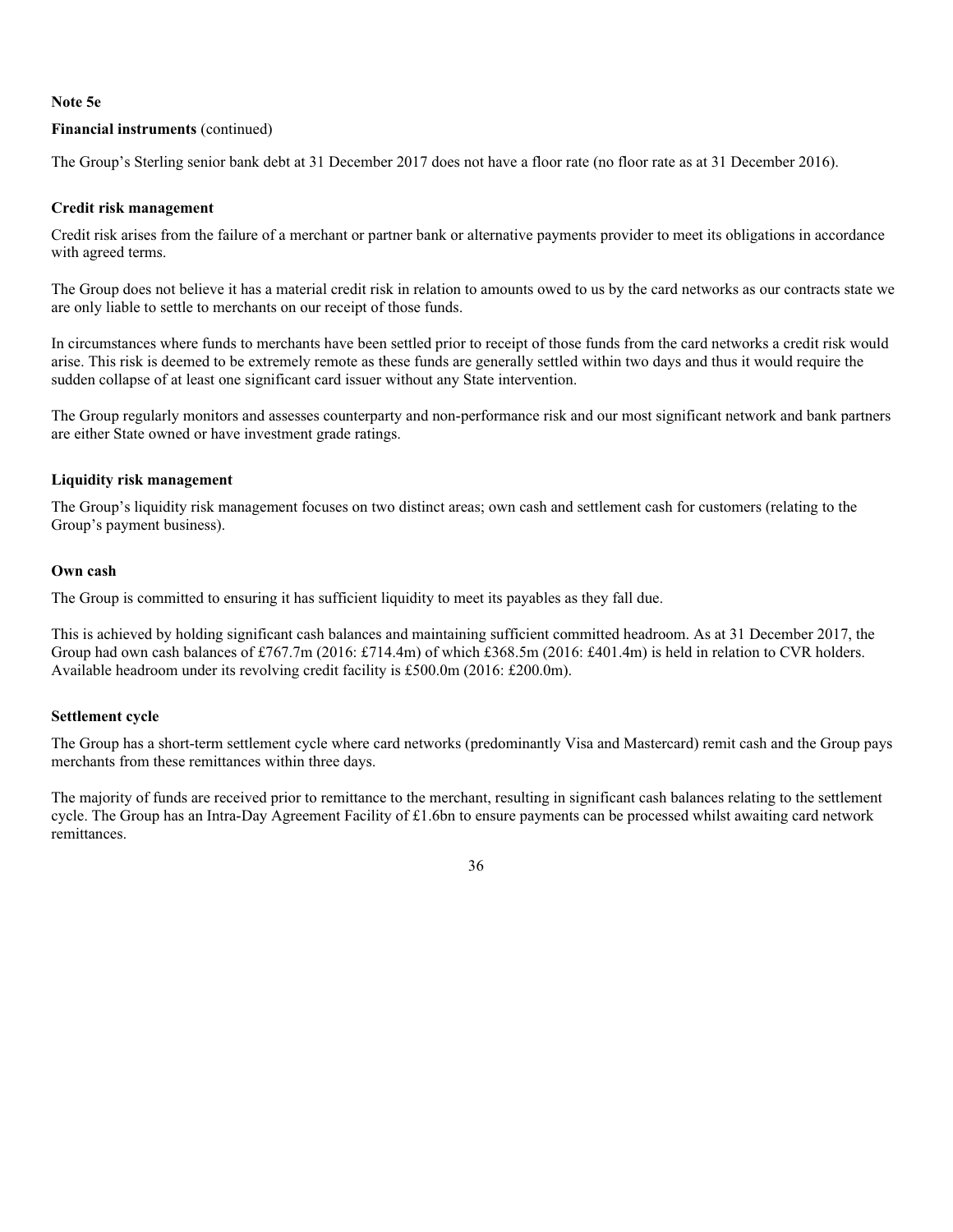**Note 5e**

**Financial instruments** (continued)

The Group's Sterling senior bank debt at 31 December 2017 does not have a floor rate (no floor rate as at 31 December 2016).

**Credit risk management**

Credit risk arises from the failure of a merchant or partner bank or alternative payments provider to meet its obligations in accordance with agreed terms.

The Group does not believe it has a material credit risk in relation to amounts owed to us by the card networks as our contracts state we are only liable to settle to merchants on our receipt of those funds.

In circumstances where funds to merchants have been settled prior to receipt of those funds from the card networks a credit risk would arise. This risk is deemed to be extremely remote as these funds are generally settled within two days and thus it would require the sudden collapse of at least one significant card issuer without any State intervention.

The Group regularly monitors and assesses counterparty and non-performance risk and our most significant network and bank partners are either State owned or have investment grade ratings.

**Liquidity risk management**

The Group's liquidity risk management focuses on two distinct areas; own cash and settlement cash for customers (relating to the Group's payment business).

**Own cash**

The Group is committed to ensuring it has sufficient liquidity to meet its payables as they fall due.

This is achieved by holding significant cash balances and maintaining sufficient committed headroom. As at 31 December 2017, the Group had own cash balances of £767.7m (2016: £714.4m) of which £368.5m (2016: £401.4m) is held in relation to CVR holders. Available headroom under its revolving credit facility is £500.0m (2016: £200.0m).

**Settlement cycle**

The Group has a short-term settlement cycle where card networks (predominantly Visa and Mastercard) remit cash and the Group pays merchants from these remittances within three days.

The majority of funds are received prior to remittance to the merchant, resulting in significant cash balances relating to the settlement cycle. The Group has an Intra-Day Agreement Facility of £1.6bn to ensure payments can be processed whilst awaiting card network remittances.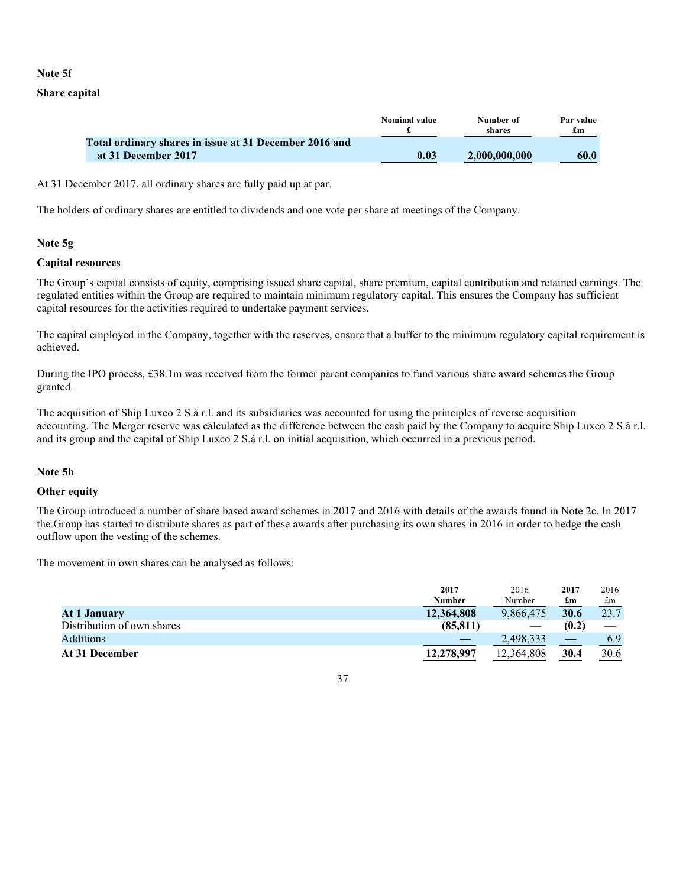**Note 5f**

**Share capital**

| | Nominal value £ | Number of shares | Par value £m |
|---|---|---|---|
| **Total ordinary shares in issue at 31 December 2016 and at 31 December 2017** | **0.03** | **2,000,000,000** | **60.0** |

At 31 December 2017, all ordinary shares are fully paid up at par.

The holders of ordinary shares are entitled to dividends and one vote per share at meetings of the Company.

**Note 5g**

**Capital resources**

The Group's capital consists of equity, comprising issued share capital, share premium, capital contribution and retained earnings. The regulated entities within the Group are required to maintain minimum regulatory capital. This ensures the Company has sufficient capital resources for the activities required to undertake payment services.

The capital employed in the Company, together with the reserves, ensure that a buffer to the minimum regulatory capital requirement is achieved.

During the IPO process, £38.1m was received from the former parent companies to fund various share award schemes the Group granted.

The acquisition of Ship Luxco 2 S.à r.l. and its subsidiaries was accounted for using the principles of reverse acquisition accounting. The Merger reserve was calculated as the difference between the cash paid by the Company to acquire Ship Luxco 2 S.à r.l. and its group and the capital of Ship Luxco 2 S.à r.l. on initial acquisition, which occurred in a previous period.

**Note 5h**

**Other equity**

The Group introduced a number of share based award schemes in 2017 and 2016 with details of the awards found in Note 2c. In 2017 the Group has started to distribute shares as part of these awards after purchasing its own shares in 2016 in order to hedge the cash outflow upon the vesting of the schemes.

The movement in own shares can be analysed as follows:

| | **2017 Number** | 2016 Number | **2017 £m** | 2016 £m |
|---|---|---|---|---|
| **At 1 January** | **12,364,808** | 9,866,475 | **30.6** | 23.7 |
| Distribution of own shares | **(85,811)** | — | **(0.2)** | — |
| Additions | **—** | 2,498,333 | **—** | 6.9 |
| **At 31 December** | **12,278,997** | 12,364,808 | **30.4** | 30.6 |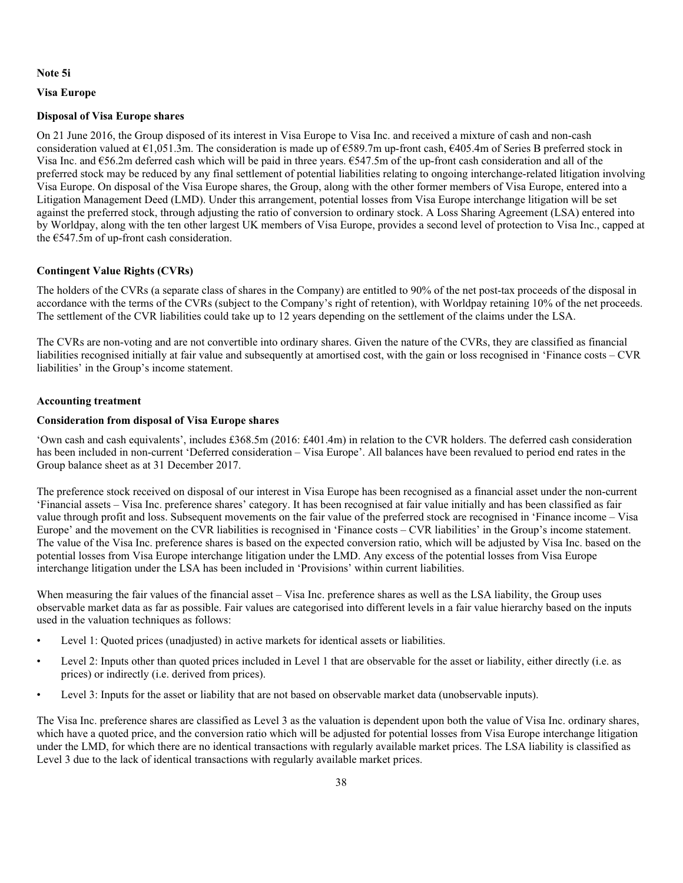**Note 5i**

**Visa Europe**

**Disposal of Visa Europe shares**

On 21 June 2016, the Group disposed of its interest in Visa Europe to Visa Inc. and received a mixture of cash and non-cash consideration valued at €1,051.3m. The consideration is made up of €589.7m up-front cash, €405.4m of Series B preferred stock in Visa Inc. and €56.2m deferred cash which will be paid in three years. €547.5m of the up-front cash consideration and all of the preferred stock may be reduced by any final settlement of potential liabilities relating to ongoing interchange-related litigation involving Visa Europe. On disposal of the Visa Europe shares, the Group, along with the other former members of Visa Europe, entered into a Litigation Management Deed (LMD). Under this arrangement, potential losses from Visa Europe interchange litigation will be set against the preferred stock, through adjusting the ratio of conversion to ordinary stock. A Loss Sharing Agreement (LSA) entered into by Worldpay, along with the ten other largest UK members of Visa Europe, provides a second level of protection to Visa Inc., capped at the €547.5m of up-front cash consideration.

**Contingent Value Rights (CVRs)**

The holders of the CVRs (a separate class of shares in the Company) are entitled to 90% of the net post-tax proceeds of the disposal in accordance with the terms of the CVRs (subject to the Company's right of retention), with Worldpay retaining 10% of the net proceeds. The settlement of the CVR liabilities could take up to 12 years depending on the settlement of the claims under the LSA.

The CVRs are non-voting and are not convertible into ordinary shares. Given the nature of the CVRs, they are classified as financial liabilities recognised initially at fair value and subsequently at amortised cost, with the gain or loss recognised in 'Finance costs – CVR liabilities' in the Group's income statement.

**Accounting treatment**

**Consideration from disposal of Visa Europe shares**

'Own cash and cash equivalents', includes £368.5m (2016: £401.4m) in relation to the CVR holders. The deferred cash consideration has been included in non-current 'Deferred consideration – Visa Europe'. All balances have been revalued to period end rates in the Group balance sheet as at 31 December 2017.

The preference stock received on disposal of our interest in Visa Europe has been recognised as a financial asset under the non-current 'Financial assets – Visa Inc. preference shares' category. It has been recognised at fair value initially and has been classified as fair value through profit and loss. Subsequent movements on the fair value of the preferred stock are recognised in 'Finance income – Visa Europe' and the movement on the CVR liabilities is recognised in 'Finance costs – CVR liabilities' in the Group's income statement. The value of the Visa Inc. preference shares is based on the expected conversion ratio, which will be adjusted by Visa Inc. based on the potential losses from Visa Europe interchange litigation under the LMD. Any excess of the potential losses from Visa Europe interchange litigation under the LSA has been included in 'Provisions' within current liabilities.

When measuring the fair values of the financial asset – Visa Inc. preference shares as well as the LSA liability, the Group uses observable market data as far as possible. Fair values are categorised into different levels in a fair value hierarchy based on the inputs used in the valuation techniques as follows:

- Level 1: Quoted prices (unadjusted) in active markets for identical assets or liabilities.
- Level 2: Inputs other than quoted prices included in Level 1 that are observable for the asset or liability, either directly (i.e. as prices) or indirectly (i.e. derived from prices).
- Level 3: Inputs for the asset or liability that are not based on observable market data (unobservable inputs).

The Visa Inc. preference shares are classified as Level 3 as the valuation is dependent upon both the value of Visa Inc. ordinary shares, which have a quoted price, and the conversion ratio which will be adjusted for potential losses from Visa Europe interchange litigation under the LMD, for which there are no identical transactions with regularly available market prices. The LSA liability is classified as Level 3 due to the lack of identical transactions with regularly available market prices.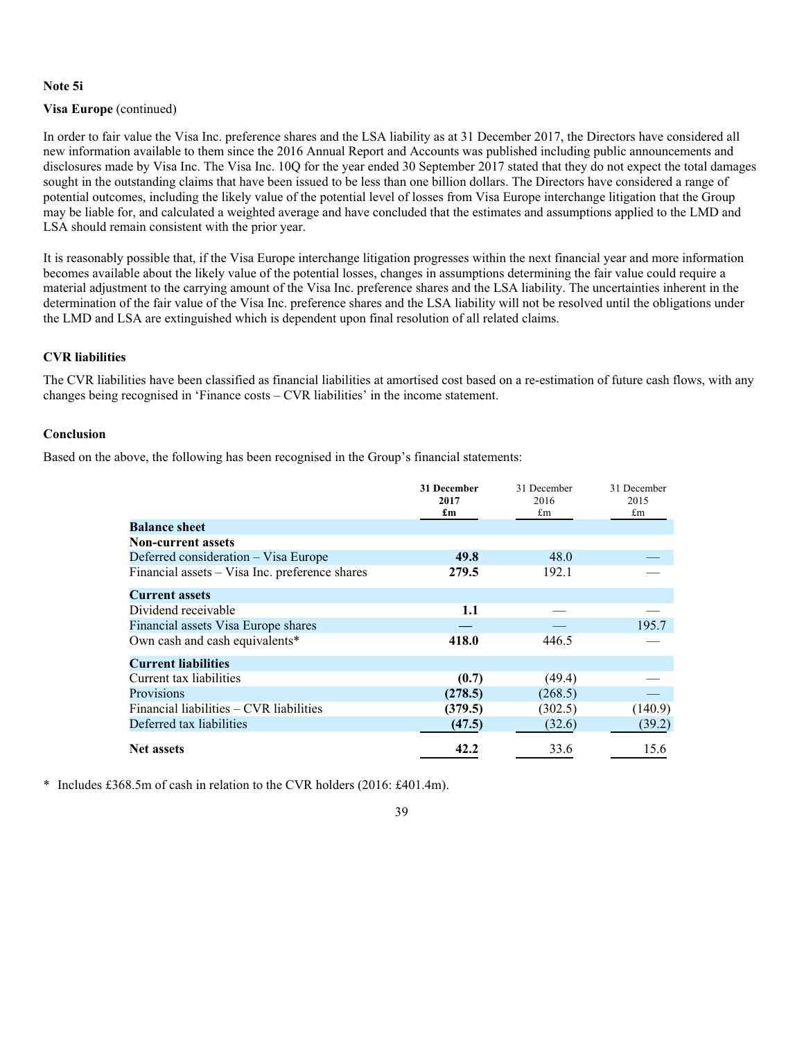**Note 5i**

**Visa Europe** (continued)

In order to fair value the Visa Inc. preference shares and the LSA liability as at 31 December 2017, the Directors have considered all new information available to them since the 2016 Annual Report and Accounts was published including public announcements and disclosures made by Visa Inc. The Visa Inc. 10Q for the year ended 30 September 2017 stated that they do not expect the total damages sought in the outstanding claims that have been issued to be less than one billion dollars. The Directors have considered a range of potential outcomes, including the likely value of the potential level of losses from Visa Europe interchange litigation that the Group may be liable for, and calculated a weighted average and have concluded that the estimates and assumptions applied to the LMD and LSA should remain consistent with the prior year.

It is reasonably possible that, if the Visa Europe interchange litigation progresses within the next financial year and more information becomes available about the likely value of the potential losses, changes in assumptions determining the fair value could require a material adjustment to the carrying amount of the Visa Inc. preference shares and the LSA liability. The uncertainties inherent in the determination of the fair value of the Visa Inc. preference shares and the LSA liability will not be resolved until the obligations under the LMD and LSA are extinguished which is dependent upon final resolution of all related claims.

**CVR liabilities**

The CVR liabilities have been classified as financial liabilities at amortised cost based on a re-estimation of future cash flows, with any changes being recognised in 'Finance costs – CVR liabilities' in the income statement.

**Conclusion**

Based on the above, the following has been recognised in the Group's financial statements:

| | **31 December 2017 £m** | 31 December 2016 £m | 31 December 2015 £m |
|---|---|---|---|
| **Balance sheet** | | | |
| **Non-current assets** | | | |
| Deferred consideration – Visa Europe | **49.8** | 48.0 | — |
| Financial assets – Visa Inc. preference shares | **279.5** | 192.1 | — |
| **Current assets** | | | |
| Dividend receivable | **1.1** | — | — |
| Financial assets Visa Europe shares | **—** | — | 195.7 |
| Own cash and cash equivalents* | **418.0** | 446.5 | — |
| **Current liabilities** | | | |
| Current tax liabilities | **(0.7)** | (49.4) | — |
| Provisions | **(278.5)** | (268.5) | — |
| Financial liabilities – CVR liabilities | **(379.5)** | (302.5) | (140.9) |
| Deferred tax liabilities | **(47.5)** | (32.6) | (39.2) |
| **Net assets** | **42.2** | 33.6 | 15.6 |

\* Includes £368.5m of cash in relation to the CVR holders (2016: £401.4m).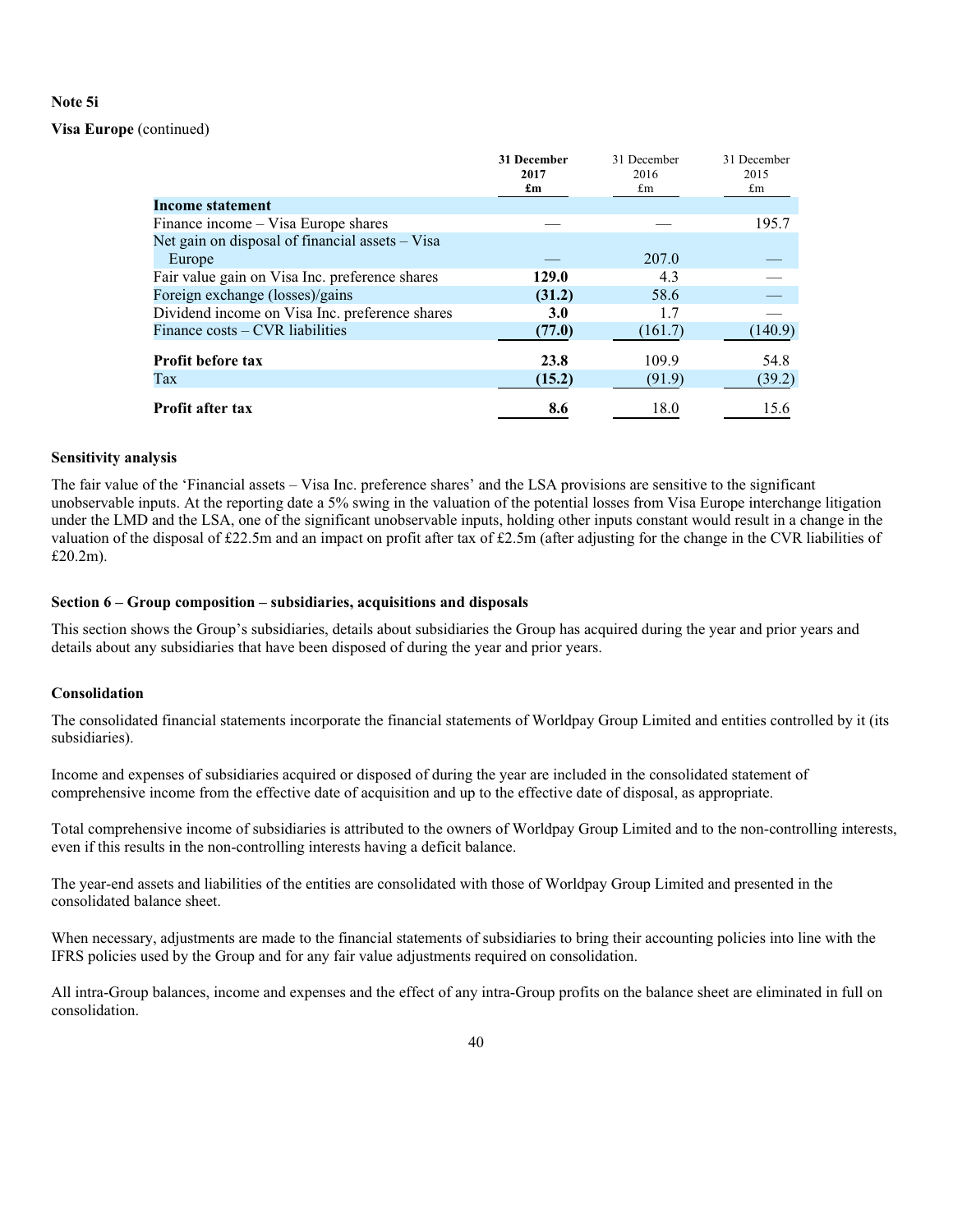**Note 5i**

**Visa Europe** (continued)

| | **31 December 2017 £m** | 31 December 2016 £m | 31 December 2015 £m |
|---|---|---|---|
| **Income statement** | | | |
| Finance income – Visa Europe shares | — | — | 195.7 |
| Net gain on disposal of financial assets – Visa Europe | — | 207.0 | — |
| Fair value gain on Visa Inc. preference shares | **129.0** | 4.3 | — |
| Foreign exchange (losses)/gains | **(31.2)** | 58.6 | — |
| Dividend income on Visa Inc. preference shares | **3.0** | 1.7 | — |
| Finance costs – CVR liabilities | **(77.0)** | (161.7) | (140.9) |
| **Profit before tax** | **23.8** | 109.9 | 54.8 |
| Tax | **(15.2)** | (91.9) | (39.2) |
| **Profit after tax** | **8.6** | 18.0 | 15.6 |

**Sensitivity analysis**

The fair value of the 'Financial assets – Visa Inc. preference shares' and the LSA provisions are sensitive to the significant unobservable inputs. At the reporting date a 5% swing in the valuation of the potential losses from Visa Europe interchange litigation under the LMD and the LSA, one of the significant unobservable inputs, holding other inputs constant would result in a change in the valuation of the disposal of £22.5m and an impact on profit after tax of £2.5m (after adjusting for the change in the CVR liabilities of £20.2m).

**Section 6 – Group composition – subsidiaries, acquisitions and disposals**

This section shows the Group's subsidiaries, details about subsidiaries the Group has acquired during the year and prior years and details about any subsidiaries that have been disposed of during the year and prior years.

**Consolidation**

The consolidated financial statements incorporate the financial statements of Worldpay Group Limited and entities controlled by it (its subsidiaries).

Income and expenses of subsidiaries acquired or disposed of during the year are included in the consolidated statement of comprehensive income from the effective date of acquisition and up to the effective date of disposal, as appropriate.

Total comprehensive income of subsidiaries is attributed to the owners of Worldpay Group Limited and to the non-controlling interests, even if this results in the non-controlling interests having a deficit balance.

The year-end assets and liabilities of the entities are consolidated with those of Worldpay Group Limited and presented in the consolidated balance sheet.

When necessary, adjustments are made to the financial statements of subsidiaries to bring their accounting policies into line with the IFRS policies used by the Group and for any fair value adjustments required on consolidation.

All intra-Group balances, income and expenses and the effect of any intra-Group profits on the balance sheet are eliminated in full on consolidation.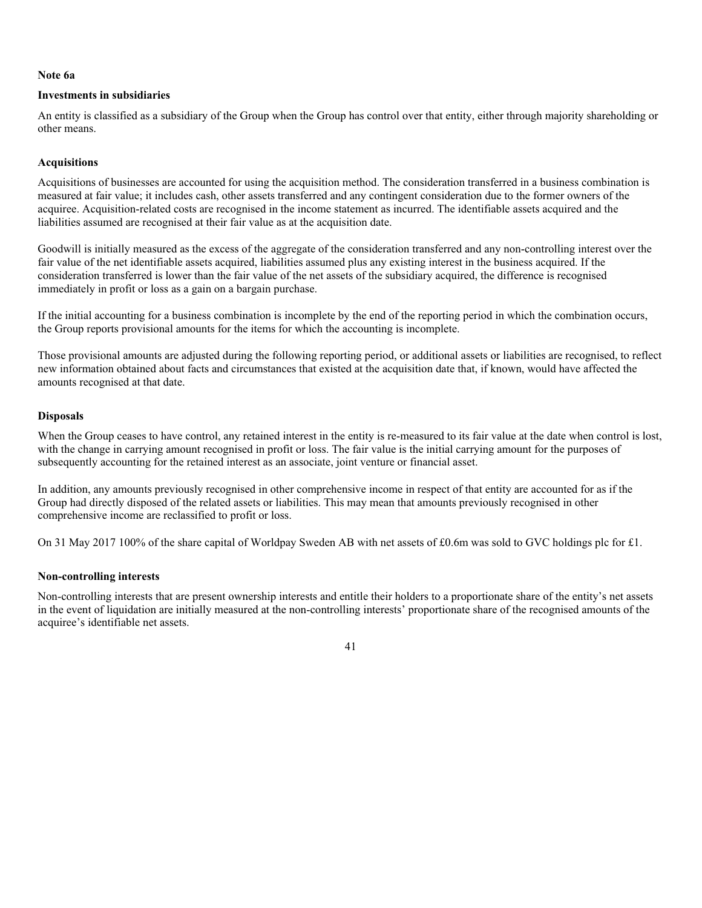**Note 6a**

**Investments in subsidiaries**

An entity is classified as a subsidiary of the Group when the Group has control over that entity, either through majority shareholding or other means.

**Acquisitions**

Acquisitions of businesses are accounted for using the acquisition method. The consideration transferred in a business combination is measured at fair value; it includes cash, other assets transferred and any contingent consideration due to the former owners of the acquiree. Acquisition-related costs are recognised in the income statement as incurred. The identifiable assets acquired and the liabilities assumed are recognised at their fair value as at the acquisition date.

Goodwill is initially measured as the excess of the aggregate of the consideration transferred and any non-controlling interest over the fair value of the net identifiable assets acquired, liabilities assumed plus any existing interest in the business acquired. If the consideration transferred is lower than the fair value of the net assets of the subsidiary acquired, the difference is recognised immediately in profit or loss as a gain on a bargain purchase.

If the initial accounting for a business combination is incomplete by the end of the reporting period in which the combination occurs, the Group reports provisional amounts for the items for which the accounting is incomplete.

Those provisional amounts are adjusted during the following reporting period, or additional assets or liabilities are recognised, to reflect new information obtained about facts and circumstances that existed at the acquisition date that, if known, would have affected the amounts recognised at that date.

**Disposals**

When the Group ceases to have control, any retained interest in the entity is re-measured to its fair value at the date when control is lost, with the change in carrying amount recognised in profit or loss. The fair value is the initial carrying amount for the purposes of subsequently accounting for the retained interest as an associate, joint venture or financial asset.

In addition, any amounts previously recognised in other comprehensive income in respect of that entity are accounted for as if the Group had directly disposed of the related assets or liabilities. This may mean that amounts previously recognised in other comprehensive income are reclassified to profit or loss.

On 31 May 2017 100% of the share capital of Worldpay Sweden AB with net assets of £0.6m was sold to GVC holdings plc for £1.

**Non-controlling interests**

Non-controlling interests that are present ownership interests and entitle their holders to a proportionate share of the entity's net assets in the event of liquidation are initially measured at the non-controlling interests' proportionate share of the recognised amounts of the acquiree's identifiable net assets.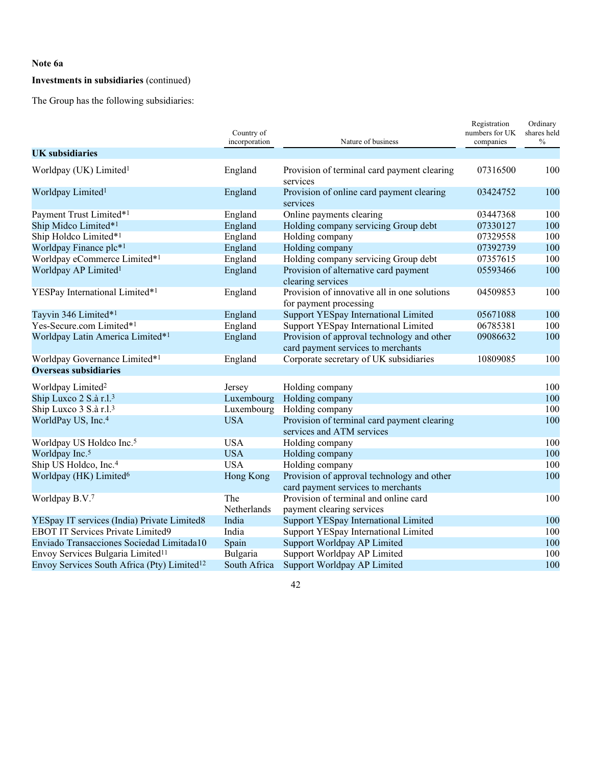**Note 6a**

**Investments in subsidiaries** (continued)

The Group has the following subsidiaries:

| | Country of incorporation | Nature of business | Registration numbers for UK companies | Ordinary shares held % |
|---|---|---|---|---|
| **UK subsidiaries** | | | | |
| Worldpay (UK) Limited[1] | England | Provision of terminal card payment clearing services | 07316500 | 100 |
| Worldpay Limited[1] | England | Provision of online card payment clearing services | 03424752 | 100 |
| Payment Trust Limited*[1] | England | Online payments clearing | 03447368 | 100 |
| Ship Midco Limited*[1] | England | Holding company servicing Group debt | 07330127 | 100 |
| Ship Holdco Limited*[1] | England | Holding company | 07329558 | 100 |
| Worldpay Finance plc*[1] | England | Holding company | 07392739 | 100 |
| Worldpay eCommerce Limited*[1] | England | Holding company servicing Group debt | 07357615 | 100 |
| Worldpay AP Limited[1] | England | Provision of alternative card payment clearing services | 05593466 | 100 |
| YESPay International Limited*[1] | England | Provision of innovative all in one solutions for payment processing | 04509853 | 100 |
| Tayvin 346 Limited*[1] | England | Support YESpay International Limited | 05671088 | 100 |
| Yes-Secure.com Limited*[1] | England | Support YESpay International Limited | 06785381 | 100 |
| Worldpay Latin America Limited*[1] | England | Provision of approval technology and other card payment services to merchants | 09086632 | 100 |
| Worldpay Governance Limited*[1] | England | Corporate secretary of UK subsidiaries | 10809085 | 100 |
| **Overseas subsidiaries** | | | | |
| Worldpay Limited[2] | Jersey | Holding company | | 100 |
| Ship Luxco 2 S.à r.l.[3] | Luxembourg | Holding company | | 100 |
| Ship Luxco 3 S.à r.l.[3] | Luxembourg | Holding company | | 100 |
| WorldPay US, Inc.[4] | USA | Provision of terminal card payment clearing services and ATM services | | 100 |
| Worldpay US Holdco Inc.[5] | USA | Holding company | | 100 |
| Worldpay Inc.[5] | USA | Holding company | | 100 |
| Ship US Holdco, Inc.[4] | USA | Holding company | | 100 |
| Worldpay (HK) Limited[6] | Hong Kong | Provision of approval technology and other card payment services to merchants | | 100 |
| Worldpay B.V.[7] | The Netherlands | Provision of terminal and online card payment clearing services | | 100 |
| YESpay IT services (India) Private Limited8 | India | Support YESpay International Limited | | 100 |
| EBOT IT Services Private Limited9 | India | Support YESpay International Limited | | 100 |
| Enviado Transacciones Sociedad Limitada10 | Spain | Support Worldpay AP Limited | | 100 |
| Envoy Services Bulgaria Limited[11] | Bulgaria | Support Worldpay AP Limited | | 100 |
| Envoy Services South Africa (Pty) Limited[12] | South Africa | Support Worldpay AP Limited | | 100 |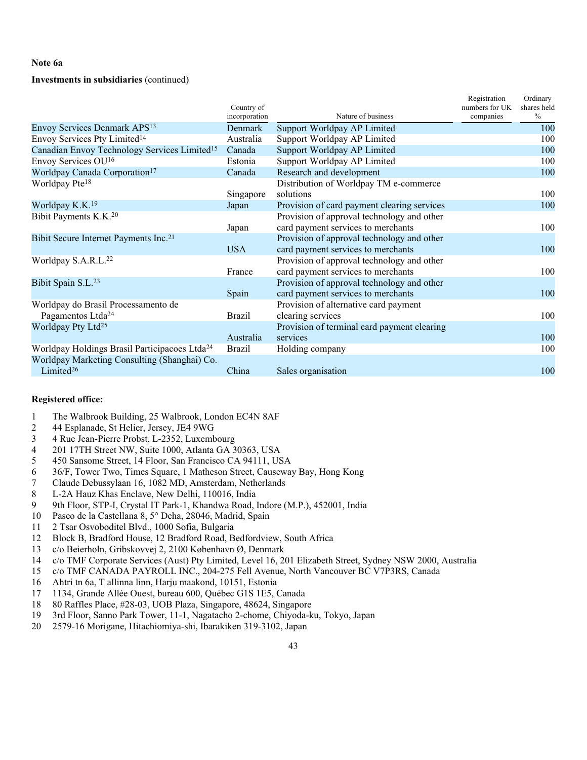**Note 6a**

**Investments in subsidiaries** (continued)

| | Country of incorporation | Nature of business | Registration numbers for UK companies | Ordinary shares held % |
|---|---|---|---|---|
| Envoy Services Denmark APS[13] | Denmark | Support Worldpay AP Limited | | 100 |
| Envoy Services Pty Limited[14] | Australia | Support Worldpay AP Limited | | 100 |
| Canadian Envoy Technology Services Limited[15] | Canada | Support Worldpay AP Limited | | 100 |
| Envoy Services OU[16] | Estonia | Support Worldpay AP Limited | | 100 |
| Worldpay Canada Corporation[17] | Canada | Research and development | | 100 |
| Worldpay Pte[18] | Singapore | Distribution of Worldpay TM e-commerce solutions | | 100 |
| Worldpay K.K.[19] | Japan | Provision of card payment clearing services | | 100 |
| Bibit Payments K.K.[20] | Japan | Provision of approval technology and other card payment services to merchants | | 100 |
| Bibit Secure Internet Payments Inc.[21] | USA | Provision of approval technology and other card payment services to merchants | | 100 |
| Worldpay S.A.R.L.[22] | France | Provision of approval technology and other card payment services to merchants | | 100 |
| Bibit Spain S.L.[23] | Spain | Provision of approval technology and other card payment services to merchants | | 100 |
| Worldpay do Brasil Processamento de Pagamentos Ltda[24] | Brazil | Provision of alternative card payment clearing services | | 100 |
| Worldpay Pty Ltd[25] | Australia | Provision of terminal card payment clearing services | | 100 |
| Worldpay Holdings Brasil Participacoes Ltda[24] | Brazil | Holding company | | 100 |
| Worldpay Marketing Consulting (Shanghai) Co. Limited[26] | China | Sales organisation | | 100 |

**Registered office:**

1. The Walbrook Building, 25 Walbrook, London EC4N 8AF
2. 44 Esplanade, St Helier, Jersey, JE4 9WG
3. 4 Rue Jean-Pierre Probst, L-2352, Luxembourg
4. 201 17TH Street NW, Suite 1000, Atlanta GA 30363, USA
5. 450 Sansome Street, 14 Floor, San Francisco CA 94111, USA
6. 36/F, Tower Two, Times Square, 1 Matheson Street, Causeway Bay, Hong Kong
7. Claude Debussylaan 16, 1082 MD, Amsterdam, Netherlands
8. L-2A Hauz Khas Enclave, New Delhi, 110016, India
9. 9th Floor, STP-I, Crystal IT Park-1, Khandwa Road, Indore (M.P.), 452001, India
10. Paseo de la Castellana 8, 5° Dcha, 28046, Madrid, Spain
11. 2 Tsar Osvoboditel Blvd., 1000 Sofia, Bulgaria
12. Block B, Bradford House, 12 Bradford Road, Bedfordview, South Africa
13. c/o Beierholn, Gribskovvej 2, 2100 København Ø, Denmark
14. c/o TMF Corporate Services (Aust) Pty Limited, Level 16, 201 Elizabeth Street, Sydney NSW 2000, Australia
15. c/o TMF CANADA PAYROLL INC., 204-275 Fell Avenue, North Vancouver BC V7P3RS, Canada
16. Ahtri tn 6a, T allinna linn, Harju maakond, 10151, Estonia
17. 1134, Grande Allée Ouest, bureau 600, Québec G1S 1E5, Canada
18. 80 Raffles Place, #28-03, UOB Plaza, Singapore, 48624, Singapore
19. 3rd Floor, Sanno Park Tower, 11-1, Nagatacho 2-chome, Chiyoda-ku, Tokyo, Japan
20. 2579-16 Morigane, Hitachiomiya-shi, Ibarakiken 319-3102, Japan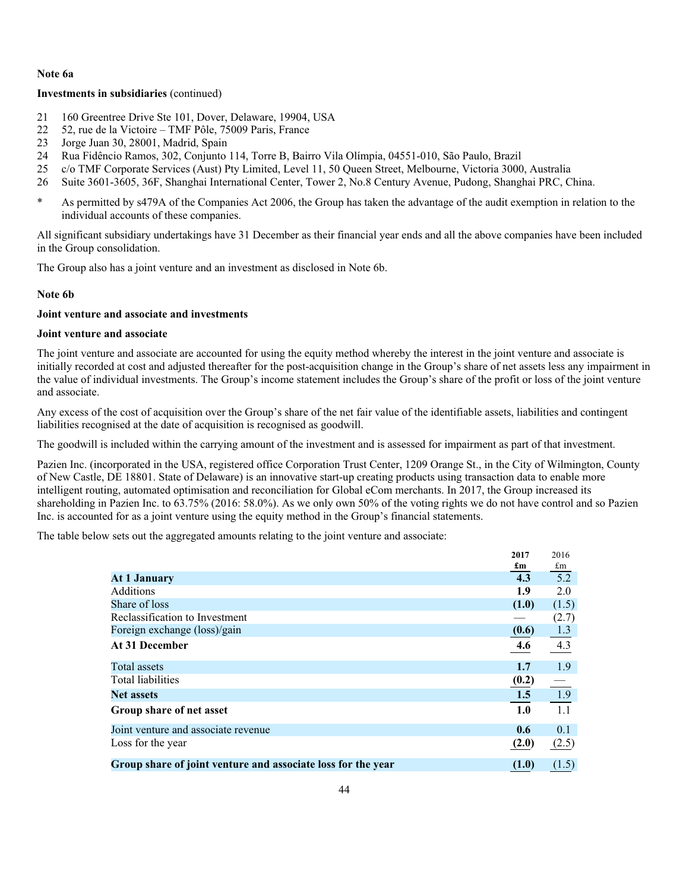**Note 6a**

**Investments in subsidiaries** (continued)

21 160 Greentree Drive Ste 101, Dover, Delaware, 19904, USA
22 52, rue de la Victoire – TMF Pôle, 75009 Paris, France
23 Jorge Juan 30, 28001, Madrid, Spain
24 Rua Fidêncio Ramos, 302, Conjunto 114, Torre B, Bairro Vila Olímpia, 04551-010, São Paulo, Brazil
25 c/o TMF Corporate Services (Aust) Pty Limited, Level 11, 50 Queen Street, Melbourne, Victoria 3000, Australia
26 Suite 3601-3605, 36F, Shanghai International Center, Tower 2, No.8 Century Avenue, Pudong, Shanghai PRC, China.

\* As permitted by s479A of the Companies Act 2006, the Group has taken the advantage of the audit exemption in relation to the individual accounts of these companies.

All significant subsidiary undertakings have 31 December as their financial year ends and all the above companies have been included in the Group consolidation.

The Group also has a joint venture and an investment as disclosed in Note 6b.

**Note 6b**

**Joint venture and associate and investments**

**Joint venture and associate**

The joint venture and associate are accounted for using the equity method whereby the interest in the joint venture and associate is initially recorded at cost and adjusted thereafter for the post-acquisition change in the Group's share of net assets less any impairment in the value of individual investments. The Group's income statement includes the Group's share of the profit or loss of the joint venture and associate.

Any excess of the cost of acquisition over the Group's share of the net fair value of the identifiable assets, liabilities and contingent liabilities recognised at the date of acquisition is recognised as goodwill.

The goodwill is included within the carrying amount of the investment and is assessed for impairment as part of that investment.

Pazien Inc. (incorporated in the USA, registered office Corporation Trust Center, 1209 Orange St., in the City of Wilmington, County of New Castle, DE 18801. State of Delaware) is an innovative start-up creating products using transaction data to enable more intelligent routing, automated optimisation and reconciliation for Global eCom merchants. In 2017, the Group increased its shareholding in Pazien Inc. to 63.75% (2016: 58.0%). As we only own 50% of the voting rights we do not have control and so Pazien Inc. is accounted for as a joint venture using the equity method in the Group's financial statements.

The table below sets out the aggregated amounts relating to the joint venture and associate:

| | **2017 £m** | 2016 £m |
|---|---|---|
| **At 1 January** | **4.3** | 5.2 |
| Additions | **1.9** | 2.0 |
| Share of loss | **(1.0)** | (1.5) |
| Reclassification to Investment | — | (2.7) |
| Foreign exchange (loss)/gain | **(0.6)** | 1.3 |
| **At 31 December** | **4.6** | 4.3 |
| Total assets | **1.7** | 1.9 |
| Total liabilities | **(0.2)** | — |
| **Net assets** | **1.5** | 1.9 |
| **Group share of net asset** | **1.0** | 1.1 |
| Joint venture and associate revenue | **0.6** | 0.1 |
| Loss for the year | **(2.0)** | (2.5) |
| **Group share of joint venture and associate loss for the year** | **(1.0)** | (1.5) |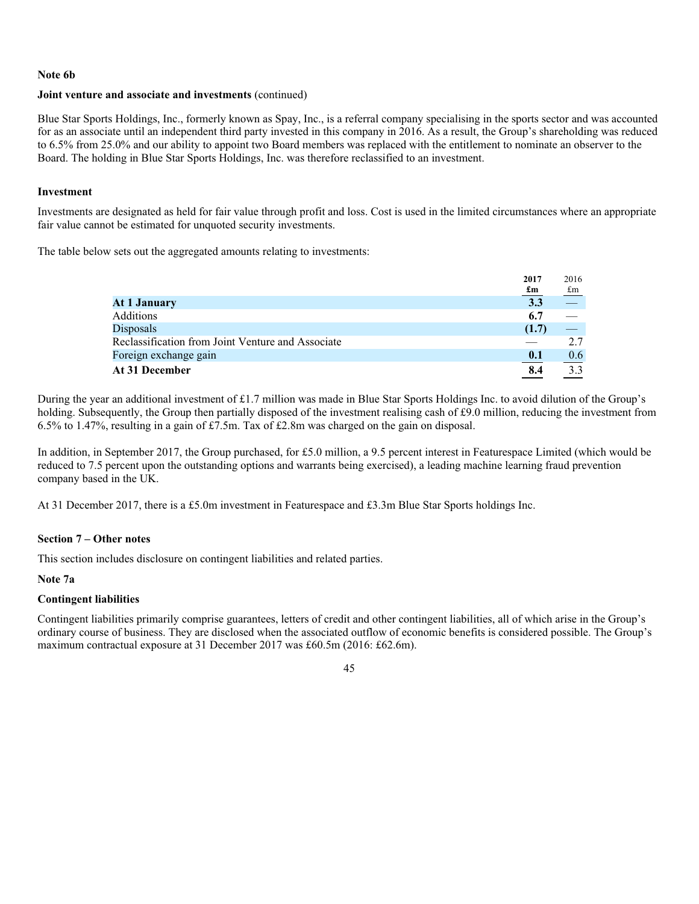**Note 6b**

**Joint venture and associate and investments** (continued)

Blue Star Sports Holdings, Inc., formerly known as Spay, Inc., is a referral company specialising in the sports sector and was accounted for as an associate until an independent third party invested in this company in 2016. As a result, the Group's shareholding was reduced to 6.5% from 25.0% and our ability to appoint two Board members was replaced with the entitlement to nominate an observer to the Board. The holding in Blue Star Sports Holdings, Inc. was therefore reclassified to an investment.

**Investment**

Investments are designated as held for fair value through profit and loss. Cost is used in the limited circumstances where an appropriate fair value cannot be estimated for unquoted security investments.

The table below sets out the aggregated amounts relating to investments:

| | **2017 £m** | 2016 £m |
|---|---|---|
| **At 1 January** | **3.3** | — |
| Additions | **6.7** | — |
| Disposals | **(1.7)** | — |
| Reclassification from Joint Venture and Associate | — | 2.7 |
| Foreign exchange gain | **0.1** | 0.6 |
| **At 31 December** | **8.4** | 3.3 |

During the year an additional investment of £1.7 million was made in Blue Star Sports Holdings Inc. to avoid dilution of the Group's holding. Subsequently, the Group then partially disposed of the investment realising cash of £9.0 million, reducing the investment from 6.5% to 1.47%, resulting in a gain of £7.5m. Tax of £2.8m was charged on the gain on disposal.

In addition, in September 2017, the Group purchased, for £5.0 million, a 9.5 percent interest in Featurespace Limited (which would be reduced to 7.5 percent upon the outstanding options and warrants being exercised), a leading machine learning fraud prevention company based in the UK.

At 31 December 2017, there is a £5.0m investment in Featurespace and £3.3m Blue Star Sports holdings Inc.

## Section 7 – Other notes

This section includes disclosure on contingent liabilities and related parties.

**Note 7a**

**Contingent liabilities**

Contingent liabilities primarily comprise guarantees, letters of credit and other contingent liabilities, all of which arise in the Group's ordinary course of business. They are disclosed when the associated outflow of economic benefits is considered possible. The Group's maximum contractual exposure at 31 December 2017 was £60.5m (2016: £62.6m).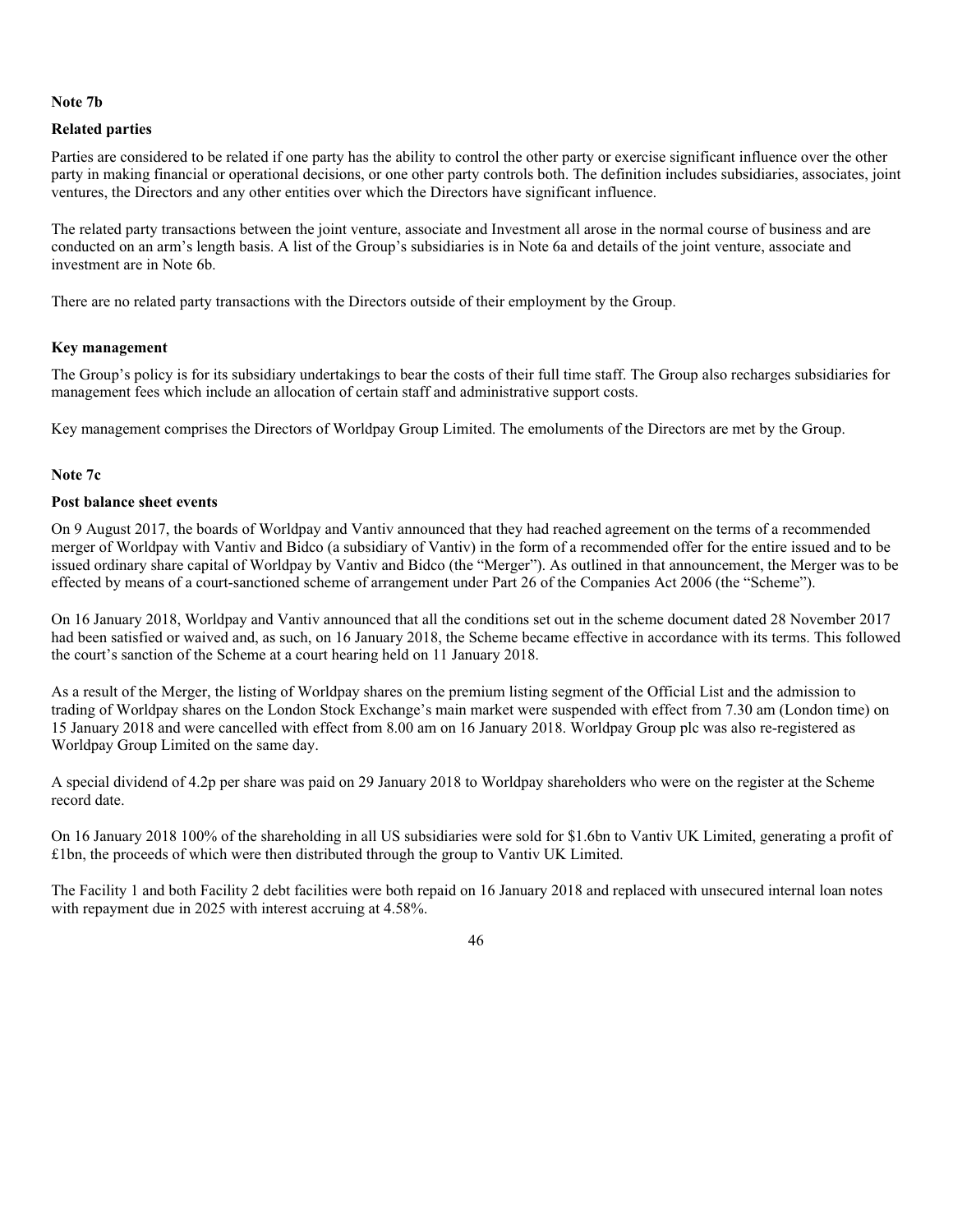**Note 7b**

**Related parties**

Parties are considered to be related if one party has the ability to control the other party or exercise significant influence over the other party in making financial or operational decisions, or one other party controls both. The definition includes subsidiaries, associates, joint ventures, the Directors and any other entities over which the Directors have significant influence.

The related party transactions between the joint venture, associate and Investment all arose in the normal course of business and are conducted on an arm's length basis. A list of the Group's subsidiaries is in Note 6a and details of the joint venture, associate and investment are in Note 6b.

There are no related party transactions with the Directors outside of their employment by the Group.

**Key management**

The Group's policy is for its subsidiary undertakings to bear the costs of their full time staff. The Group also recharges subsidiaries for management fees which include an allocation of certain staff and administrative support costs.

Key management comprises the Directors of Worldpay Group Limited. The emoluments of the Directors are met by the Group.

**Note 7c**

**Post balance sheet events**

On 9 August 2017, the boards of Worldpay and Vantiv announced that they had reached agreement on the terms of a recommended merger of Worldpay with Vantiv and Bidco (a subsidiary of Vantiv) in the form of a recommended offer for the entire issued and to be issued ordinary share capital of Worldpay by Vantiv and Bidco (the "Merger"). As outlined in that announcement, the Merger was to be effected by means of a court-sanctioned scheme of arrangement under Part 26 of the Companies Act 2006 (the "Scheme").

On 16 January 2018, Worldpay and Vantiv announced that all the conditions set out in the scheme document dated 28 November 2017 had been satisfied or waived and, as such, on 16 January 2018, the Scheme became effective in accordance with its terms. This followed the court's sanction of the Scheme at a court hearing held on 11 January 2018.

As a result of the Merger, the listing of Worldpay shares on the premium listing segment of the Official List and the admission to trading of Worldpay shares on the London Stock Exchange's main market were suspended with effect from 7.30 am (London time) on 15 January 2018 and were cancelled with effect from 8.00 am on 16 January 2018. Worldpay Group plc was also re-registered as Worldpay Group Limited on the same day.

A special dividend of 4.2p per share was paid on 29 January 2018 to Worldpay shareholders who were on the register at the Scheme record date.

On 16 January 2018 100% of the shareholding in all US subsidiaries were sold for $1.6bn to Vantiv UK Limited, generating a profit of £1bn, the proceeds of which were then distributed through the group to Vantiv UK Limited.

The Facility 1 and both Facility 2 debt facilities were both repaid on 16 January 2018 and replaced with unsecured internal loan notes with repayment due in 2025 with interest accruing at 4.58%.